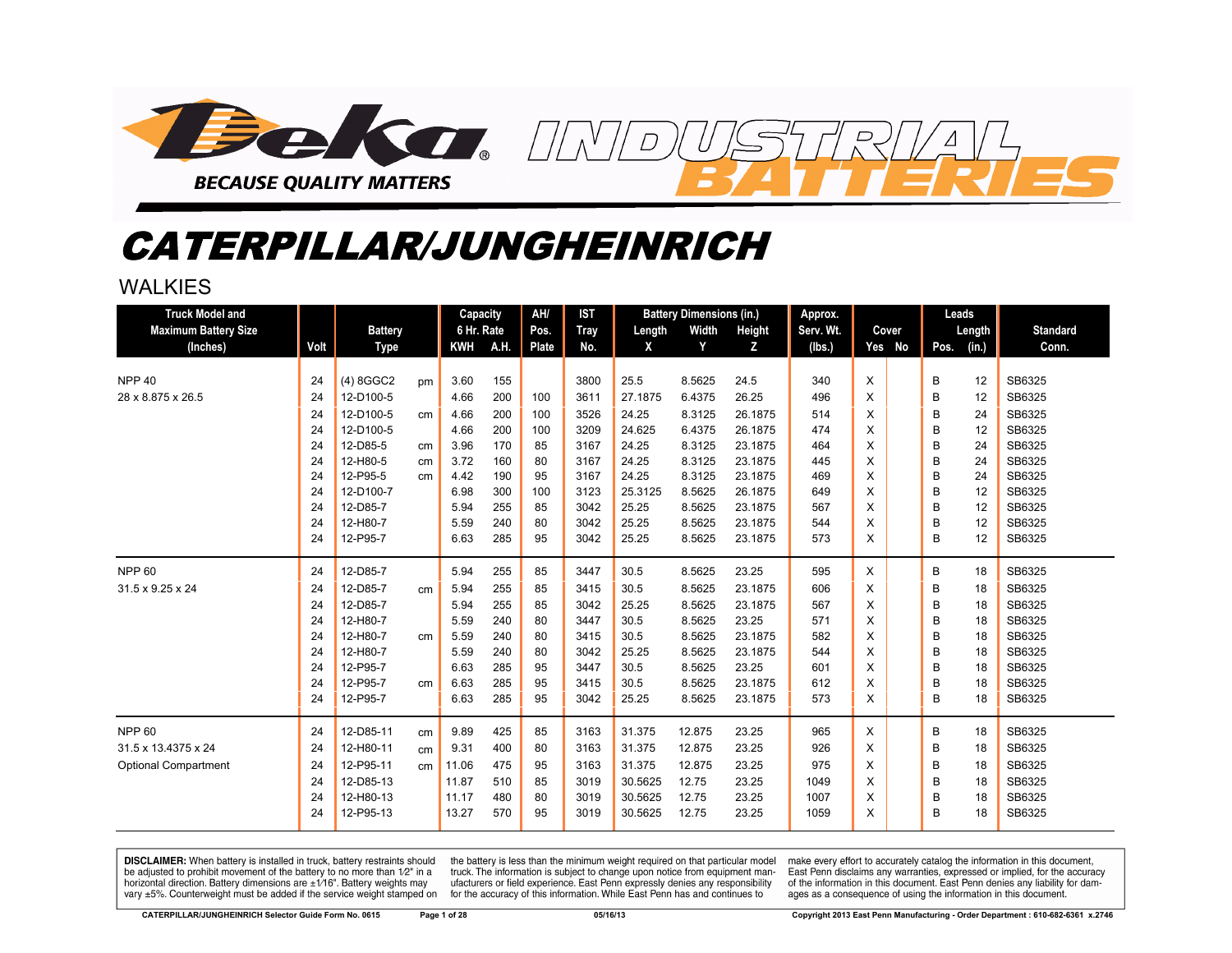# Deka INDUSTRIAL BATTERIES

BECAUSE QUALITY MATTERS

# CATERPILLAR/JUNGHEINRICH

## WALKIES

| Truck Model and Maximum Battery Size (Inches) | Volt | Battery Type | | Capacity 6 Hr. Rate KWH | A.H. | AH/ Pos. Plate | IST Tray No. | Battery Dimensions (in.) Length X | Width Y | Height Z | Approx. Serv. Wt. (lbs.) | Cover Yes | No | Leads Pos. | Length (in.) | Standard Conn. |
|---|---|---|---|---|---|---|---|---|---|---|---|---|---|---|---|---|
| NPP 40 | 24 | (4) 8GGC2 | pm | 3.60 | 155 | | 3800 | 25.5 | 8.5625 | 24.5 | 340 | X | | B | 12 | SB6325 |
| 28 x 8.875 x 26.5 | 24 | 12-D100-5 | | 4.66 | 200 | 100 | 3611 | 27.1875 | 6.4375 | 26.25 | 496 | X | | B | 12 | SB6325 |
| | 24 | 12-D100-5 | cm | 4.66 | 200 | 100 | 3526 | 24.25 | 8.3125 | 26.1875 | 514 | X | | B | 24 | SB6325 |
| | 24 | 12-D100-5 | | 4.66 | 200 | 100 | 3209 | 24.625 | 6.4375 | 26.1875 | 474 | X | | B | 12 | SB6325 |
| | 24 | 12-D85-5 | cm | 3.96 | 170 | 85 | 3167 | 24.25 | 8.3125 | 23.1875 | 464 | X | | B | 24 | SB6325 |
| | 24 | 12-H80-5 | cm | 3.72 | 160 | 80 | 3167 | 24.25 | 8.3125 | 23.1875 | 445 | X | | B | 24 | SB6325 |
| | 24 | 12-P95-5 | cm | 4.42 | 190 | 95 | 3167 | 24.25 | 8.3125 | 23.1875 | 469 | X | | B | 24 | SB6325 |
| | 24 | 12-D100-7 | | 6.98 | 300 | 100 | 3123 | 25.3125 | 8.5625 | 26.1875 | 649 | X | | B | 12 | SB6325 |
| | 24 | 12-D85-7 | | 5.94 | 255 | 85 | 3042 | 25.25 | 8.5625 | 23.1875 | 567 | X | | B | 12 | SB6325 |
| | 24 | 12-H80-7 | | 5.59 | 240 | 80 | 3042 | 25.25 | 8.5625 | 23.1875 | 544 | X | | B | 12 | SB6325 |
| | 24 | 12-P95-7 | | 6.63 | 285 | 95 | 3042 | 25.25 | 8.5625 | 23.1875 | 573 | X | | B | 12 | SB6325 |
| NPP 60 | 24 | 12-D85-7 | | 5.94 | 255 | 85 | 3447 | 30.5 | 8.5625 | 23.25 | 595 | X | | B | 18 | SB6325 |
| 31.5 x 9.25 x 24 | 24 | 12-D85-7 | cm | 5.94 | 255 | 85 | 3415 | 30.5 | 8.5625 | 23.1875 | 606 | X | | B | 18 | SB6325 |
| | 24 | 12-D85-7 | | 5.94 | 255 | 85 | 3042 | 25.25 | 8.5625 | 23.1875 | 567 | X | | B | 18 | SB6325 |
| | 24 | 12-H80-7 | | 5.59 | 240 | 80 | 3447 | 30.5 | 8.5625 | 23.25 | 571 | X | | B | 18 | SB6325 |
| | 24 | 12-H80-7 | cm | 5.59 | 240 | 80 | 3415 | 30.5 | 8.5625 | 23.1875 | 582 | X | | B | 18 | SB6325 |
| | 24 | 12-H80-7 | | 5.59 | 240 | 80 | 3042 | 25.25 | 8.5625 | 23.1875 | 544 | X | | B | 18 | SB6325 |
| | 24 | 12-P95-7 | | 6.63 | 285 | 95 | 3447 | 30.5 | 8.5625 | 23.25 | 601 | X | | B | 18 | SB6325 |
| | 24 | 12-P95-7 | cm | 6.63 | 285 | 95 | 3415 | 30.5 | 8.5625 | 23.1875 | 612 | X | | B | 18 | SB6325 |
| | 24 | 12-P95-7 | | 6.63 | 285 | 95 | 3042 | 25.25 | 8.5625 | 23.1875 | 573 | X | | B | 18 | SB6325 |
| NPP 60 | 24 | 12-D85-11 | cm | 9.89 | 425 | 85 | 3163 | 31.375 | 12.875 | 23.25 | 965 | X | | B | 18 | SB6325 |
| 31.5 x 13.4375 x 24 | 24 | 12-H80-11 | cm | 9.31 | 400 | 80 | 3163 | 31.375 | 12.875 | 23.25 | 926 | X | | B | 18 | SB6325 |
| Optional Compartment | 24 | 12-P95-11 | cm | 11.06 | 475 | 95 | 3163 | 31.375 | 12.875 | 23.25 | 975 | X | | B | 18 | SB6325 |
| | 24 | 12-D85-13 | | 11.87 | 510 | 85 | 3019 | 30.5625 | 12.75 | 23.25 | 1049 | X | | B | 18 | SB6325 |
| | 24 | 12-H80-13 | | 11.17 | 480 | 80 | 3019 | 30.5625 | 12.75 | 23.25 | 1007 | X | | B | 18 | SB6325 |
| | 24 | 12-P95-13 | | 13.27 | 570 | 95 | 3019 | 30.5625 | 12.75 | 23.25 | 1059 | X | | B | 18 | SB6325 |

**DISCLAIMER:** When battery is installed in truck, battery restraints should be adjusted to prohibit movement of the battery to no more than 1⁄2" in a horizontal direction. Battery dimensions are ±1⁄16". Battery weights may vary ±5%. Counterweight must be added if the service weight stamped on the battery is less than the minimum weight required on that particular model truck. The information is subject to change upon notice from equipment manufacturers or field experience. East Penn expressly denies any responsibility for the accuracy of this information. While East Penn has and continues to make every effort to accurately catalog the information in this document, East Penn disclaims any warranties, expressed or implied, for the accuracy of the information in this document. East Penn denies any liability for damages as a consequence of using the information in this document.

CATERPILLAR/JUNGHEINRICH Selector Guide Form No. 0615 05/16/13 Copyright 2013 East Penn Manufacturing - Order Department : 610-682-6361 x.2746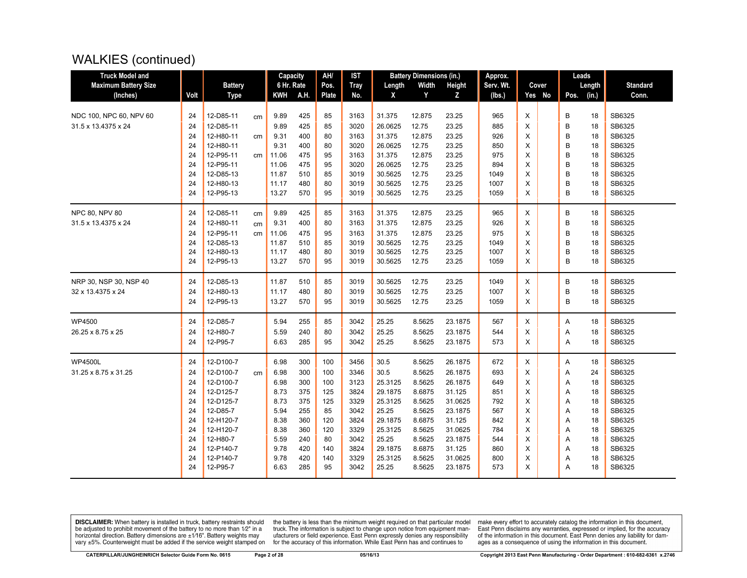# WALKIES (continued)

| Truck Model and Maximum Battery Size (Inches) | Volt | Battery Type | | Capacity 6 Hr. Rate KWH | A.H. | AH/ Pos. Plate | IST Tray No. | Battery Dimensions (in.) Length X | Width Y | Height Z | Approx. Serv. Wt. (lbs.) | Cover Yes | No | Leads Pos. | Length (in.) | Standard Conn. |
|---|---|---|---|---|---|---|---|---|---|---|---|---|---|---|---|---|
| NDC 100, NPC 60, NPV 60 | 24 | 12-D85-11 | cm | 9.89 | 425 | 85 | 3163 | 31.375 | 12.875 | 23.25 | 965 | X | | B | 18 | SB6325 |
| 31.5 x 13.4375 x 24 | 24 | 12-D85-11 | | 9.89 | 425 | 85 | 3020 | 26.0625 | 12.75 | 23.25 | 885 | X | | B | 18 | SB6325 |
| | 24 | 12-H80-11 | cm | 9.31 | 400 | 80 | 3163 | 31.375 | 12.875 | 23.25 | 926 | X | | B | 18 | SB6325 |
| | 24 | 12-H80-11 | | 9.31 | 400 | 80 | 3020 | 26.0625 | 12.75 | 23.25 | 850 | X | | B | 18 | SB6325 |
| | 24 | 12-P95-11 | cm | 11.06 | 475 | 95 | 3163 | 31.375 | 12.875 | 23.25 | 975 | X | | B | 18 | SB6325 |
| | 24 | 12-P95-11 | | 11.06 | 475 | 95 | 3020 | 26.0625 | 12.75 | 23.25 | 894 | X | | B | 18 | SB6325 |
| | 24 | 12-D85-13 | | 11.87 | 510 | 85 | 3019 | 30.5625 | 12.75 | 23.25 | 1049 | X | | B | 18 | SB6325 |
| | 24 | 12-H80-13 | | 11.17 | 480 | 80 | 3019 | 30.5625 | 12.75 | 23.25 | 1007 | X | | B | 18 | SB6325 |
| | 24 | 12-P95-13 | | 13.27 | 570 | 95 | 3019 | 30.5625 | 12.75 | 23.25 | 1059 | X | | B | 18 | SB6325 |
| NPC 80, NPV 80 | 24 | 12-D85-11 | cm | 9.89 | 425 | 85 | 3163 | 31.375 | 12.875 | 23.25 | 965 | X | | B | 18 | SB6325 |
| 31.5 x 13.4375 x 24 | 24 | 12-H80-11 | cm | 9.31 | 400 | 80 | 3163 | 31.375 | 12.875 | 23.25 | 926 | X | | B | 18 | SB6325 |
| | 24 | 12-P95-11 | cm | 11.06 | 475 | 95 | 3163 | 31.375 | 12.875 | 23.25 | 975 | X | | B | 18 | SB6325 |
| | 24 | 12-D85-13 | | 11.87 | 510 | 85 | 3019 | 30.5625 | 12.75 | 23.25 | 1049 | X | | B | 18 | SB6325 |
| | 24 | 12-H80-13 | | 11.17 | 480 | 80 | 3019 | 30.5625 | 12.75 | 23.25 | 1007 | X | | B | 18 | SB6325 |
| | 24 | 12-P95-13 | | 13.27 | 570 | 95 | 3019 | 30.5625 | 12.75 | 23.25 | 1059 | X | | B | 18 | SB6325 |
| NRP 30, NSP 30, NSP 40 | 24 | 12-D85-13 | | 11.87 | 510 | 85 | 3019 | 30.5625 | 12.75 | 23.25 | 1049 | X | | B | 18 | SB6325 |
| 32 x 13.4375 x 24 | 24 | 12-H80-13 | | 11.17 | 480 | 80 | 3019 | 30.5625 | 12.75 | 23.25 | 1007 | X | | B | 18 | SB6325 |
| | 24 | 12-P95-13 | | 13.27 | 570 | 95 | 3019 | 30.5625 | 12.75 | 23.25 | 1059 | X | | B | 18 | SB6325 |
| WP4500 | 24 | 12-D85-7 | | 5.94 | 255 | 85 | 3042 | 25.25 | 8.5625 | 23.1875 | 567 | X | | A | 18 | SB6325 |
| 26.25 x 8.75 x 25 | 24 | 12-H80-7 | | 5.59 | 240 | 80 | 3042 | 25.25 | 8.5625 | 23.1875 | 544 | X | | A | 18 | SB6325 |
| | 24 | 12-P95-7 | | 6.63 | 285 | 95 | 3042 | 25.25 | 8.5625 | 23.1875 | 573 | X | | A | 18 | SB6325 |
| WP4500L | 24 | 12-D100-7 | | 6.98 | 300 | 100 | 3456 | 30.5 | 8.5625 | 26.1875 | 672 | X | | A | 18 | SB6325 |
| 31.25 x 8.75 x 31.25 | 24 | 12-D100-7 | cm | 6.98 | 300 | 100 | 3346 | 30.5 | 8.5625 | 26.1875 | 693 | X | | A | 24 | SB6325 |
| | 24 | 12-D100-7 | | 6.98 | 300 | 100 | 3123 | 25.3125 | 8.5625 | 26.1875 | 649 | X | | A | 18 | SB6325 |
| | 24 | 12-D125-7 | | 8.73 | 375 | 125 | 3824 | 29.1875 | 8.6875 | 31.125 | 851 | X | | A | 18 | SB6325 |
| | 24 | 12-D125-7 | | 8.73 | 375 | 125 | 3329 | 25.3125 | 8.5625 | 31.0625 | 792 | X | | A | 18 | SB6325 |
| | 24 | 12-D85-7 | | 5.94 | 255 | 85 | 3042 | 25.25 | 8.5625 | 23.1875 | 567 | X | | A | 18 | SB6325 |
| | 24 | 12-H120-7 | | 8.38 | 360 | 120 | 3824 | 29.1875 | 8.6875 | 31.125 | 842 | X | | A | 18 | SB6325 |
| | 24 | 12-H120-7 | | 8.38 | 360 | 120 | 3329 | 25.3125 | 8.5625 | 31.0625 | 784 | X | | A | 18 | SB6325 |
| | 24 | 12-H80-7 | | 5.59 | 240 | 80 | 3042 | 25.25 | 8.5625 | 23.1875 | 544 | X | | A | 18 | SB6325 |
| | 24 | 12-P140-7 | | 9.78 | 420 | 140 | 3824 | 29.1875 | 8.6875 | 31.125 | 860 | X | | A | 18 | SB6325 |
| | 24 | 12-P140-7 | | 9.78 | 420 | 140 | 3329 | 25.3125 | 8.5625 | 31.0625 | 800 | X | | A | 18 | SB6325 |
| | 24 | 12-P95-7 | | 6.63 | 285 | 95 | 3042 | 25.25 | 8.5625 | 23.1875 | 573 | X | | A | 18 | SB6325 |

**DISCLAIMER:** When battery is installed in truck, battery restraints should be adjusted to prohibit movement of the battery to no more than 1⁄2" in a horizontal direction. Battery dimensions are ±1⁄16". Battery weights may vary ±5%. Counterweight must be added if the service weight stamped on the battery is less than the minimum weight required on that particular model truck. The information is subject to change upon notice from equipment manufacturers or field experience. East Penn expressly denies any responsibility for the accuracy of this information. While East Penn has and continues to make every effort to accurately catalog the information in this document, East Penn disclaims any warranties, expressed or implied, for the accuracy of the information in this document. East Penn denies any liability for damages as a consequence of using the information in this document.

CATERPILLAR/JUNGHEINRICH Selector Guide Form No. 0615 | 05/16/13 | Copyright 2013 East Penn Manufacturing - Order Department : 610-682-6361 x.2746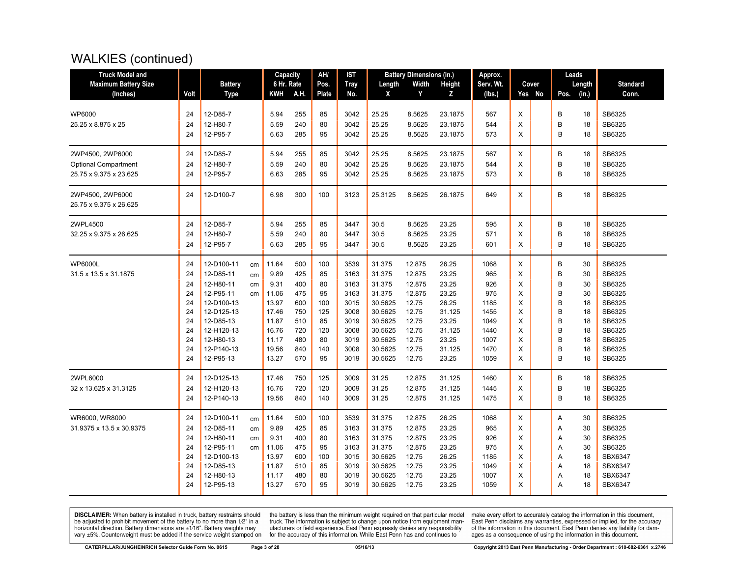# WALKIES (continued)

| Truck Model and Maximum Battery Size (Inches) | Volt | Battery Type | | Capacity 6 Hr. Rate | | AH/ Pos. Plate | IST Tray No. | Battery Dimensions (in.) | | | Approx. Serv. Wt. (lbs.) | Cover | | Leads | | Standard Conn. |
|---|---|---|---|---|---|---|---|---|---|---|---|---|---|---|---|---|
| | | | | KWH | A.H. | | | Length X | Width Y | Height Z | | Yes | No | Pos. | Length (in.) | |
| WP6000 | 24 | 12-D85-7 | | 5.94 | 255 | 85 | 3042 | 25.25 | 8.5625 | 23.1875 | 567 | X | | B | 18 | SB6325 |
| 25.25 x 8.875 x 25 | 24 | 12-H80-7 | | 5.59 | 240 | 80 | 3042 | 25.25 | 8.5625 | 23.1875 | 544 | X | | B | 18 | SB6325 |
| | 24 | 12-P95-7 | | 6.63 | 285 | 95 | 3042 | 25.25 | 8.5625 | 23.1875 | 573 | X | | B | 18 | SB6325 |
| 2WP4500, 2WP6000 | 24 | 12-D85-7 | | 5.94 | 255 | 85 | 3042 | 25.25 | 8.5625 | 23.1875 | 567 | X | | B | 18 | SB6325 |
| Optional Compartment | 24 | 12-H80-7 | | 5.59 | 240 | 80 | 3042 | 25.25 | 8.5625 | 23.1875 | 544 | X | | B | 18 | SB6325 |
| 25.75 x 9.375 x 23.625 | 24 | 12-P95-7 | | 6.63 | 285 | 95 | 3042 | 25.25 | 8.5625 | 23.1875 | 573 | X | | B | 18 | SB6325 |
| 2WP4500, 2WP6000 | 24 | 12-D100-7 | | 6.98 | 300 | 100 | 3123 | 25.3125 | 8.5625 | 26.1875 | 649 | X | | B | 18 | SB6325 |
| 25.75 x 9.375 x 26.625 | | | | | | | | | | | | | | | | |
| 2WPL4500 | 24 | 12-D85-7 | | 5.94 | 255 | 85 | 3447 | 30.5 | 8.5625 | 23.25 | 595 | X | | B | 18 | SB6325 |
| 32.25 x 9.375 x 26.625 | 24 | 12-H80-7 | | 5.59 | 240 | 80 | 3447 | 30.5 | 8.5625 | 23.25 | 571 | X | | B | 18 | SB6325 |
| | 24 | 12-P95-7 | | 6.63 | 285 | 95 | 3447 | 30.5 | 8.5625 | 23.25 | 601 | X | | B | 18 | SB6325 |
| WP6000L | 24 | 12-D100-11 | cm | 11.64 | 500 | 100 | 3539 | 31.375 | 12.875 | 26.25 | 1068 | X | | B | 30 | SB6325 |
| 31.5 x 13.5 x 31.1875 | 24 | 12-D85-11 | cm | 9.89 | 425 | 85 | 3163 | 31.375 | 12.875 | 23.25 | 965 | X | | B | 30 | SB6325 |
| | 24 | 12-H80-11 | cm | 9.31 | 400 | 80 | 3163 | 31.375 | 12.875 | 23.25 | 926 | X | | B | 30 | SB6325 |
| | 24 | 12-P95-11 | cm | 11.06 | 475 | 95 | 3163 | 31.375 | 12.875 | 23.25 | 975 | X | | B | 30 | SB6325 |
| | 24 | 12-D100-13 | | 13.97 | 600 | 100 | 3015 | 30.5625 | 12.75 | 26.25 | 1185 | X | | B | 18 | SB6325 |
| | 24 | 12-D125-13 | | 17.46 | 750 | 125 | 3008 | 30.5625 | 12.75 | 31.125 | 1455 | X | | B | 18 | SB6325 |
| | 24 | 12-D85-13 | | 11.87 | 510 | 85 | 3019 | 30.5625 | 12.75 | 23.25 | 1049 | X | | B | 18 | SB6325 |
| | 24 | 12-H120-13 | | 16.76 | 720 | 120 | 3008 | 30.5625 | 12.75 | 31.125 | 1440 | X | | B | 18 | SB6325 |
| | 24 | 12-H80-13 | | 11.17 | 480 | 80 | 3019 | 30.5625 | 12.75 | 23.25 | 1007 | X | | B | 18 | SB6325 |
| | 24 | 12-P140-13 | | 19.56 | 840 | 140 | 3008 | 30.5625 | 12.75 | 31.125 | 1470 | X | | B | 18 | SB6325 |
| | 24 | 12-P95-13 | | 13.27 | 570 | 95 | 3019 | 30.5625 | 12.75 | 23.25 | 1059 | X | | B | 18 | SB6325 |
| 2WPL6000 | 24 | 12-D125-13 | | 17.46 | 750 | 125 | 3009 | 31.25 | 12.875 | 31.125 | 1460 | X | | B | 18 | SB6325 |
| 32 x 13.625 x 31.3125 | 24 | 12-H120-13 | | 16.76 | 720 | 120 | 3009 | 31.25 | 12.875 | 31.125 | 1445 | X | | B | 18 | SB6325 |
| | 24 | 12-P140-13 | | 19.56 | 840 | 140 | 3009 | 31.25 | 12.875 | 31.125 | 1475 | X | | B | 18 | SB6325 |
| WR6000, WR8000 | 24 | 12-D100-11 | cm | 11.64 | 500 | 100 | 3539 | 31.375 | 12.875 | 26.25 | 1068 | X | | A | 30 | SB6325 |
| 31.9375 x 13.5 x 30.9375 | 24 | 12-D85-11 | cm | 9.89 | 425 | 85 | 3163 | 31.375 | 12.875 | 23.25 | 965 | X | | A | 30 | SB6325 |
| | 24 | 12-H80-11 | cm | 9.31 | 400 | 80 | 3163 | 31.375 | 12.875 | 23.25 | 926 | X | | A | 30 | SB6325 |
| | 24 | 12-P95-11 | cm | 11.06 | 475 | 95 | 3163 | 31.375 | 12.875 | 23.25 | 975 | X | | A | 30 | SB6325 |
| | 24 | 12-D100-13 | | 13.97 | 600 | 100 | 3015 | 30.5625 | 12.75 | 26.25 | 1185 | X | | A | 18 | SBX6347 |
| | 24 | 12-D85-13 | | 11.87 | 510 | 85 | 3019 | 30.5625 | 12.75 | 23.25 | 1049 | X | | A | 18 | SBX6347 |
| | 24 | 12-H80-13 | | 11.17 | 480 | 80 | 3019 | 30.5625 | 12.75 | 23.25 | 1007 | X | | A | 18 | SBX6347 |
| | 24 | 12-P95-13 | | 13.27 | 570 | 95 | 3019 | 30.5625 | 12.75 | 23.25 | 1059 | X | | A | 18 | SBX6347 |

**DISCLAIMER:** When battery is installed in truck, battery restraints should be adjusted to prohibit movement of the battery to no more than 1⁄2" in a horizontal direction. Battery dimensions are ±1⁄16". Battery weights may vary ±5%. Counterweight must be added if the service weight stamped on the battery is less than the minimum weight required on that particular model truck. The information is subject to change upon notice from equipment manufacturers or field experience. East Penn expressly denies any responsibility for the accuracy of this information. While East Penn has and continues to make every effort to accurately catalog the information in this document, East Penn disclaims any warranties, expressed or implied, for the accuracy of the information in this document. East Penn denies any liability for damages as a consequence of using the information in this document.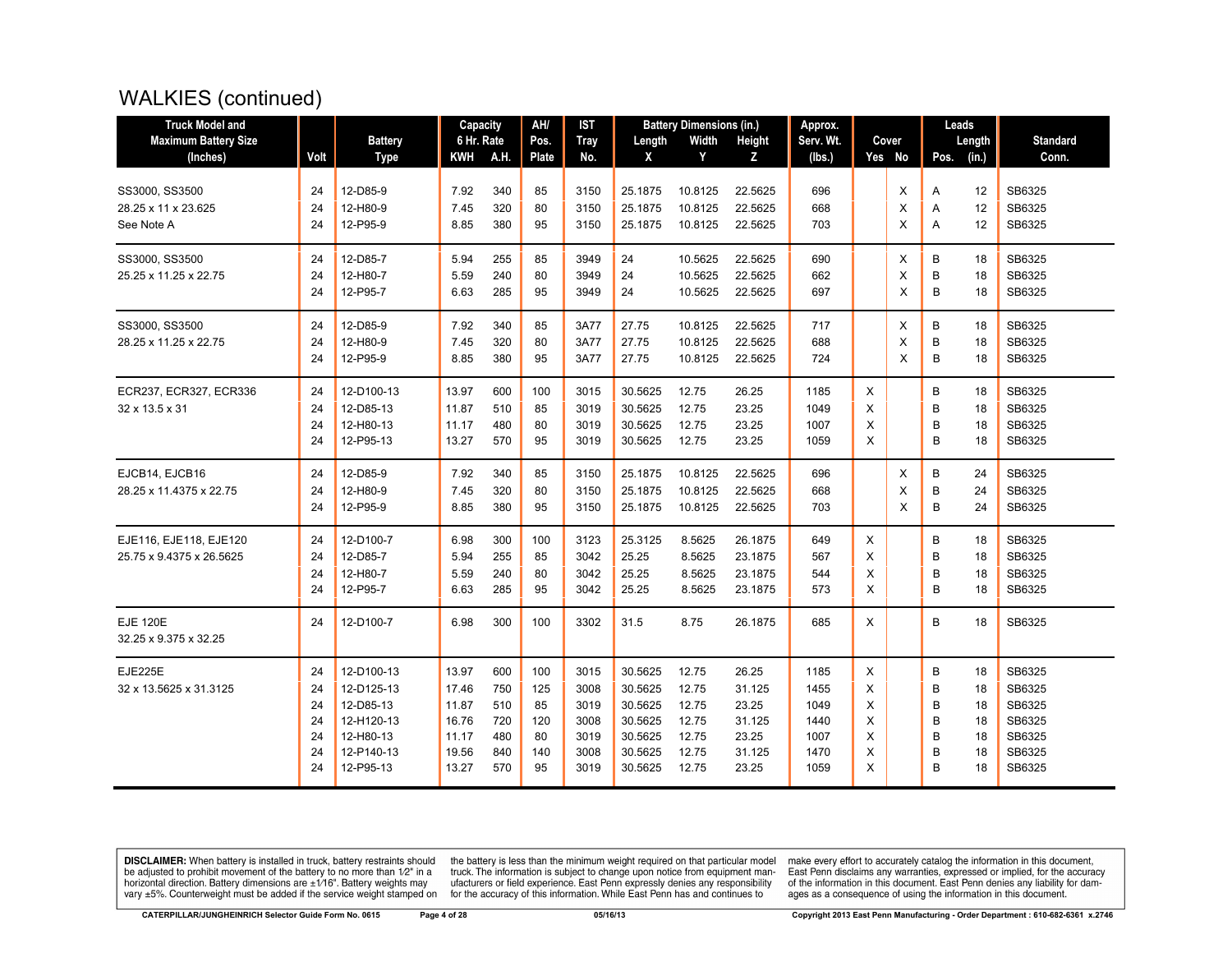# WALKIES (continued)

| Truck Model and Maximum Battery Size (Inches) | Volt | Battery Type | Capacity 6 Hr. Rate KWH | A.H. | AH/ Pos. Plate | IST Tray No. | Battery Dimensions (in.) Length X | Width Y | Height Z | Approx. Serv. Wt. (lbs.) | Cover Yes | No | Leads Pos. | Length (in.) | Standard Conn. |
|---|---|---|---|---|---|---|---|---|---|---|---|---|---|---|---|
| SS3000, SS3500 | 24 | 12-D85-9 | 7.92 | 340 | 85 | 3150 | 25.1875 | 10.8125 | 22.5625 | 696 | | X | A | 12 | SB6325 |
| 28.25 x 11 x 23.625 | 24 | 12-H80-9 | 7.45 | 320 | 80 | 3150 | 25.1875 | 10.8125 | 22.5625 | 668 | | X | A | 12 | SB6325 |
| See Note A | 24 | 12-P95-9 | 8.85 | 380 | 95 | 3150 | 25.1875 | 10.8125 | 22.5625 | 703 | | X | A | 12 | SB6325 |
| SS3000, SS3500 | 24 | 12-D85-7 | 5.94 | 255 | 85 | 3949 | 24 | 10.5625 | 22.5625 | 690 | | X | B | 18 | SB6325 |
| 25.25 x 11.25 x 22.75 | 24 | 12-H80-7 | 5.59 | 240 | 80 | 3949 | 24 | 10.5625 | 22.5625 | 662 | | X | B | 18 | SB6325 |
| | 24 | 12-P95-7 | 6.63 | 285 | 95 | 3949 | 24 | 10.5625 | 22.5625 | 697 | | X | B | 18 | SB6325 |
| SS3000, SS3500 | 24 | 12-D85-9 | 7.92 | 340 | 85 | 3A77 | 27.75 | 10.8125 | 22.5625 | 717 | | X | B | 18 | SB6325 |
| 28.25 x 11.25 x 22.75 | 24 | 12-H80-9 | 7.45 | 320 | 80 | 3A77 | 27.75 | 10.8125 | 22.5625 | 688 | | X | B | 18 | SB6325 |
| | 24 | 12-P95-9 | 8.85 | 380 | 95 | 3A77 | 27.75 | 10.8125 | 22.5625 | 724 | | X | B | 18 | SB6325 |
| ECR237, ECR327, ECR336 | 24 | 12-D100-13 | 13.97 | 600 | 100 | 3015 | 30.5625 | 12.75 | 26.25 | 1185 | X | | B | 18 | SB6325 |
| 32 x 13.5 x 31 | 24 | 12-D85-13 | 11.87 | 510 | 85 | 3019 | 30.5625 | 12.75 | 23.25 | 1049 | X | | B | 18 | SB6325 |
| | 24 | 12-H80-13 | 11.17 | 480 | 80 | 3019 | 30.5625 | 12.75 | 23.25 | 1007 | X | | B | 18 | SB6325 |
| | 24 | 12-P95-13 | 13.27 | 570 | 95 | 3019 | 30.5625 | 12.75 | 23.25 | 1059 | X | | B | 18 | SB6325 |
| EJCB14, EJCB16 | 24 | 12-D85-9 | 7.92 | 340 | 85 | 3150 | 25.1875 | 10.8125 | 22.5625 | 696 | | X | B | 24 | SB6325 |
| 28.25 x 11.4375 x 22.75 | 24 | 12-H80-9 | 7.45 | 320 | 80 | 3150 | 25.1875 | 10.8125 | 22.5625 | 668 | | X | B | 24 | SB6325 |
| | 24 | 12-P95-9 | 8.85 | 380 | 95 | 3150 | 25.1875 | 10.8125 | 22.5625 | 703 | | X | B | 24 | SB6325 |
| EJE116, EJE118, EJE120 | 24 | 12-D100-7 | 6.98 | 300 | 100 | 3123 | 25.3125 | 8.5625 | 26.1875 | 649 | X | | B | 18 | SB6325 |
| 25.75 x 9.4375 x 26.5625 | 24 | 12-D85-7 | 5.94 | 255 | 85 | 3042 | 25.25 | 8.5625 | 23.1875 | 567 | X | | B | 18 | SB6325 |
| | 24 | 12-H80-7 | 5.59 | 240 | 80 | 3042 | 25.25 | 8.5625 | 23.1875 | 544 | X | | B | 18 | SB6325 |
| | 24 | 12-P95-7 | 6.63 | 285 | 95 | 3042 | 25.25 | 8.5625 | 23.1875 | 573 | X | | B | 18 | SB6325 |
| EJE 120E | 24 | 12-D100-7 | 6.98 | 300 | 100 | 3302 | 31.5 | 8.75 | 26.1875 | 685 | X | | B | 18 | SB6325 |
| 32.25 x 9.375 x 32.25 | | | | | | | | | | | | | | | |
| EJE225E | 24 | 12-D100-13 | 13.97 | 600 | 100 | 3015 | 30.5625 | 12.75 | 26.25 | 1185 | X | | B | 18 | SB6325 |
| 32 x 13.5625 x 31.3125 | 24 | 12-D125-13 | 17.46 | 750 | 125 | 3008 | 30.5625 | 12.75 | 31.125 | 1455 | X | | B | 18 | SB6325 |
| | 24 | 12-D85-13 | 11.87 | 510 | 85 | 3019 | 30.5625 | 12.75 | 23.25 | 1049 | X | | B | 18 | SB6325 |
| | 24 | 12-H120-13 | 16.76 | 720 | 120 | 3008 | 30.5625 | 12.75 | 31.125 | 1440 | X | | B | 18 | SB6325 |
| | 24 | 12-H80-13 | 11.17 | 480 | 80 | 3019 | 30.5625 | 12.75 | 23.25 | 1007 | X | | B | 18 | SB6325 |
| | 24 | 12-P140-13 | 19.56 | 840 | 140 | 3008 | 30.5625 | 12.75 | 31.125 | 1470 | X | | B | 18 | SB6325 |
| | 24 | 12-P95-13 | 13.27 | 570 | 95 | 3019 | 30.5625 | 12.75 | 23.25 | 1059 | X | | B | 18 | SB6325 |

**DISCLAIMER:** When battery is installed in truck, battery restraints should be adjusted to prohibit movement of the battery to no more than 1⁄2" in a horizontal direction. Battery dimensions are ±1⁄16". Battery weights may vary ±5%. Counterweight must be added if the service weight stamped on the battery is less than the minimum weight required on that particular model truck. The information is subject to change upon notice from equipment manufacturers or field experience. East Penn expressly denies any responsibility for the accuracy of this information. While East Penn has and continues to make every effort to accurately catalog the information in this document, East Penn disclaims any warranties, expressed or implied, for the accuracy of the information in this document. East Penn denies any liability for damages as a consequence of using the information in this document.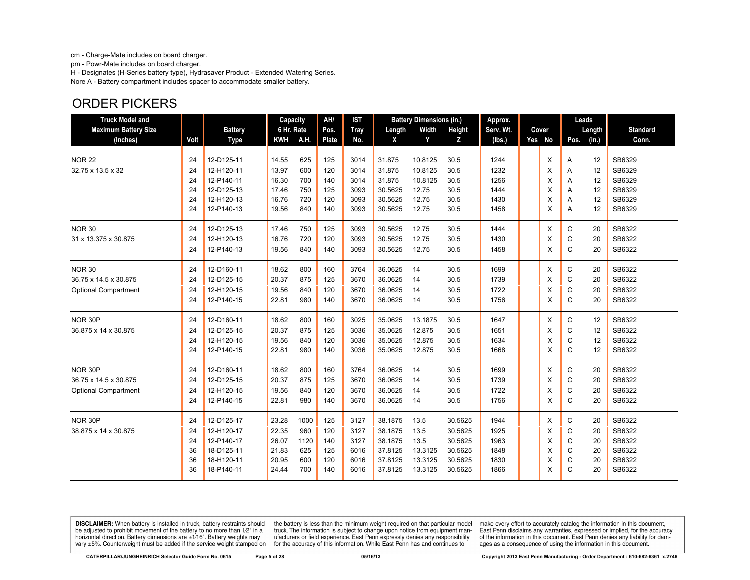cm - Charge-Mate includes on board charger.

pm - Powr-Mate includes on board charger.

H - Designates (H-Series battery type), Hydrasaver Product - Extended Watering Series.

Nore A - Battery compartment includes spacer to accommodate smaller battery.

## ORDER PICKERS

| Truck Model and Maximum Battery Size (Inches) | Volt | Battery Type | Capacity 6 Hr. Rate KWH | A.H. | AH/ Pos. Plate | IST Tray No. | Battery Dimensions (in.) Length X | Width Y | Height Z | Approx. Serv. Wt. (lbs.) | Cover Yes | No | Leads Pos. | Length (in.) | Standard Conn. |
|---|---|---|---|---|---|---|---|---|---|---|---|---|---|---|---|
| NOR 22 | 24 | 12-D125-11 | 14.55 | 625 | 125 | 3014 | 31.875 | 10.8125 | 30.5 | 1244 | | X | A | 12 | SB6329 |
| 32.75 x 13.5 x 32 | 24 | 12-H120-11 | 13.97 | 600 | 120 | 3014 | 31.875 | 10.8125 | 30.5 | 1232 | | X | A | 12 | SB6329 |
| | 24 | 12-P140-11 | 16.30 | 700 | 140 | 3014 | 31.875 | 10.8125 | 30.5 | 1256 | | X | A | 12 | SB6329 |
| | 24 | 12-D125-13 | 17.46 | 750 | 125 | 3093 | 30.5625 | 12.75 | 30.5 | 1444 | | X | A | 12 | SB6329 |
| | 24 | 12-H120-13 | 16.76 | 720 | 120 | 3093 | 30.5625 | 12.75 | 30.5 | 1430 | | X | A | 12 | SB6329 |
| | 24 | 12-P140-13 | 19.56 | 840 | 140 | 3093 | 30.5625 | 12.75 | 30.5 | 1458 | | X | A | 12 | SB6329 |
| NOR 30 | 24 | 12-D125-13 | 17.46 | 750 | 125 | 3093 | 30.5625 | 12.75 | 30.5 | 1444 | | X | C | 20 | SB6322 |
| 31 x 13.375 x 30.875 | 24 | 12-H120-13 | 16.76 | 720 | 120 | 3093 | 30.5625 | 12.75 | 30.5 | 1430 | | X | C | 20 | SB6322 |
| | 24 | 12-P140-13 | 19.56 | 840 | 140 | 3093 | 30.5625 | 12.75 | 30.5 | 1458 | | X | C | 20 | SB6322 |
| NOR 30 | 24 | 12-D160-11 | 18.62 | 800 | 160 | 3764 | 36.0625 | 14 | 30.5 | 1699 | | X | C | 20 | SB6322 |
| 36.75 x 14.5 x 30.875 | 24 | 12-D125-15 | 20.37 | 875 | 125 | 3670 | 36.0625 | 14 | 30.5 | 1739 | | X | C | 20 | SB6322 |
| Optional Compartment | 24 | 12-H120-15 | 19.56 | 840 | 120 | 3670 | 36.0625 | 14 | 30.5 | 1722 | | X | C | 20 | SB6322 |
| | 24 | 12-P140-15 | 22.81 | 980 | 140 | 3670 | 36.0625 | 14 | 30.5 | 1756 | | X | C | 20 | SB6322 |
| NOR 30P | 24 | 12-D160-11 | 18.62 | 800 | 160 | 3025 | 35.0625 | 13.1875 | 30.5 | 1647 | | X | C | 12 | SB6322 |
| 36.875 x 14 x 30.875 | 24 | 12-D125-15 | 20.37 | 875 | 125 | 3036 | 35.0625 | 12.875 | 30.5 | 1651 | | X | C | 12 | SB6322 |
| | 24 | 12-H120-15 | 19.56 | 840 | 120 | 3036 | 35.0625 | 12.875 | 30.5 | 1634 | | X | C | 12 | SB6322 |
| | 24 | 12-P140-15 | 22.81 | 980 | 140 | 3036 | 35.0625 | 12.875 | 30.5 | 1668 | | X | C | 12 | SB6322 |
| NOR 30P | 24 | 12-D160-11 | 18.62 | 800 | 160 | 3764 | 36.0625 | 14 | 30.5 | 1699 | | X | C | 20 | SB6322 |
| 36.75 x 14.5 x 30.875 | 24 | 12-D125-15 | 20.37 | 875 | 125 | 3670 | 36.0625 | 14 | 30.5 | 1739 | | X | C | 20 | SB6322 |
| Optional Compartment | 24 | 12-H120-15 | 19.56 | 840 | 120 | 3670 | 36.0625 | 14 | 30.5 | 1722 | | X | C | 20 | SB6322 |
| | 24 | 12-P140-15 | 22.81 | 980 | 140 | 3670 | 36.0625 | 14 | 30.5 | 1756 | | X | C | 20 | SB6322 |
| NOR 30P | 24 | 12-D125-17 | 23.28 | 1000 | 125 | 3127 | 38.1875 | 13.5 | 30.5625 | 1944 | | X | C | 20 | SB6322 |
| 38.875 x 14 x 30.875 | 24 | 12-H120-17 | 22.35 | 960 | 120 | 3127 | 38.1875 | 13.5 | 30.5625 | 1925 | | X | C | 20 | SB6322 |
| | 24 | 12-P140-17 | 26.07 | 1120 | 140 | 3127 | 38.1875 | 13.5 | 30.5625 | 1963 | | X | C | 20 | SB6322 |
| | 36 | 18-D125-11 | 21.83 | 625 | 125 | 6016 | 37.8125 | 13.3125 | 30.5625 | 1848 | | X | C | 20 | SB6322 |
| | 36 | 18-H120-11 | 20.95 | 600 | 120 | 6016 | 37.8125 | 13.3125 | 30.5625 | 1830 | | X | C | 20 | SB6322 |
| | 36 | 18-P140-11 | 24.44 | 700 | 140 | 6016 | 37.8125 | 13.3125 | 30.5625 | 1866 | | X | C | 20 | SB6322 |

**DISCLAIMER:** When battery is installed in truck, battery restraints should be adjusted to prohibit movement of the battery to no more than 1⁄2" in a horizontal direction. Battery dimensions are ±1⁄16". Battery weights may vary ±5%. Counterweight must be added if the service weight stamped on the battery is less than the minimum weight required on that particular model truck. The information is subject to change upon notice from equipment manufacturers or field experience. East Penn expressly denies any responsibility for the accuracy of this information. While East Penn has and continues to make every effort to accurately catalog the information in this document, East Penn disclaims any warranties, expressed or implied, for the accuracy of the information in this document. East Penn denies any liability for damages as a consequence of using the information in this document.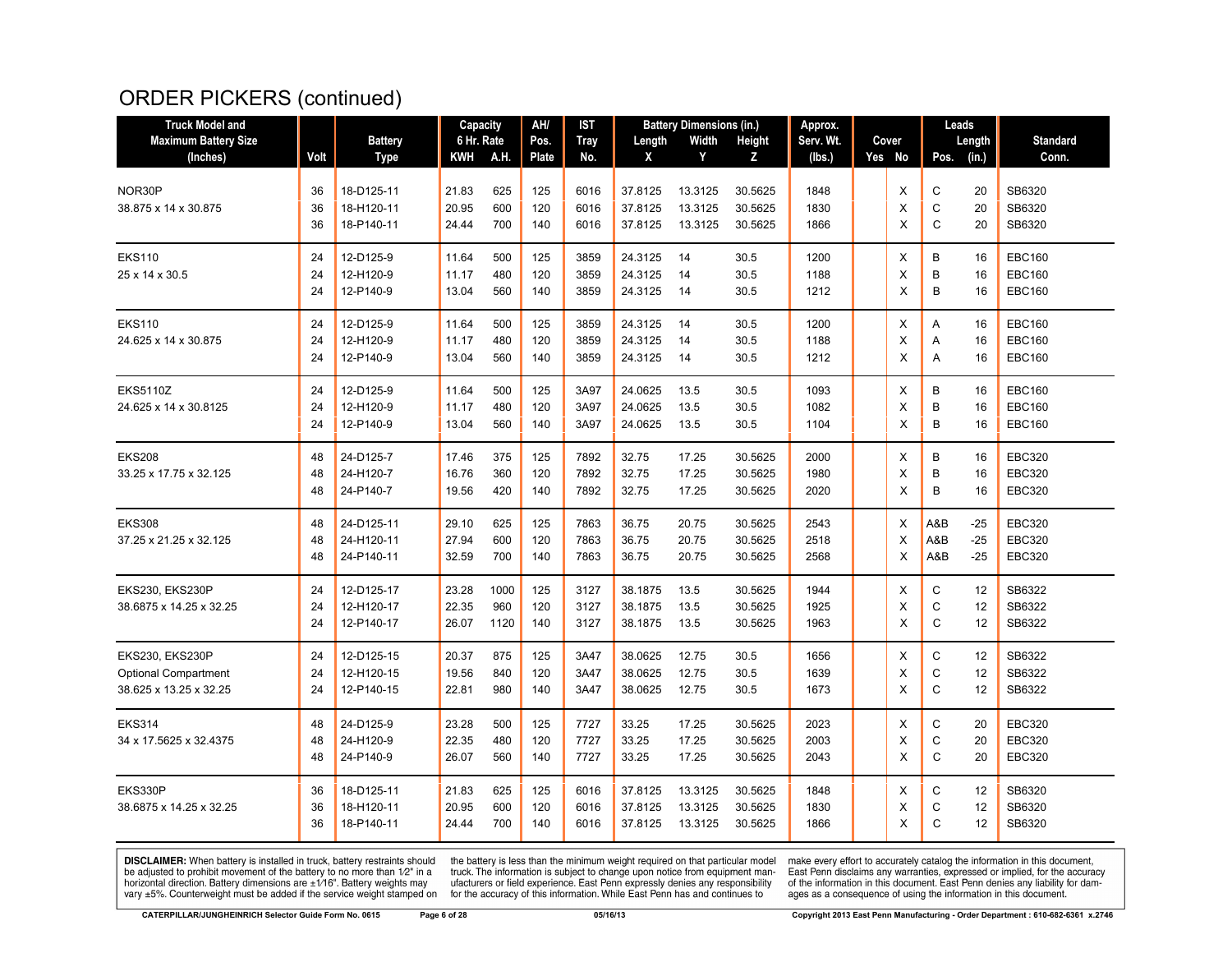# ORDER PICKERS (continued)

| Truck Model and Maximum Battery Size (Inches) | Volt | Battery Type | Capacity 6 Hr. Rate KWH | A.H. | AH/ Pos. Plate | IST Tray No. | Battery Dimensions (in.) Length X | Width Y | Height Z | Approx. Serv. Wt. (lbs.) | Cover Yes | No | Leads Pos. | Length (in.) | Standard Conn. |
|---|---|---|---|---|---|---|---|---|---|---|---|---|---|---|---|
| NOR30P | 36 | 18-D125-11 | 21.83 | 625 | 125 | 6016 | 37.8125 | 13.3125 | 30.5625 | 1848 | | X | C | 20 | SB6320 |
| 38.875 x 14 x 30.875 | 36 | 18-H120-11 | 20.95 | 600 | 120 | 6016 | 37.8125 | 13.3125 | 30.5625 | 1830 | | X | C | 20 | SB6320 |
| | 36 | 18-P140-11 | 24.44 | 700 | 140 | 6016 | 37.8125 | 13.3125 | 30.5625 | 1866 | | X | C | 20 | SB6320 |
| EKS110 | 24 | 12-D125-9 | 11.64 | 500 | 125 | 3859 | 24.3125 | 14 | 30.5 | 1200 | | X | B | 16 | EBC160 |
| 25 x 14 x 30.5 | 24 | 12-H120-9 | 11.17 | 480 | 120 | 3859 | 24.3125 | 14 | 30.5 | 1188 | | X | B | 16 | EBC160 |
| | 24 | 12-P140-9 | 13.04 | 560 | 140 | 3859 | 24.3125 | 14 | 30.5 | 1212 | | X | B | 16 | EBC160 |
| EKS110 | 24 | 12-D125-9 | 11.64 | 500 | 125 | 3859 | 24.3125 | 14 | 30.5 | 1200 | | X | A | 16 | EBC160 |
| 24.625 x 14 x 30.875 | 24 | 12-H120-9 | 11.17 | 480 | 120 | 3859 | 24.3125 | 14 | 30.5 | 1188 | | X | A | 16 | EBC160 |
| | 24 | 12-P140-9 | 13.04 | 560 | 140 | 3859 | 24.3125 | 14 | 30.5 | 1212 | | X | A | 16 | EBC160 |
| EKS5110Z | 24 | 12-D125-9 | 11.64 | 500 | 125 | 3A97 | 24.0625 | 13.5 | 30.5 | 1093 | | X | B | 16 | EBC160 |
| 24.625 x 14 x 30.8125 | 24 | 12-H120-9 | 11.17 | 480 | 120 | 3A97 | 24.0625 | 13.5 | 30.5 | 1082 | | X | B | 16 | EBC160 |
| | 24 | 12-P140-9 | 13.04 | 560 | 140 | 3A97 | 24.0625 | 13.5 | 30.5 | 1104 | | X | B | 16 | EBC160 |
| EKS208 | 48 | 24-D125-7 | 17.46 | 375 | 125 | 7892 | 32.75 | 17.25 | 30.5625 | 2000 | | X | B | 16 | EBC320 |
| 33.25 x 17.75 x 32.125 | 48 | 24-H120-7 | 16.76 | 360 | 120 | 7892 | 32.75 | 17.25 | 30.5625 | 1980 | | X | B | 16 | EBC320 |
| | 48 | 24-P140-7 | 19.56 | 420 | 140 | 7892 | 32.75 | 17.25 | 30.5625 | 2020 | | X | B | 16 | EBC320 |
| EKS308 | 48 | 24-D125-11 | 29.10 | 625 | 125 | 7863 | 36.75 | 20.75 | 30.5625 | 2543 | | X | A&B | -25 | EBC320 |
| 37.25 x 21.25 x 32.125 | 48 | 24-H120-11 | 27.94 | 600 | 120 | 7863 | 36.75 | 20.75 | 30.5625 | 2518 | | X | A&B | -25 | EBC320 |
| | 48 | 24-P140-11 | 32.59 | 700 | 140 | 7863 | 36.75 | 20.75 | 30.5625 | 2568 | | X | A&B | -25 | EBC320 |
| EKS230, EKS230P | 24 | 12-D125-17 | 23.28 | 1000 | 125 | 3127 | 38.1875 | 13.5 | 30.5625 | 1944 | | X | C | 12 | SB6322 |
| 38.6875 x 14.25 x 32.25 | 24 | 12-H120-17 | 22.35 | 960 | 120 | 3127 | 38.1875 | 13.5 | 30.5625 | 1925 | | X | C | 12 | SB6322 |
| | 24 | 12-P140-17 | 26.07 | 1120 | 140 | 3127 | 38.1875 | 13.5 | 30.5625 | 1963 | | X | C | 12 | SB6322 |
| EKS230, EKS230P | 24 | 12-D125-15 | 20.37 | 875 | 125 | 3A47 | 38.0625 | 12.75 | 30.5 | 1656 | | X | C | 12 | SB6322 |
| Optional Compartment | 24 | 12-H120-15 | 19.56 | 840 | 120 | 3A47 | 38.0625 | 12.75 | 30.5 | 1639 | | X | C | 12 | SB6322 |
| 38.625 x 13.25 x 32.25 | 24 | 12-P140-15 | 22.81 | 980 | 140 | 3A47 | 38.0625 | 12.75 | 30.5 | 1673 | | X | C | 12 | SB6322 |
| EKS314 | 48 | 24-D125-9 | 23.28 | 500 | 125 | 7727 | 33.25 | 17.25 | 30.5625 | 2023 | | X | C | 20 | EBC320 |
| 34 x 17.5625 x 32.4375 | 48 | 24-H120-9 | 22.35 | 480 | 120 | 7727 | 33.25 | 17.25 | 30.5625 | 2003 | | X | C | 20 | EBC320 |
| | 48 | 24-P140-9 | 26.07 | 560 | 140 | 7727 | 33.25 | 17.25 | 30.5625 | 2043 | | X | C | 20 | EBC320 |
| EKS330P | 36 | 18-D125-11 | 21.83 | 625 | 125 | 6016 | 37.8125 | 13.3125 | 30.5625 | 1848 | | X | C | 12 | SB6320 |
| 38.6875 x 14.25 x 32.25 | 36 | 18-H120-11 | 20.95 | 600 | 120 | 6016 | 37.8125 | 13.3125 | 30.5625 | 1830 | | X | C | 12 | SB6320 |
| | 36 | 18-P140-11 | 24.44 | 700 | 140 | 6016 | 37.8125 | 13.3125 | 30.5625 | 1866 | | X | C | 12 | SB6320 |

**DISCLAIMER:** When battery is installed in truck, battery restraints should be adjusted to prohibit movement of the battery to no more than 1⁄2" in a horizontal direction. Battery dimensions are ±1⁄16". Battery weights may vary ±5%. Counterweight must be added if the service weight stamped on the battery is less than the minimum weight required on that particular model truck. The information is subject to change upon notice from equipment manufacturers or field experience. East Penn expressly denies any responsibility for the accuracy of this information. While East Penn has and continues to make every effort to accurately catalog the information in this document, East Penn disclaims any warranties, expressed or implied, for the accuracy of the information in this document. East Penn denies any liability for damages as a consequence of using the information in this document.

CATERPILLAR/JUNGHEINRICH Selector Guide Form No. 0615 05/16/13 Copyright 2013 East Penn Manufacturing - Order Department : 610-682-6361 x.2746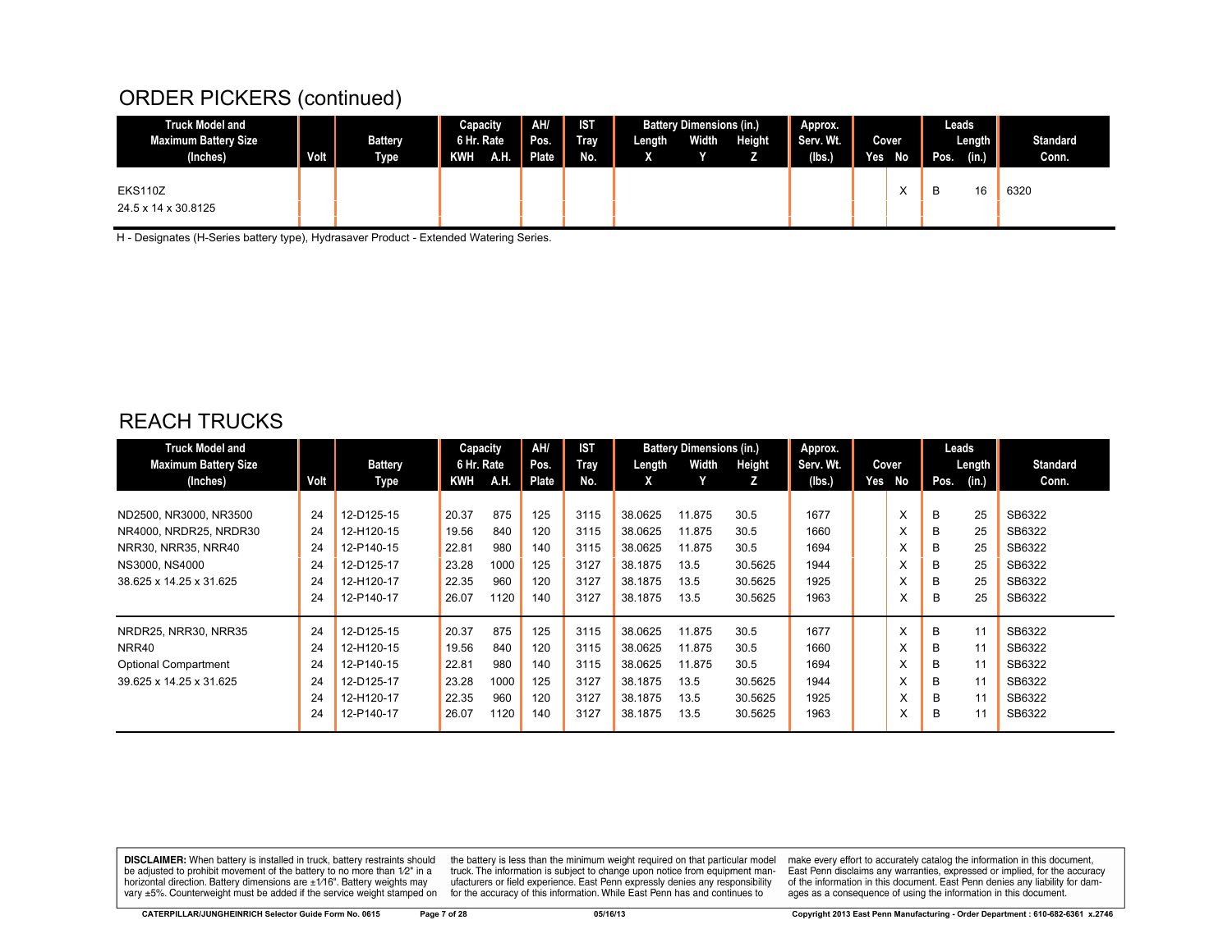## ORDER PICKERS (continued)

| Truck Model and Maximum Battery Size (Inches) | Volt | Battery Type | Capacity 6 Hr. Rate KWH | A.H. | AH/ Pos. Plate | IST Tray No. | Battery Dimensions (in.) Length X | Width Y | Height Z | Approx. Serv. Wt. (lbs.) | Cover Yes | No | Leads Pos. | Length (in.) | Standard Conn. |
|---|---|---|---|---|---|---|---|---|---|---|---|---|---|---|---|
| EKS110Z<br>24.5 x 14 x 30.8125 | | | | | | | | | | | | X | B | 16 | 6320 |

H - Designates (H-Series battery type), Hydrasaver Product - Extended Watering Series.

## REACH TRUCKS

| Truck Model and Maximum Battery Size (Inches) | Volt | Battery Type | Capacity 6 Hr. Rate KWH | A.H. | AH/ Pos. Plate | IST Tray No. | Battery Dimensions (in.) Length X | Width Y | Height Z | Approx. Serv. Wt. (lbs.) | Cover Yes | No | Leads Pos. | Length (in.) | Standard Conn. |
|---|---|---|---|---|---|---|---|---|---|---|---|---|---|---|---|
| ND2500, NR3000, NR3500 | 24 | 12-D125-15 | 20.37 | 875 | 125 | 3115 | 38.0625 | 11.875 | 30.5 | 1677 | | X | B | 25 | SB6322 |
| NR4000, NRDR25, NRDR30 | 24 | 12-H120-15 | 19.56 | 840 | 120 | 3115 | 38.0625 | 11.875 | 30.5 | 1660 | | X | B | 25 | SB6322 |
| NRR30, NRR35, NRR40 | 24 | 12-P140-15 | 22.81 | 980 | 140 | 3115 | 38.0625 | 11.875 | 30.5 | 1694 | | X | B | 25 | SB6322 |
| NS3000, NS4000 | 24 | 12-D125-17 | 23.28 | 1000 | 125 | 3127 | 38.1875 | 13.5 | 30.5625 | 1944 | | X | B | 25 | SB6322 |
| 38.625 x 14.25 x 31.625 | 24 | 12-H120-17 | 22.35 | 960 | 120 | 3127 | 38.1875 | 13.5 | 30.5625 | 1925 | | X | B | 25 | SB6322 |
| | 24 | 12-P140-17 | 26.07 | 1120 | 140 | 3127 | 38.1875 | 13.5 | 30.5625 | 1963 | | X | B | 25 | SB6322 |
| NRDR25, NRR30, NRR35 | 24 | 12-D125-15 | 20.37 | 875 | 125 | 3115 | 38.0625 | 11.875 | 30.5 | 1677 | | X | B | 11 | SB6322 |
| NRR40 | 24 | 12-H120-15 | 19.56 | 840 | 120 | 3115 | 38.0625 | 11.875 | 30.5 | 1660 | | X | B | 11 | SB6322 |
| Optional Compartment | 24 | 12-P140-15 | 22.81 | 980 | 140 | 3115 | 38.0625 | 11.875 | 30.5 | 1694 | | X | B | 11 | SB6322 |
| 39.625 x 14.25 x 31.625 | 24 | 12-D125-17 | 23.28 | 1000 | 125 | 3127 | 38.1875 | 13.5 | 30.5625 | 1944 | | X | B | 11 | SB6322 |
| | 24 | 12-H120-17 | 22.35 | 960 | 120 | 3127 | 38.1875 | 13.5 | 30.5625 | 1925 | | X | B | 11 | SB6322 |
| | 24 | 12-P140-17 | 26.07 | 1120 | 140 | 3127 | 38.1875 | 13.5 | 30.5625 | 1963 | | X | B | 11 | SB6322 |

**DISCLAIMER:** When battery is installed in truck, battery restraints should be adjusted to prohibit movement of the battery to no more than 1⁄2" in a horizontal direction. Battery dimensions are ±1⁄16". Battery weights may vary ±5%. Counterweight must be added if the service weight stamped on the battery is less than the minimum weight required on that particular model truck. The information is subject to change upon notice from equipment manufacturers or field experience. East Penn expressly denies any responsibility for the accuracy of this information. While East Penn has and continues to make every effort to accurately catalog the information in this document, East Penn disclaims any warranties, expressed or implied, for the accuracy of the information in this document. East Penn denies any liability for damages as a consequence of using the information in this document.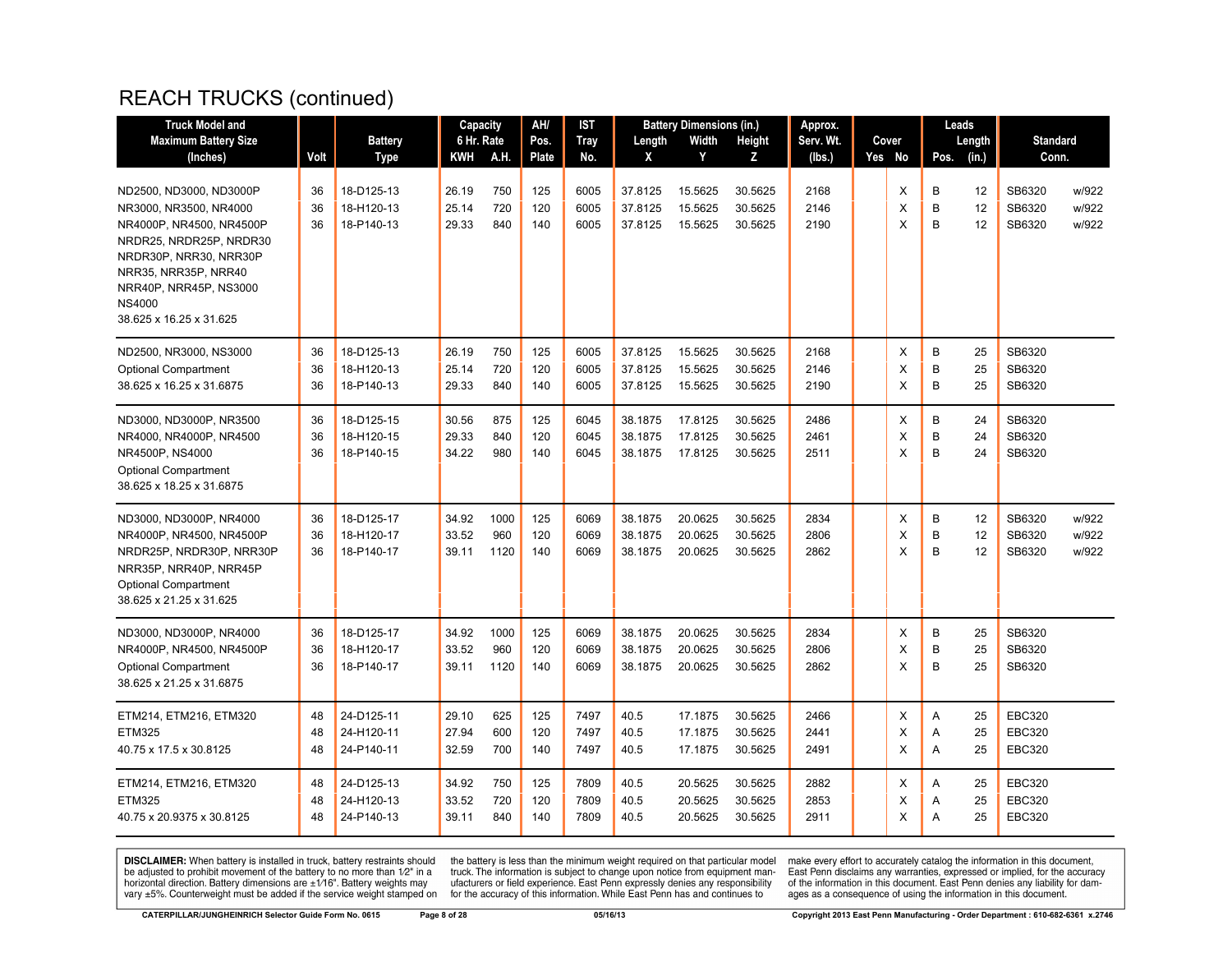# REACH TRUCKS (continued)

| Truck Model and Maximum Battery Size (Inches) | Volt | Battery Type | Capacity 6 Hr. Rate KWH | A.H. | AH/ Pos. Plate | IST Tray No. | Battery Dimensions (in.) Length X | Width Y | Height Z | Approx. Serv. Wt. (lbs.) | Cover Yes | No | Leads Pos. | Length (in.) | Standard Conn. | |
|---|---|---|---|---|---|---|---|---|---|---|---|---|---|---|---|---|
| ND2500, ND3000, ND3000P | 36 | 18-D125-13 | 26.19 | 750 | 125 | 6005 | 37.8125 | 15.5625 | 30.5625 | 2168 | | X | B | 12 | SB6320 | w/922 |
| NR3000, NR3500, NR4000 | 36 | 18-H120-13 | 25.14 | 720 | 120 | 6005 | 37.8125 | 15.5625 | 30.5625 | 2146 | | X | B | 12 | SB6320 | w/922 |
| NR4000P, NR4500, NR4500P | 36 | 18-P140-13 | 29.33 | 840 | 140 | 6005 | 37.8125 | 15.5625 | 30.5625 | 2190 | | X | B | 12 | SB6320 | w/922 |
| NRDR25, NRDR25P, NRDR30 | | | | | | | | | | | | | | | | |
| NRDR30P, NRR30, NRR30P | | | | | | | | | | | | | | | | |
| NRR35, NRR35P, NRR40 | | | | | | | | | | | | | | | | |
| NRR40P, NRR45P, NS3000 | | | | | | | | | | | | | | | | |
| NS4000 | | | | | | | | | | | | | | | | |
| 38.625 x 16.25 x 31.625 | | | | | | | | | | | | | | | | |
| ND2500, NR3000, NS3000 | 36 | 18-D125-13 | 26.19 | 750 | 125 | 6005 | 37.8125 | 15.5625 | 30.5625 | 2168 | | X | B | 25 | SB6320 | |
| Optional Compartment | 36 | 18-H120-13 | 25.14 | 720 | 120 | 6005 | 37.8125 | 15.5625 | 30.5625 | 2146 | | X | B | 25 | SB6320 | |
| 38.625 x 16.25 x 31.6875 | 36 | 18-P140-13 | 29.33 | 840 | 140 | 6005 | 37.8125 | 15.5625 | 30.5625 | 2190 | | X | B | 25 | SB6320 | |
| ND3000, ND3000P, NR3500 | 36 | 18-D125-15 | 30.56 | 875 | 125 | 6045 | 38.1875 | 17.8125 | 30.5625 | 2486 | | X | B | 24 | SB6320 | |
| NR4000, NR4000P, NR4500 | 36 | 18-H120-15 | 29.33 | 840 | 120 | 6045 | 38.1875 | 17.8125 | 30.5625 | 2461 | | X | B | 24 | SB6320 | |
| NR4500P, NS4000 | 36 | 18-P140-15 | 34.22 | 980 | 140 | 6045 | 38.1875 | 17.8125 | 30.5625 | 2511 | | X | B | 24 | SB6320 | |
| Optional Compartment | | | | | | | | | | | | | | | | |
| 38.625 x 18.25 x 31.6875 | | | | | | | | | | | | | | | | |
| ND3000, ND3000P, NR4000 | 36 | 18-D125-17 | 34.92 | 1000 | 125 | 6069 | 38.1875 | 20.0625 | 30.5625 | 2834 | | X | B | 12 | SB6320 | w/922 |
| NR4000P, NR4500, NR4500P | 36 | 18-H120-17 | 33.52 | 960 | 120 | 6069 | 38.1875 | 20.0625 | 30.5625 | 2806 | | X | B | 12 | SB6320 | w/922 |
| NRDR25P, NRDR30P, NRR30P | 36 | 18-P140-17 | 39.11 | 1120 | 140 | 6069 | 38.1875 | 20.0625 | 30.5625 | 2862 | | X | B | 12 | SB6320 | w/922 |
| NRR35P, NRR40P, NRR45P | | | | | | | | | | | | | | | | |
| Optional Compartment | | | | | | | | | | | | | | | | |
| 38.625 x 21.25 x 31.625 | | | | | | | | | | | | | | | | |
| ND3000, ND3000P, NR4000 | 36 | 18-D125-17 | 34.92 | 1000 | 125 | 6069 | 38.1875 | 20.0625 | 30.5625 | 2834 | | X | B | 25 | SB6320 | |
| NR4000P, NR4500, NR4500P | 36 | 18-H120-17 | 33.52 | 960 | 120 | 6069 | 38.1875 | 20.0625 | 30.5625 | 2806 | | X | B | 25 | SB6320 | |
| Optional Compartment | 36 | 18-P140-17 | 39.11 | 1120 | 140 | 6069 | 38.1875 | 20.0625 | 30.5625 | 2862 | | X | B | 25 | SB6320 | |
| 38.625 x 21.25 x 31.6875 | | | | | | | | | | | | | | | | |
| ETM214, ETM216, ETM320 | 48 | 24-D125-11 | 29.10 | 625 | 125 | 7497 | 40.5 | 17.1875 | 30.5625 | 2466 | | X | A | 25 | EBC320 | |
| ETM325 | 48 | 24-H120-11 | 27.94 | 600 | 120 | 7497 | 40.5 | 17.1875 | 30.5625 | 2441 | | X | A | 25 | EBC320 | |
| 40.75 x 17.5 x 30.8125 | 48 | 24-P140-11 | 32.59 | 700 | 140 | 7497 | 40.5 | 17.1875 | 30.5625 | 2491 | | X | A | 25 | EBC320 | |
| ETM214, ETM216, ETM320 | 48 | 24-D125-13 | 34.92 | 750 | 125 | 7809 | 40.5 | 20.5625 | 30.5625 | 2882 | | X | A | 25 | EBC320 | |
| ETM325 | 48 | 24-H120-13 | 33.52 | 720 | 120 | 7809 | 40.5 | 20.5625 | 30.5625 | 2853 | | X | A | 25 | EBC320 | |
| 40.75 x 20.9375 x 30.8125 | 48 | 24-P140-13 | 39.11 | 840 | 140 | 7809 | 40.5 | 20.5625 | 30.5625 | 2911 | | X | A | 25 | EBC320 | |

**DISCLAIMER:** When battery is installed in truck, battery restraints should be adjusted to prohibit movement of the battery to no more than 1⁄2" in a horizontal direction. Battery dimensions are ±1⁄16". Battery weights may vary ±5%. Counterweight must be added if the service weight stamped on the battery is less than the minimum weight required on that particular model truck. The information is subject to change upon notice from equipment manufacturers or field experience. East Penn expressly denies any responsibility for the accuracy of this information. While East Penn has and continues to make every effort to accurately catalog the information in this document, East Penn disclaims any warranties, expressed or implied, for the accuracy of the information in this document. East Penn denies any liability for damages as a consequence of using the information in this document.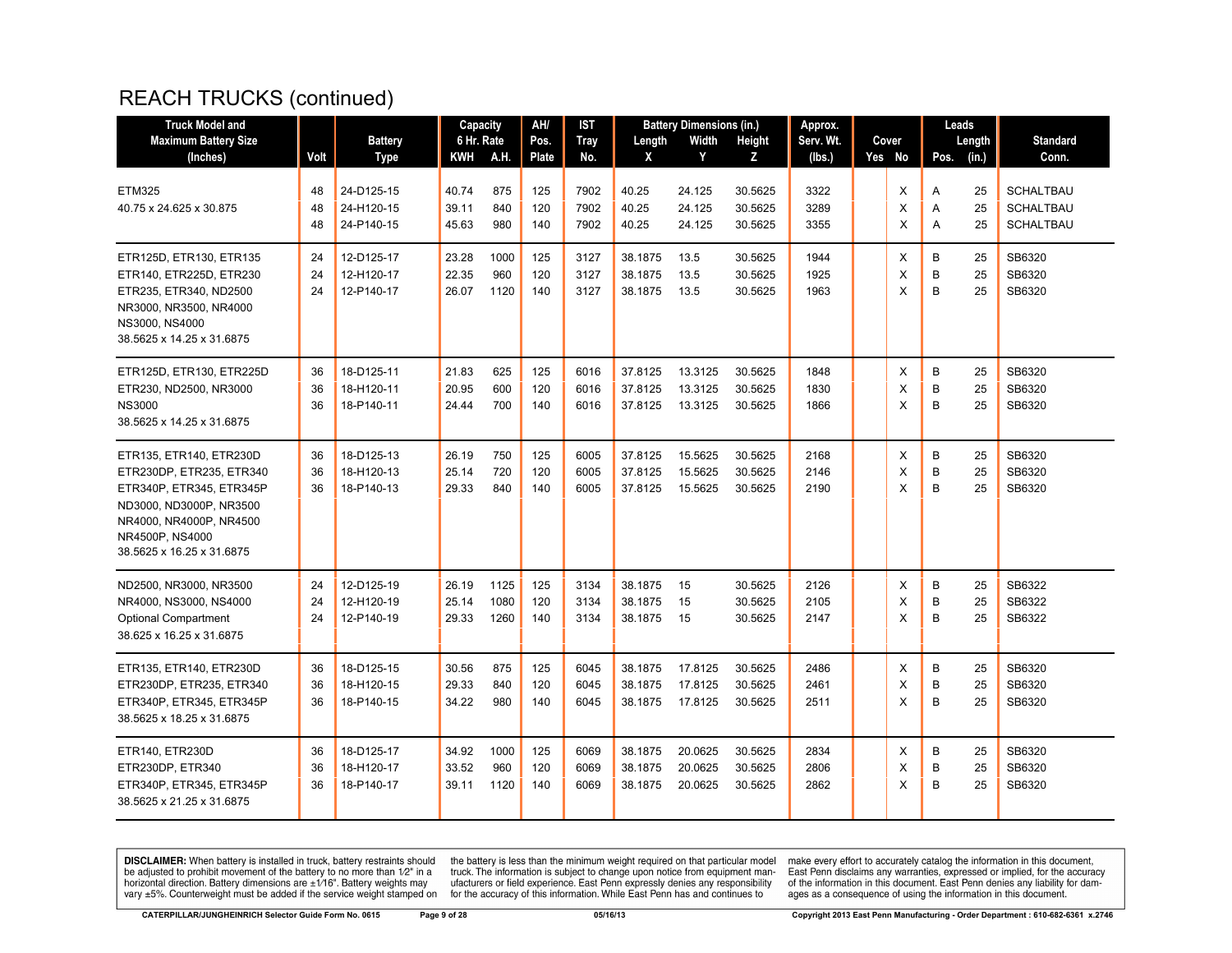# REACH TRUCKS (continued)

| Truck Model and Maximum Battery Size (Inches) | Volt | Battery Type | Capacity 6 Hr. Rate KWH | Capacity 6 Hr. Rate A.H. | AH/ Pos. Plate | IST Tray No. | Battery Dimensions (in.) Length X | Width Y | Height Z | Approx. Serv. Wt. (lbs.) | Cover Yes | Cover No | Leads Pos. | Leads Length (in.) | Standard Conn. |
|---|---|---|---|---|---|---|---|---|---|---|---|---|---|---|---|
| ETM325 40.75 x 24.625 x 30.875 | 48 | 24-D125-15 | 40.74 | 875 | 125 | 7902 | 40.25 | 24.125 | 30.5625 | 3322 | | X | A | 25 | SCHALTBAU |
| | 48 | 24-H120-15 | 39.11 | 840 | 120 | 7902 | 40.25 | 24.125 | 30.5625 | 3289 | | X | A | 25 | SCHALTBAU |
| | 48 | 24-P140-15 | 45.63 | 980 | 140 | 7902 | 40.25 | 24.125 | 30.5625 | 3355 | | X | A | 25 | SCHALTBAU |
| ETR125D, ETR130, ETR135 ETR140, ETR225D, ETR230 ETR235, ETR340, ND2500 NR3000, NR3500, NR4000 NS3000, NS4000 38.5625 x 14.25 x 31.6875 | 24 | 12-D125-17 | 23.28 | 1000 | 125 | 3127 | 38.1875 | 13.5 | 30.5625 | 1944 | | X | B | 25 | SB6320 |
| | 24 | 12-H120-17 | 22.35 | 960 | 120 | 3127 | 38.1875 | 13.5 | 30.5625 | 1925 | | X | B | 25 | SB6320 |
| | 24 | 12-P140-17 | 26.07 | 1120 | 140 | 3127 | 38.1875 | 13.5 | 30.5625 | 1963 | | X | B | 25 | SB6320 |
| ETR125D, ETR130, ETR225D ETR230, ND2500, NR3000 NS3000 38.5625 x 14.25 x 31.6875 | 36 | 18-D125-11 | 21.83 | 625 | 125 | 6016 | 37.8125 | 13.3125 | 30.5625 | 1848 | | X | B | 25 | SB6320 |
| | 36 | 18-H120-11 | 20.95 | 600 | 120 | 6016 | 37.8125 | 13.3125 | 30.5625 | 1830 | | X | B | 25 | SB6320 |
| | 36 | 18-P140-11 | 24.44 | 700 | 140 | 6016 | 37.8125 | 13.3125 | 30.5625 | 1866 | | X | B | 25 | SB6320 |
| ETR135, ETR140, ETR230D ETR230DP, ETR235, ETR340 ETR340P, ETR345, ETR345P ND3000, ND3000P, NR3500 NR4000, NR4000P, NR4500 NR4500P, NS4000 38.5625 x 16.25 x 31.6875 | 36 | 18-D125-13 | 26.19 | 750 | 125 | 6005 | 37.8125 | 15.5625 | 30.5625 | 2168 | | X | B | 25 | SB6320 |
| | 36 | 18-H120-13 | 25.14 | 720 | 120 | 6005 | 37.8125 | 15.5625 | 30.5625 | 2146 | | X | B | 25 | SB6320 |
| | 36 | 18-P140-13 | 29.33 | 840 | 140 | 6005 | 37.8125 | 15.5625 | 30.5625 | 2190 | | X | B | 25 | SB6320 |
| ND2500, NR3000, NR3500 NR4000, NS3000, NS4000 Optional Compartment 38.625 x 16.25 x 31.6875 | 24 | 12-D125-19 | 26.19 | 1125 | 125 | 3134 | 38.1875 | 15 | 30.5625 | 2126 | | X | B | 25 | SB6322 |
| | 24 | 12-H120-19 | 25.14 | 1080 | 120 | 3134 | 38.1875 | 15 | 30.5625 | 2105 | | X | B | 25 | SB6322 |
| | 24 | 12-P140-19 | 29.33 | 1260 | 140 | 3134 | 38.1875 | 15 | 30.5625 | 2147 | | X | B | 25 | SB6322 |
| ETR135, ETR140, ETR230D ETR230DP, ETR235, ETR340 ETR340P, ETR345, ETR345P 38.5625 x 18.25 x 31.6875 | 36 | 18-D125-15 | 30.56 | 875 | 125 | 6045 | 38.1875 | 17.8125 | 30.5625 | 2486 | | X | B | 25 | SB6320 |
| | 36 | 18-H120-15 | 29.33 | 840 | 120 | 6045 | 38.1875 | 17.8125 | 30.5625 | 2461 | | X | B | 25 | SB6320 |
| | 36 | 18-P140-15 | 34.22 | 980 | 140 | 6045 | 38.1875 | 17.8125 | 30.5625 | 2511 | | X | B | 25 | SB6320 |
| ETR140, ETR230D ETR230DP, ETR340 ETR340P, ETR345, ETR345P 38.5625 x 21.25 x 31.6875 | 36 | 18-D125-17 | 34.92 | 1000 | 125 | 6069 | 38.1875 | 20.0625 | 30.5625 | 2834 | | X | B | 25 | SB6320 |
| | 36 | 18-H120-17 | 33.52 | 960 | 120 | 6069 | 38.1875 | 20.0625 | 30.5625 | 2806 | | X | B | 25 | SB6320 |
| | 36 | 18-P140-17 | 39.11 | 1120 | 140 | 6069 | 38.1875 | 20.0625 | 30.5625 | 2862 | | X | B | 25 | SB6320 |

**DISCLAIMER:** When battery is installed in truck, battery restraints should be adjusted to prohibit movement of the battery to no more than 1⁄2" in a horizontal direction. Battery dimensions are ±1⁄16". Battery weights may vary ±5%. Counterweight must be added if the service weight stamped on the battery is less than the minimum weight required on that particular model truck. The information is subject to change upon notice from equipment manufacturers or field experience. East Penn expressly denies any responsibility for the accuracy of this information. While East Penn has and continues to make every effort to accurately catalog the information in this document, East Penn disclaims any warranties, expressed or implied, for the accuracy of the information in this document. East Penn denies any liability for damages as a consequence of using the information in this document.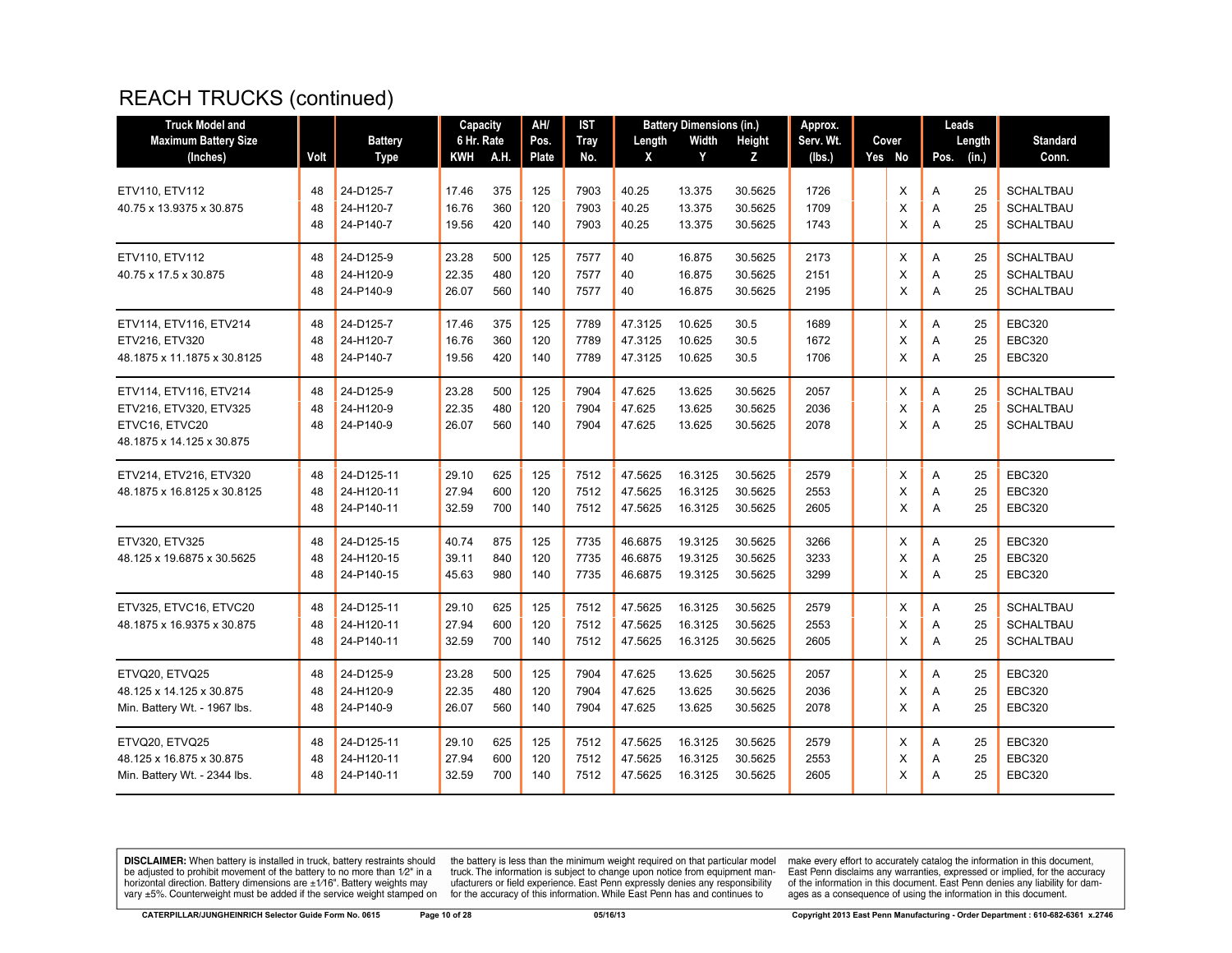# REACH TRUCKS (continued)

| Truck Model and Maximum Battery Size (Inches) | Volt | Battery Type | Capacity 6 Hr. Rate KWH | A.H. | AH/ Pos. Plate | IST Tray No. | Battery Dimensions (in.) Length X | Width Y | Height Z | Approx. Serv. Wt. (lbs.) | Cover Yes | No | Leads Pos. | Length (in.) | Standard Conn. |
|---|---|---|---|---|---|---|---|---|---|---|---|---|---|---|---|
| ETV110, ETV112 | 48 | 24-D125-7 | 17.46 | 375 | 125 | 7903 | 40.25 | 13.375 | 30.5625 | 1726 | | X | A | 25 | SCHALTBAU |
| 40.75 x 13.9375 x 30.875 | 48 | 24-H120-7 | 16.76 | 360 | 120 | 7903 | 40.25 | 13.375 | 30.5625 | 1709 | | X | A | 25 | SCHALTBAU |
| | 48 | 24-P140-7 | 19.56 | 420 | 140 | 7903 | 40.25 | 13.375 | 30.5625 | 1743 | | X | A | 25 | SCHALTBAU |
| ETV110, ETV112 | 48 | 24-D125-9 | 23.28 | 500 | 125 | 7577 | 40 | 16.875 | 30.5625 | 2173 | | X | A | 25 | SCHALTBAU |
| 40.75 x 17.5 x 30.875 | 48 | 24-H120-9 | 22.35 | 480 | 120 | 7577 | 40 | 16.875 | 30.5625 | 2151 | | X | A | 25 | SCHALTBAU |
| | 48 | 24-P140-9 | 26.07 | 560 | 140 | 7577 | 40 | 16.875 | 30.5625 | 2195 | | X | A | 25 | SCHALTBAU |
| ETV114, ETV116, ETV214 | 48 | 24-D125-7 | 17.46 | 375 | 125 | 7789 | 47.3125 | 10.625 | 30.5 | 1689 | | X | A | 25 | EBC320 |
| ETV216, ETV320 | 48 | 24-H120-7 | 16.76 | 360 | 120 | 7789 | 47.3125 | 10.625 | 30.5 | 1672 | | X | A | 25 | EBC320 |
| 48.1875 x 11.1875 x 30.8125 | 48 | 24-P140-7 | 19.56 | 420 | 140 | 7789 | 47.3125 | 10.625 | 30.5 | 1706 | | X | A | 25 | EBC320 |
| ETV114, ETV116, ETV214 | 48 | 24-D125-9 | 23.28 | 500 | 125 | 7904 | 47.625 | 13.625 | 30.5625 | 2057 | | X | A | 25 | SCHALTBAU |
| ETV216, ETV320, ETV325 | 48 | 24-H120-9 | 22.35 | 480 | 120 | 7904 | 47.625 | 13.625 | 30.5625 | 2036 | | X | A | 25 | SCHALTBAU |
| ETVC16, ETVC20 | 48 | 24-P140-9 | 26.07 | 560 | 140 | 7904 | 47.625 | 13.625 | 30.5625 | 2078 | | X | A | 25 | SCHALTBAU |
| 48.1875 x 14.125 x 30.875 | | | | | | | | | | | | | | | |
| ETV214, ETV216, ETV320 | 48 | 24-D125-11 | 29.10 | 625 | 125 | 7512 | 47.5625 | 16.3125 | 30.5625 | 2579 | | X | A | 25 | EBC320 |
| 48.1875 x 16.8125 x 30.8125 | 48 | 24-H120-11 | 27.94 | 600 | 120 | 7512 | 47.5625 | 16.3125 | 30.5625 | 2553 | | X | A | 25 | EBC320 |
| | 48 | 24-P140-11 | 32.59 | 700 | 140 | 7512 | 47.5625 | 16.3125 | 30.5625 | 2605 | | X | A | 25 | EBC320 |
| ETV320, ETV325 | 48 | 24-D125-15 | 40.74 | 875 | 125 | 7735 | 46.6875 | 19.3125 | 30.5625 | 3266 | | X | A | 25 | EBC320 |
| 48.125 x 19.6875 x 30.5625 | 48 | 24-H120-15 | 39.11 | 840 | 120 | 7735 | 46.6875 | 19.3125 | 30.5625 | 3233 | | X | A | 25 | EBC320 |
| | 48 | 24-P140-15 | 45.63 | 980 | 140 | 7735 | 46.6875 | 19.3125 | 30.5625 | 3299 | | X | A | 25 | EBC320 |
| ETV325, ETVC16, ETVC20 | 48 | 24-D125-11 | 29.10 | 625 | 125 | 7512 | 47.5625 | 16.3125 | 30.5625 | 2579 | | X | A | 25 | SCHALTBAU |
| 48.1875 x 16.9375 x 30.875 | 48 | 24-H120-11 | 27.94 | 600 | 120 | 7512 | 47.5625 | 16.3125 | 30.5625 | 2553 | | X | A | 25 | SCHALTBAU |
| | 48 | 24-P140-11 | 32.59 | 700 | 140 | 7512 | 47.5625 | 16.3125 | 30.5625 | 2605 | | X | A | 25 | SCHALTBAU |
| ETVQ20, ETVQ25 | 48 | 24-D125-9 | 23.28 | 500 | 125 | 7904 | 47.625 | 13.625 | 30.5625 | 2057 | | X | A | 25 | EBC320 |
| 48.125 x 14.125 x 30.875 | 48 | 24-H120-9 | 22.35 | 480 | 120 | 7904 | 47.625 | 13.625 | 30.5625 | 2036 | | X | A | 25 | EBC320 |
| Min. Battery Wt. - 1967 lbs. | 48 | 24-P140-9 | 26.07 | 560 | 140 | 7904 | 47.625 | 13.625 | 30.5625 | 2078 | | X | A | 25 | EBC320 |
| ETVQ20, ETVQ25 | 48 | 24-D125-11 | 29.10 | 625 | 125 | 7512 | 47.5625 | 16.3125 | 30.5625 | 2579 | | X | A | 25 | EBC320 |
| 48.125 x 16.875 x 30.875 | 48 | 24-H120-11 | 27.94 | 600 | 120 | 7512 | 47.5625 | 16.3125 | 30.5625 | 2553 | | X | A | 25 | EBC320 |
| Min. Battery Wt. - 2344 lbs. | 48 | 24-P140-11 | 32.59 | 700 | 140 | 7512 | 47.5625 | 16.3125 | 30.5625 | 2605 | | X | A | 25 | EBC320 |

**DISCLAIMER:** When battery is installed in truck, battery restraints should be adjusted to prohibit movement of the battery to no more than 1⁄2" in a horizontal direction. Battery dimensions are ±1⁄16". Battery weights may vary ±5%. Counterweight must be added if the service weight stamped on the battery is less than the minimum weight required on that particular model truck. The information is subject to change upon notice from equipment manufacturers or field experience. East Penn expressly denies any responsibility for the accuracy of this information. While East Penn has and continues to make every effort to accurately catalog the information in this document, East Penn disclaims any warranties, expressed or implied, for the accuracy of the information in this document. East Penn denies any liability for damages as a consequence of using the information in this document.

CATERPILLAR/JUNGHEINRICH Selector Guide Form No. 0615 05/16/13 Copyright 2013 East Penn Manufacturing - Order Department : 610-682-6361 x.2746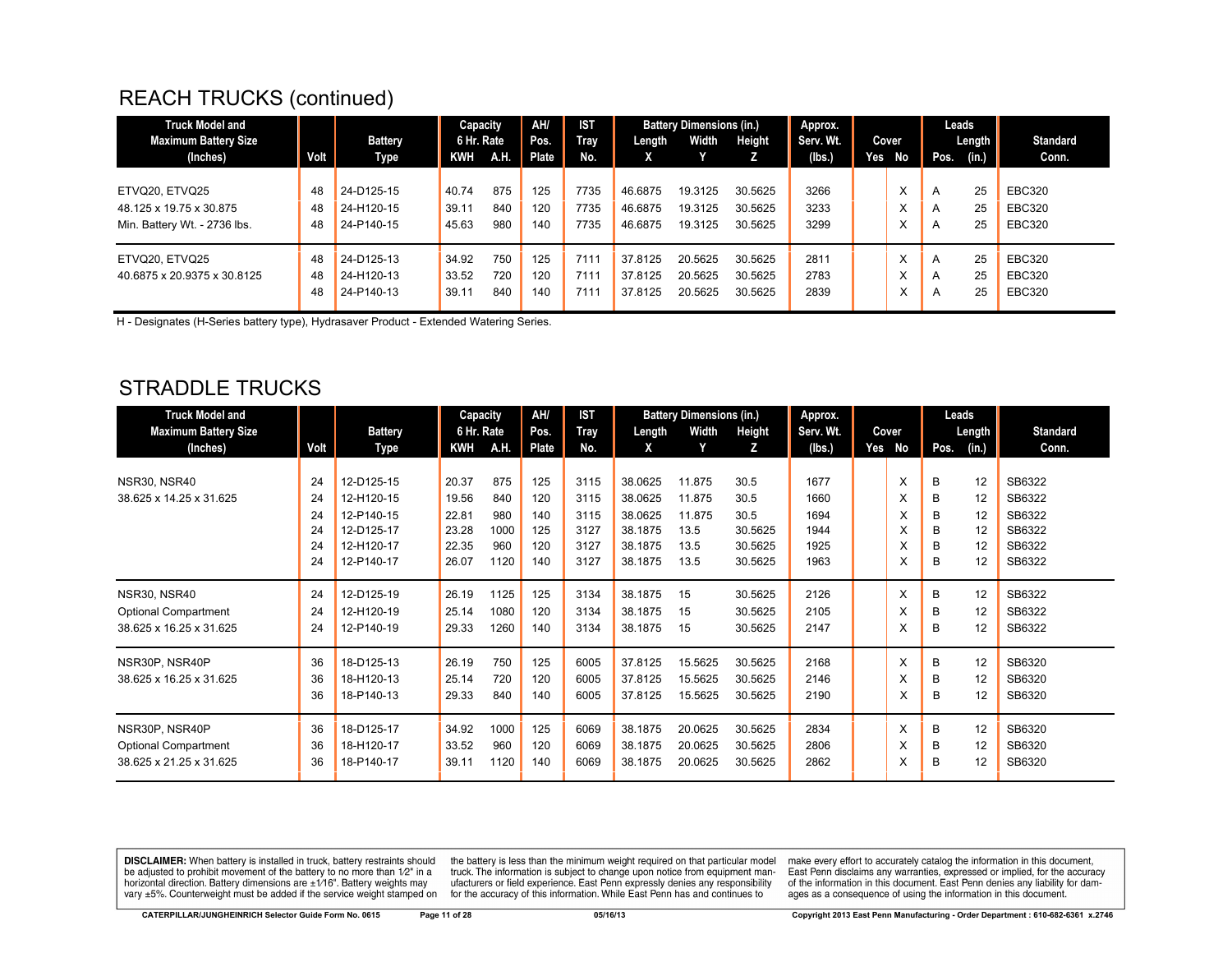## REACH TRUCKS (continued)

| Truck Model and Maximum Battery Size (Inches) | Volt | Battery Type | Capacity 6 Hr. Rate KWH | A.H. | AH/ Pos. Plate | IST Tray No. | Battery Dimensions (in.) Length X | Width Y | Height Z | Approx. Serv. Wt. (lbs.) | Cover Yes | No | Leads Pos. | Length (in.) | Standard Conn. |
|---|---|---|---|---|---|---|---|---|---|---|---|---|---|---|---|
| ETVQ20, ETVQ25 | 48 | 24-D125-15 | 40.74 | 875 | 125 | 7735 | 46.6875 | 19.3125 | 30.5625 | 3266 | | X | A | 25 | EBC320 |
| 48.125 x 19.75 x 30.875 | 48 | 24-H120-15 | 39.11 | 840 | 120 | 7735 | 46.6875 | 19.3125 | 30.5625 | 3233 | | X | A | 25 | EBC320 |
| Min. Battery Wt. - 2736 lbs. | 48 | 24-P140-15 | 45.63 | 980 | 140 | 7735 | 46.6875 | 19.3125 | 30.5625 | 3299 | | X | A | 25 | EBC320 |
| ETVQ20, ETVQ25 | 48 | 24-D125-13 | 34.92 | 750 | 125 | 7111 | 37.8125 | 20.5625 | 30.5625 | 2811 | | X | A | 25 | EBC320 |
| 40.6875 x 20.9375 x 30.8125 | 48 | 24-H120-13 | 33.52 | 720 | 120 | 7111 | 37.8125 | 20.5625 | 30.5625 | 2783 | | X | A | 25 | EBC320 |
| | 48 | 24-P140-13 | 39.11 | 840 | 140 | 7111 | 37.8125 | 20.5625 | 30.5625 | 2839 | | X | A | 25 | EBC320 |

H - Designates (H-Series battery type), Hydrasaver Product - Extended Watering Series.

## STRADDLE TRUCKS

| Truck Model and Maximum Battery Size (Inches) | Volt | Battery Type | Capacity 6 Hr. Rate KWH | A.H. | AH/ Pos. Plate | IST Tray No. | Battery Dimensions (in.) Length X | Width Y | Height Z | Approx. Serv. Wt. (lbs.) | Cover Yes | No | Leads Pos. | Length (in.) | Standard Conn. |
|---|---|---|---|---|---|---|---|---|---|---|---|---|---|---|---|
| NSR30, NSR40 | 24 | 12-D125-15 | 20.37 | 875 | 125 | 3115 | 38.0625 | 11.875 | 30.5 | 1677 | | X | B | 12 | SB6322 |
| 38.625 x 14.25 x 31.625 | 24 | 12-H120-15 | 19.56 | 840 | 120 | 3115 | 38.0625 | 11.875 | 30.5 | 1660 | | X | B | 12 | SB6322 |
| | 24 | 12-P140-15 | 22.81 | 980 | 140 | 3115 | 38.0625 | 11.875 | 30.5 | 1694 | | X | B | 12 | SB6322 |
| | 24 | 12-D125-17 | 23.28 | 1000 | 125 | 3127 | 38.1875 | 13.5 | 30.5625 | 1944 | | X | B | 12 | SB6322 |
| | 24 | 12-H120-17 | 22.35 | 960 | 120 | 3127 | 38.1875 | 13.5 | 30.5625 | 1925 | | X | B | 12 | SB6322 |
| | 24 | 12-P140-17 | 26.07 | 1120 | 140 | 3127 | 38.1875 | 13.5 | 30.5625 | 1963 | | X | B | 12 | SB6322 |
| NSR30, NSR40 | 24 | 12-D125-19 | 26.19 | 1125 | 125 | 3134 | 38.1875 | 15 | 30.5625 | 2126 | | X | B | 12 | SB6322 |
| Optional Compartment | 24 | 12-H120-19 | 25.14 | 1080 | 120 | 3134 | 38.1875 | 15 | 30.5625 | 2105 | | X | B | 12 | SB6322 |
| 38.625 x 16.25 x 31.625 | 24 | 12-P140-19 | 29.33 | 1260 | 140 | 3134 | 38.1875 | 15 | 30.5625 | 2147 | | X | B | 12 | SB6322 |
| NSR30P, NSR40P | 36 | 18-D125-13 | 26.19 | 750 | 125 | 6005 | 37.8125 | 15.5625 | 30.5625 | 2168 | | X | B | 12 | SB6320 |
| 38.625 x 16.25 x 31.625 | 36 | 18-H120-13 | 25.14 | 720 | 120 | 6005 | 37.8125 | 15.5625 | 30.5625 | 2146 | | X | B | 12 | SB6320 |
| | 36 | 18-P140-13 | 29.33 | 840 | 140 | 6005 | 37.8125 | 15.5625 | 30.5625 | 2190 | | X | B | 12 | SB6320 |
| NSR30P, NSR40P | 36 | 18-D125-17 | 34.92 | 1000 | 125 | 6069 | 38.1875 | 20.0625 | 30.5625 | 2834 | | X | B | 12 | SB6320 |
| Optional Compartment | 36 | 18-H120-17 | 33.52 | 960 | 120 | 6069 | 38.1875 | 20.0625 | 30.5625 | 2806 | | X | B | 12 | SB6320 |
| 38.625 x 21.25 x 31.625 | 36 | 18-P140-17 | 39.11 | 1120 | 140 | 6069 | 38.1875 | 20.0625 | 30.5625 | 2862 | | X | B | 12 | SB6320 |

**DISCLAIMER:** When battery is installed in truck, battery restraints should be adjusted to prohibit movement of the battery to no more than 1⁄2" in a horizontal direction. Battery dimensions are ±1⁄16". Battery weights may vary ±5%. Counterweight must be added if the service weight stamped on the battery is less than the minimum weight required on that particular model truck. The information is subject to change upon notice from equipment manufacturers or field experience. East Penn expressly denies any responsibility for the accuracy of this information. While East Penn has and continues to make every effort to accurately catalog the information in this document, East Penn disclaims any warranties, expressed or implied, for the accuracy of the information in this document. East Penn denies any liability for damages as a consequence of using the information in this document.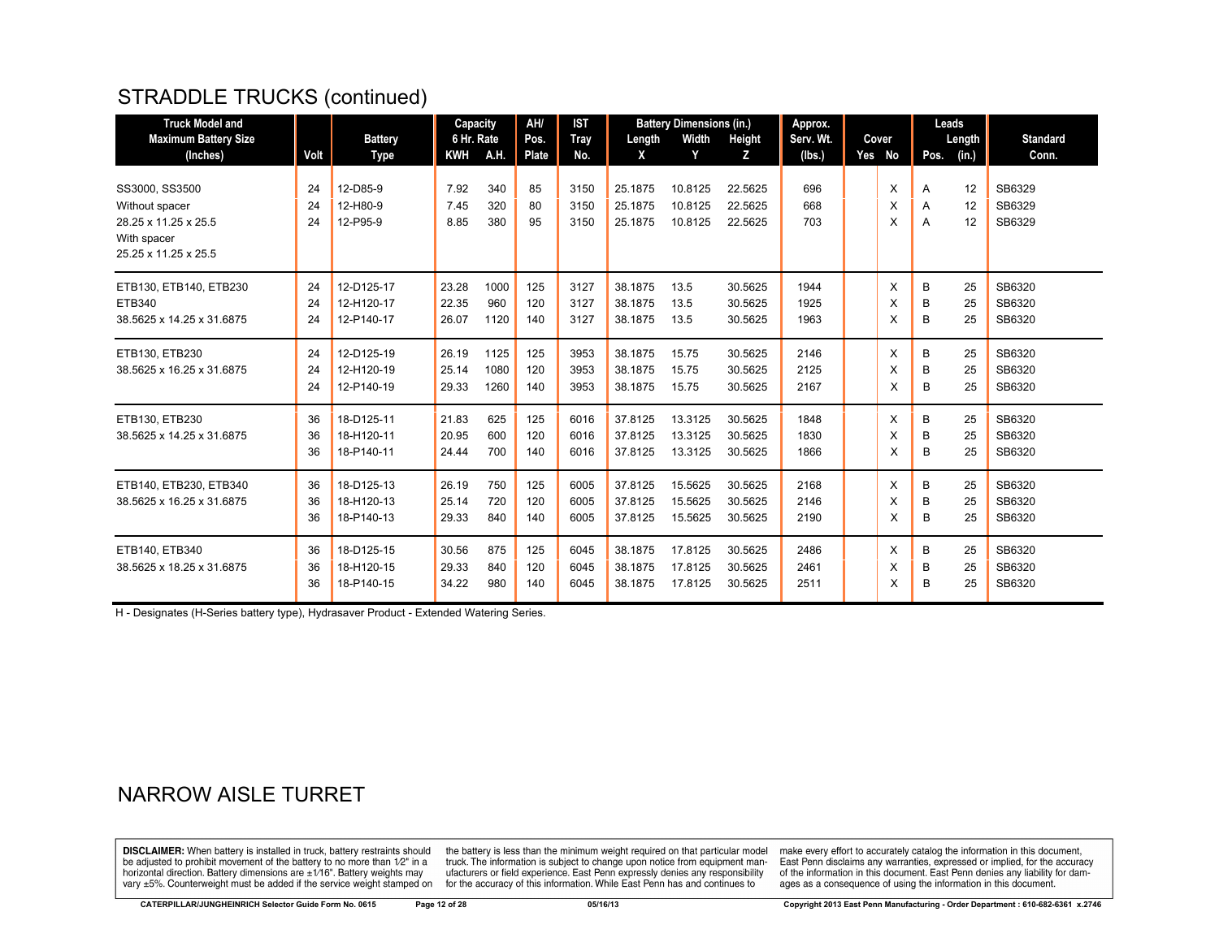## STRADDLE TRUCKS (continued)

| Truck Model and Maximum Battery Size (Inches) | Volt | Battery Type | Capacity 6 Hr. Rate | | AH/ Pos. Plate | IST Tray No. | Battery Dimensions (in.) | | | Approx. Serv. Wt. (lbs.) | Cover | | Leads | | Standard Conn. |
|---|---|---|---|---|---|---|---|---|---|---|---|---|---|---|---|
| | | | KWH | A.H. | | | Length X | Width Y | Height Z | | Yes | No | Pos. | Length (in.) | |
| SS3000, SS3500 | 24 | 12-D85-9 | 7.92 | 340 | 85 | 3150 | 25.1875 | 10.8125 | 22.5625 | 696 | | X | A | 12 | SB6329 |
| Without spacer | 24 | 12-H80-9 | 7.45 | 320 | 80 | 3150 | 25.1875 | 10.8125 | 22.5625 | 668 | | X | A | 12 | SB6329 |
| 28.25 x 11.25 x 25.5 | 24 | 12-P95-9 | 8.85 | 380 | 95 | 3150 | 25.1875 | 10.8125 | 22.5625 | 703 | | X | A | 12 | SB6329 |
| With spacer | | | | | | | | | | | | | | | |
| 25.25 x 11.25 x 25.5 | | | | | | | | | | | | | | | |
| ETB130, ETB140, ETB230 | 24 | 12-D125-17 | 23.28 | 1000 | 125 | 3127 | 38.1875 | 13.5 | 30.5625 | 1944 | | X | B | 25 | SB6320 |
| ETB340 | 24 | 12-H120-17 | 22.35 | 960 | 120 | 3127 | 38.1875 | 13.5 | 30.5625 | 1925 | | X | B | 25 | SB6320 |
| 38.5625 x 14.25 x 31.6875 | 24 | 12-P140-17 | 26.07 | 1120 | 140 | 3127 | 38.1875 | 13.5 | 30.5625 | 1963 | | X | B | 25 | SB6320 |
| ETB130, ETB230 | 24 | 12-D125-19 | 26.19 | 1125 | 125 | 3953 | 38.1875 | 15.75 | 30.5625 | 2146 | | X | B | 25 | SB6320 |
| 38.5625 x 16.25 x 31.6875 | 24 | 12-H120-19 | 25.14 | 1080 | 120 | 3953 | 38.1875 | 15.75 | 30.5625 | 2125 | | X | B | 25 | SB6320 |
| | 24 | 12-P140-19 | 29.33 | 1260 | 140 | 3953 | 38.1875 | 15.75 | 30.5625 | 2167 | | X | B | 25 | SB6320 |
| ETB130, ETB230 | 36 | 18-D125-11 | 21.83 | 625 | 125 | 6016 | 37.8125 | 13.3125 | 30.5625 | 1848 | | X | B | 25 | SB6320 |
| 38.5625 x 14.25 x 31.6875 | 36 | 18-H120-11 | 20.95 | 600 | 120 | 6016 | 37.8125 | 13.3125 | 30.5625 | 1830 | | X | B | 25 | SB6320 |
| | 36 | 18-P140-11 | 24.44 | 700 | 140 | 6016 | 37.8125 | 13.3125 | 30.5625 | 1866 | | X | B | 25 | SB6320 |
| ETB140, ETB230, ETB340 | 36 | 18-D125-13 | 26.19 | 750 | 125 | 6005 | 37.8125 | 15.5625 | 30.5625 | 2168 | | X | B | 25 | SB6320 |
| 38.5625 x 16.25 x 31.6875 | 36 | 18-H120-13 | 25.14 | 720 | 120 | 6005 | 37.8125 | 15.5625 | 30.5625 | 2146 | | X | B | 25 | SB6320 |
| | 36 | 18-P140-13 | 29.33 | 840 | 140 | 6005 | 37.8125 | 15.5625 | 30.5625 | 2190 | | X | B | 25 | SB6320 |
| ETB140, ETB340 | 36 | 18-D125-15 | 30.56 | 875 | 125 | 6045 | 38.1875 | 17.8125 | 30.5625 | 2486 | | X | B | 25 | SB6320 |
| 38.5625 x 18.25 x 31.6875 | 36 | 18-H120-15 | 29.33 | 840 | 120 | 6045 | 38.1875 | 17.8125 | 30.5625 | 2461 | | X | B | 25 | SB6320 |
| | 36 | 18-P140-15 | 34.22 | 980 | 140 | 6045 | 38.1875 | 17.8125 | 30.5625 | 2511 | | X | B | 25 | SB6320 |

H - Designates (H-Series battery type), Hydrasaver Product - Extended Watering Series.

## NARROW AISLE TURRET

**DISCLAIMER:** When battery is installed in truck, battery restraints should be adjusted to prohibit movement of the battery to no more than 1⁄2" in a horizontal direction. Battery dimensions are ±1⁄16". Battery weights may vary ±5%. Counterweight must be added if the service weight stamped on the battery is less than the minimum weight required on that particular model truck. The information is subject to change upon notice from equipment manufacturers or field experience. East Penn expressly denies any responsibility for the accuracy of this information. While East Penn has and continues to make every effort to accurately catalog the information in this document, East Penn disclaims any warranties, expressed or implied, for the accuracy of the information in this document. East Penn denies any liability for damages as a consequence of using the information in this document.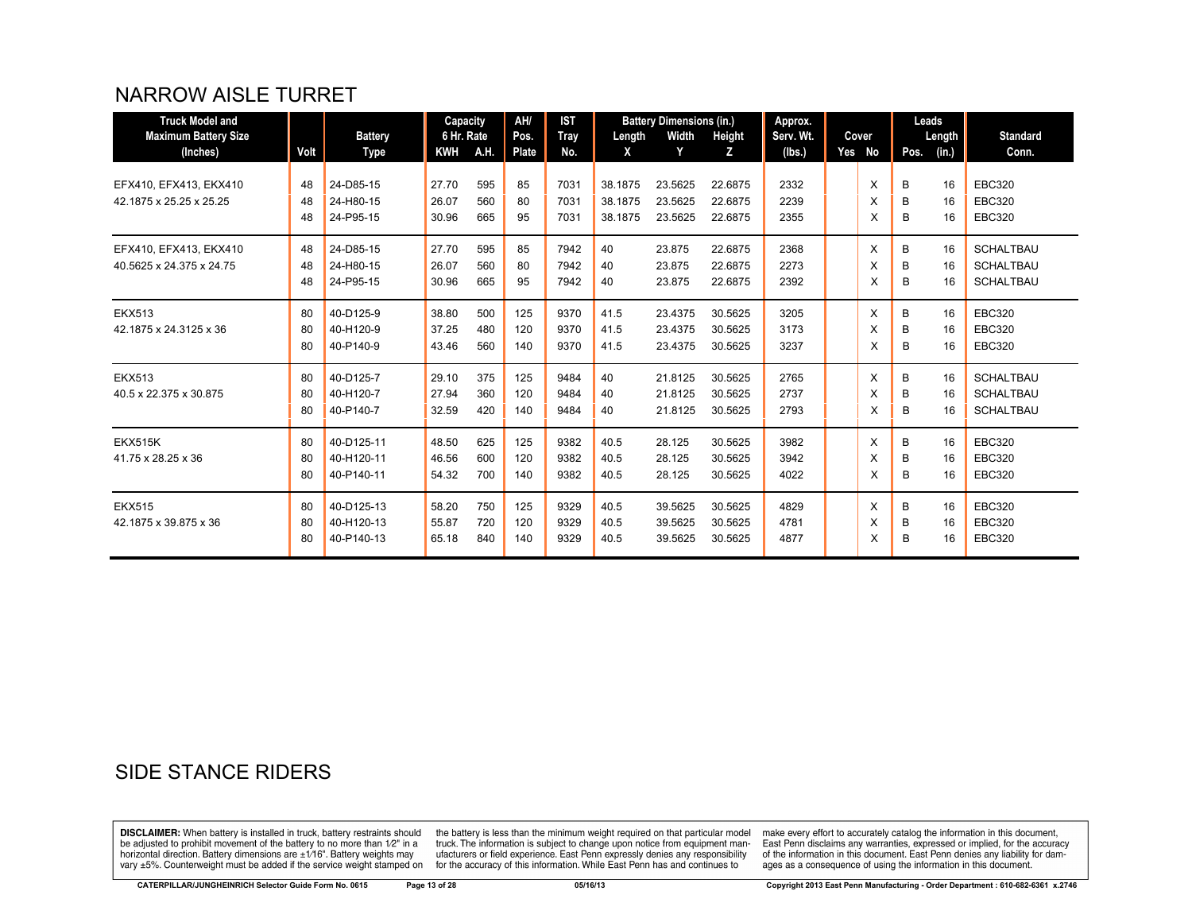## NARROW AISLE TURRET

| Truck Model and Maximum Battery Size (Inches) | Volt | Battery Type | Capacity 6 Hr. Rate KWH | A.H. | AH/ Pos. Plate | IST Tray No. | Battery Dimensions (in.) Length X | Width Y | Height Z | Approx. Serv. Wt. (lbs.) | Cover Yes | No | Leads Pos. | Length (in.) | Standard Conn. |
|---|---|---|---|---|---|---|---|---|---|---|---|---|---|---|---|
| EFX410, EFX413, EKX410 | 48 | 24-D85-15 | 27.70 | 595 | 85 | 7031 | 38.1875 | 23.5625 | 22.6875 | 2332 | | X | B | 16 | EBC320 |
| 42.1875 x 25.25 x 25.25 | 48 | 24-H80-15 | 26.07 | 560 | 80 | 7031 | 38.1875 | 23.5625 | 22.6875 | 2239 | | X | B | 16 | EBC320 |
| | 48 | 24-P95-15 | 30.96 | 665 | 95 | 7031 | 38.1875 | 23.5625 | 22.6875 | 2355 | | X | B | 16 | EBC320 |
| EFX410, EFX413, EKX410 | 48 | 24-D85-15 | 27.70 | 595 | 85 | 7942 | 40 | 23.875 | 22.6875 | 2368 | | X | B | 16 | SCHALTBAU |
| 40.5625 x 24.375 x 24.75 | 48 | 24-H80-15 | 26.07 | 560 | 80 | 7942 | 40 | 23.875 | 22.6875 | 2273 | | X | B | 16 | SCHALTBAU |
| | 48 | 24-P95-15 | 30.96 | 665 | 95 | 7942 | 40 | 23.875 | 22.6875 | 2392 | | X | B | 16 | SCHALTBAU |
| EKX513 | 80 | 40-D125-9 | 38.80 | 500 | 125 | 9370 | 41.5 | 23.4375 | 30.5625 | 3205 | | X | B | 16 | EBC320 |
| 42.1875 x 24.3125 x 36 | 80 | 40-H120-9 | 37.25 | 480 | 120 | 9370 | 41.5 | 23.4375 | 30.5625 | 3173 | | X | B | 16 | EBC320 |
| | 80 | 40-P140-9 | 43.46 | 560 | 140 | 9370 | 41.5 | 23.4375 | 30.5625 | 3237 | | X | B | 16 | EBC320 |
| EKX513 | 80 | 40-D125-7 | 29.10 | 375 | 125 | 9484 | 40 | 21.8125 | 30.5625 | 2765 | | X | B | 16 | SCHALTBAU |
| 40.5 x 22.375 x 30.875 | 80 | 40-H120-7 | 27.94 | 360 | 120 | 9484 | 40 | 21.8125 | 30.5625 | 2737 | | X | B | 16 | SCHALTBAU |
| | 80 | 40-P140-7 | 32.59 | 420 | 140 | 9484 | 40 | 21.8125 | 30.5625 | 2793 | | X | B | 16 | SCHALTBAU |
| EKX515K | 80 | 40-D125-11 | 48.50 | 625 | 125 | 9382 | 40.5 | 28.125 | 30.5625 | 3982 | | X | B | 16 | EBC320 |
| 41.75 x 28.25 x 36 | 80 | 40-H120-11 | 46.56 | 600 | 120 | 9382 | 40.5 | 28.125 | 30.5625 | 3942 | | X | B | 16 | EBC320 |
| | 80 | 40-P140-11 | 54.32 | 700 | 140 | 9382 | 40.5 | 28.125 | 30.5625 | 4022 | | X | B | 16 | EBC320 |
| EKX515 | 80 | 40-D125-13 | 58.20 | 750 | 125 | 9329 | 40.5 | 39.5625 | 30.5625 | 4829 | | X | B | 16 | EBC320 |
| 42.1875 x 39.875 x 36 | 80 | 40-H120-13 | 55.87 | 720 | 120 | 9329 | 40.5 | 39.5625 | 30.5625 | 4781 | | X | B | 16 | EBC320 |
| | 80 | 40-P140-13 | 65.18 | 840 | 140 | 9329 | 40.5 | 39.5625 | 30.5625 | 4877 | | X | B | 16 | EBC320 |

## SIDE STANCE RIDERS

**DISCLAIMER:** When battery is installed in truck, battery restraints should be adjusted to prohibit movement of the battery to no more than 1⁄2" in a horizontal direction. Battery dimensions are ±1⁄16". Battery weights may vary ±5%. Counterweight must be added if the service weight stamped on the battery is less than the minimum weight required on that particular model truck. The information is subject to change upon notice from equipment manufacturers or field experience. East Penn expressly denies any responsibility for the accuracy of this information. While East Penn has and continues to make every effort to accurately catalog the information in this document, East Penn disclaims any warranties, expressed or implied, for the accuracy of the information in this document. East Penn denies any liability for damages as a consequence of using the information in this document.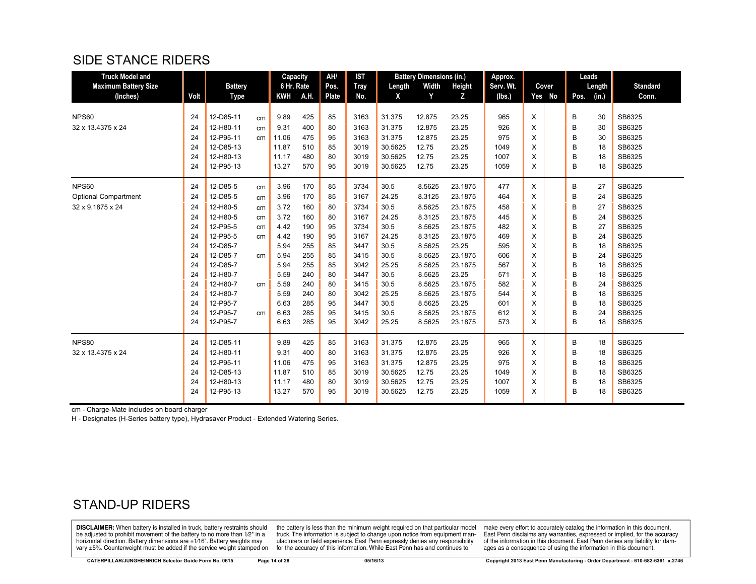## SIDE STANCE RIDERS

| Truck Model and Maximum Battery Size (Inches) | Volt | Battery Type | | Capacity 6 Hr. Rate KWH | A.H. | AH/ Pos. Plate | IST Tray No. | Battery Dimensions (in.) Length X | Width Y | Height Z | Approx. Serv. Wt. (lbs.) | Cover Yes | No | Leads Pos. | Length (in.) | Standard Conn. |
|---|---|---|---|---|---|---|---|---|---|---|---|---|---|---|---|---|
| NPS60 | 24 | 12-D85-11 | cm | 9.89 | 425 | 85 | 3163 | 31.375 | 12.875 | 23.25 | 965 | X | | B | 30 | SB6325 |
| 32 x 13.4375 x 24 | 24 | 12-H80-11 | cm | 9.31 | 400 | 80 | 3163 | 31.375 | 12.875 | 23.25 | 926 | X | | B | 30 | SB6325 |
| | 24 | 12-P95-11 | cm | 11.06 | 475 | 95 | 3163 | 31.375 | 12.875 | 23.25 | 975 | X | | B | 30 | SB6325 |
| | 24 | 12-D85-13 | | 11.87 | 510 | 85 | 3019 | 30.5625 | 12.75 | 23.25 | 1049 | X | | B | 18 | SB6325 |
| | 24 | 12-H80-13 | | 11.17 | 480 | 80 | 3019 | 30.5625 | 12.75 | 23.25 | 1007 | X | | B | 18 | SB6325 |
| | 24 | 12-P95-13 | | 13.27 | 570 | 95 | 3019 | 30.5625 | 12.75 | 23.25 | 1059 | X | | B | 18 | SB6325 |
| NPS60 | 24 | 12-D85-5 | cm | 3.96 | 170 | 85 | 3734 | 30.5 | 8.5625 | 23.1875 | 477 | X | | B | 27 | SB6325 |
| Optional Compartment | 24 | 12-D85-5 | cm | 3.96 | 170 | 85 | 3167 | 24.25 | 8.3125 | 23.1875 | 464 | X | | B | 24 | SB6325 |
| 32 x 9.1875 x 24 | 24 | 12-H80-5 | cm | 3.72 | 160 | 80 | 3734 | 30.5 | 8.5625 | 23.1875 | 458 | X | | B | 27 | SB6325 |
| | 24 | 12-H80-5 | cm | 3.72 | 160 | 80 | 3167 | 24.25 | 8.3125 | 23.1875 | 445 | X | | B | 24 | SB6325 |
| | 24 | 12-P95-5 | cm | 4.42 | 190 | 95 | 3734 | 30.5 | 8.5625 | 23.1875 | 482 | X | | B | 27 | SB6325 |
| | 24 | 12-P95-5 | cm | 4.42 | 190 | 95 | 3167 | 24.25 | 8.3125 | 23.1875 | 469 | X | | B | 24 | SB6325 |
| | 24 | 12-D85-7 | | 5.94 | 255 | 85 | 3447 | 30.5 | 8.5625 | 23.25 | 595 | X | | B | 18 | SB6325 |
| | 24 | 12-D85-7 | cm | 5.94 | 255 | 85 | 3415 | 30.5 | 8.5625 | 23.1875 | 606 | X | | B | 24 | SB6325 |
| | 24 | 12-D85-7 | | 5.94 | 255 | 85 | 3042 | 25.25 | 8.5625 | 23.1875 | 567 | X | | B | 18 | SB6325 |
| | 24 | 12-H80-7 | | 5.59 | 240 | 80 | 3447 | 30.5 | 8.5625 | 23.25 | 571 | X | | B | 18 | SB6325 |
| | 24 | 12-H80-7 | cm | 5.59 | 240 | 80 | 3415 | 30.5 | 8.5625 | 23.1875 | 582 | X | | B | 24 | SB6325 |
| | 24 | 12-H80-7 | | 5.59 | 240 | 80 | 3042 | 25.25 | 8.5625 | 23.1875 | 544 | X | | B | 18 | SB6325 |
| | 24 | 12-P95-7 | | 6.63 | 285 | 95 | 3447 | 30.5 | 8.5625 | 23.25 | 601 | X | | B | 18 | SB6325 |
| | 24 | 12-P95-7 | cm | 6.63 | 285 | 95 | 3415 | 30.5 | 8.5625 | 23.1875 | 612 | X | | B | 24 | SB6325 |
| | 24 | 12-P95-7 | | 6.63 | 285 | 95 | 3042 | 25.25 | 8.5625 | 23.1875 | 573 | X | | B | 18 | SB6325 |
| NPS80 | 24 | 12-D85-11 | | 9.89 | 425 | 85 | 3163 | 31.375 | 12.875 | 23.25 | 965 | X | | B | 18 | SB6325 |
| 32 x 13.4375 x 24 | 24 | 12-H80-11 | | 9.31 | 400 | 80 | 3163 | 31.375 | 12.875 | 23.25 | 926 | X | | B | 18 | SB6325 |
| | 24 | 12-P95-11 | | 11.06 | 475 | 95 | 3163 | 31.375 | 12.875 | 23.25 | 975 | X | | B | 18 | SB6325 |
| | 24 | 12-D85-13 | | 11.87 | 510 | 85 | 3019 | 30.5625 | 12.75 | 23.25 | 1049 | X | | B | 18 | SB6325 |
| | 24 | 12-H80-13 | | 11.17 | 480 | 80 | 3019 | 30.5625 | 12.75 | 23.25 | 1007 | X | | B | 18 | SB6325 |
| | 24 | 12-P95-13 | | 13.27 | 570 | 95 | 3019 | 30.5625 | 12.75 | 23.25 | 1059 | X | | B | 18 | SB6325 |

cm - Charge-Mate includes on board charger

H - Designates (H-Series battery type), Hydrasaver Product - Extended Watering Series.

## STAND-UP RIDERS

**DISCLAIMER:** When battery is installed in truck, battery restraints should be adjusted to prohibit movement of the battery to no more than 1⁄2" in a horizontal direction. Battery dimensions are ±1⁄16". Battery weights may vary ±5%. Counterweight must be added if the service weight stamped on the battery is less than the minimum weight required on that particular model truck. The information is subject to change upon notice from equipment manufacturers or field experience. East Penn expressly denies any responsibility for the accuracy of this information. While East Penn has and continues to make every effort to accurately catalog the information in this document, East Penn disclaims any warranties, expressed or implied, for the accuracy of the information in this document. East Penn denies any liability for damages as a consequence of using the information in this document.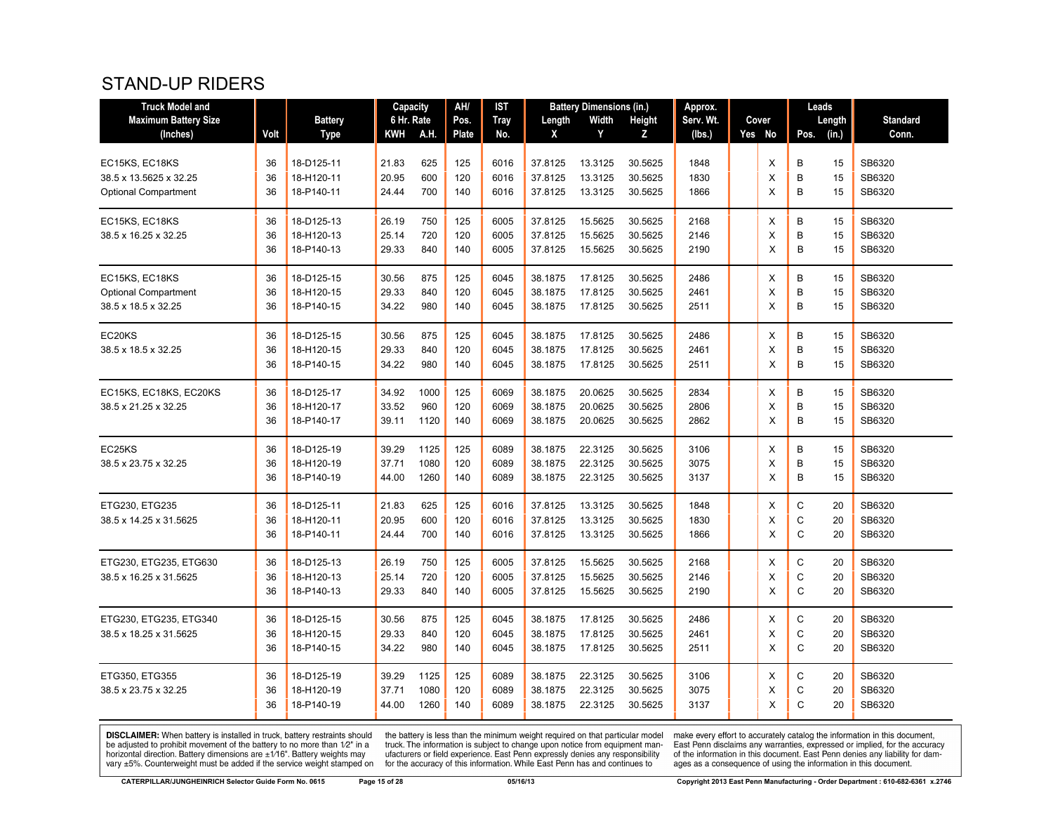# STAND-UP RIDERS

| Truck Model and Maximum Battery Size (Inches) | Volt | Battery Type | Capacity 6 Hr. Rate KWH | A.H. | AH/ Pos. Plate | IST Tray No. | Battery Dimensions (in.) Length X | Width Y | Height Z | Approx. Serv. Wt. (lbs.) | Cover Yes | No | Leads Pos. | Length (in.) | Standard Conn. |
|---|---|---|---|---|---|---|---|---|---|---|---|---|---|---|---|
| EC15KS, EC18KS | 36 | 18-D125-11 | 21.83 | 625 | 125 | 6016 | 37.8125 | 13.3125 | 30.5625 | 1848 | | X | B | 15 | SB6320 |
| 38.5 x 13.5625 x 32.25 | 36 | 18-H120-11 | 20.95 | 600 | 120 | 6016 | 37.8125 | 13.3125 | 30.5625 | 1830 | | X | B | 15 | SB6320 |
| Optional Compartment | 36 | 18-P140-11 | 24.44 | 700 | 140 | 6016 | 37.8125 | 13.3125 | 30.5625 | 1866 | | X | B | 15 | SB6320 |
| EC15KS, EC18KS | 36 | 18-D125-13 | 26.19 | 750 | 125 | 6005 | 37.8125 | 15.5625 | 30.5625 | 2168 | | X | B | 15 | SB6320 |
| 38.5 x 16.25 x 32.25 | 36 | 18-H120-13 | 25.14 | 720 | 120 | 6005 | 37.8125 | 15.5625 | 30.5625 | 2146 | | X | B | 15 | SB6320 |
| | 36 | 18-P140-13 | 29.33 | 840 | 140 | 6005 | 37.8125 | 15.5625 | 30.5625 | 2190 | | X | B | 15 | SB6320 |
| EC15KS, EC18KS | 36 | 18-D125-15 | 30.56 | 875 | 125 | 6045 | 38.1875 | 17.8125 | 30.5625 | 2486 | | X | B | 15 | SB6320 |
| Optional Compartment | 36 | 18-H120-15 | 29.33 | 840 | 120 | 6045 | 38.1875 | 17.8125 | 30.5625 | 2461 | | X | B | 15 | SB6320 |
| 38.5 x 18.5 x 32.25 | 36 | 18-P140-15 | 34.22 | 980 | 140 | 6045 | 38.1875 | 17.8125 | 30.5625 | 2511 | | X | B | 15 | SB6320 |
| EC20KS | 36 | 18-D125-15 | 30.56 | 875 | 125 | 6045 | 38.1875 | 17.8125 | 30.5625 | 2486 | | X | B | 15 | SB6320 |
| 38.5 x 18.5 x 32.25 | 36 | 18-H120-15 | 29.33 | 840 | 120 | 6045 | 38.1875 | 17.8125 | 30.5625 | 2461 | | X | B | 15 | SB6320 |
| | 36 | 18-P140-15 | 34.22 | 980 | 140 | 6045 | 38.1875 | 17.8125 | 30.5625 | 2511 | | X | B | 15 | SB6320 |
| EC15KS, EC18KS, EC20KS | 36 | 18-D125-17 | 34.92 | 1000 | 125 | 6069 | 38.1875 | 20.0625 | 30.5625 | 2834 | | X | B | 15 | SB6320 |
| 38.5 x 21.25 x 32.25 | 36 | 18-H120-17 | 33.52 | 960 | 120 | 6069 | 38.1875 | 20.0625 | 30.5625 | 2806 | | X | B | 15 | SB6320 |
| | 36 | 18-P140-17 | 39.11 | 1120 | 140 | 6069 | 38.1875 | 20.0625 | 30.5625 | 2862 | | X | B | 15 | SB6320 |
| EC25KS | 36 | 18-D125-19 | 39.29 | 1125 | 125 | 6089 | 38.1875 | 22.3125 | 30.5625 | 3106 | | X | B | 15 | SB6320 |
| 38.5 x 23.75 x 32.25 | 36 | 18-H120-19 | 37.71 | 1080 | 120 | 6089 | 38.1875 | 22.3125 | 30.5625 | 3075 | | X | B | 15 | SB6320 |
| | 36 | 18-P140-19 | 44.00 | 1260 | 140 | 6089 | 38.1875 | 22.3125 | 30.5625 | 3137 | | X | B | 15 | SB6320 |
| ETG230, ETG235 | 36 | 18-D125-11 | 21.83 | 625 | 125 | 6016 | 37.8125 | 13.3125 | 30.5625 | 1848 | | X | C | 20 | SB6320 |
| 38.5 x 14.25 x 31.5625 | 36 | 18-H120-11 | 20.95 | 600 | 120 | 6016 | 37.8125 | 13.3125 | 30.5625 | 1830 | | X | C | 20 | SB6320 |
| | 36 | 18-P140-11 | 24.44 | 700 | 140 | 6016 | 37.8125 | 13.3125 | 30.5625 | 1866 | | X | C | 20 | SB6320 |
| ETG230, ETG235, ETG630 | 36 | 18-D125-13 | 26.19 | 750 | 125 | 6005 | 37.8125 | 15.5625 | 30.5625 | 2168 | | X | C | 20 | SB6320 |
| 38.5 x 16.25 x 31.5625 | 36 | 18-H120-13 | 25.14 | 720 | 120 | 6005 | 37.8125 | 15.5625 | 30.5625 | 2146 | | X | C | 20 | SB6320 |
| | 36 | 18-P140-13 | 29.33 | 840 | 140 | 6005 | 37.8125 | 15.5625 | 30.5625 | 2190 | | X | C | 20 | SB6320 |
| ETG230, ETG235, ETG340 | 36 | 18-D125-15 | 30.56 | 875 | 125 | 6045 | 38.1875 | 17.8125 | 30.5625 | 2486 | | X | C | 20 | SB6320 |
| 38.5 x 18.25 x 31.5625 | 36 | 18-H120-15 | 29.33 | 840 | 120 | 6045 | 38.1875 | 17.8125 | 30.5625 | 2461 | | X | C | 20 | SB6320 |
| | 36 | 18-P140-15 | 34.22 | 980 | 140 | 6045 | 38.1875 | 17.8125 | 30.5625 | 2511 | | X | C | 20 | SB6320 |
| ETG350, ETG355 | 36 | 18-D125-19 | 39.29 | 1125 | 125 | 6089 | 38.1875 | 22.3125 | 30.5625 | 3106 | | X | C | 20 | SB6320 |
| 38.5 x 23.75 x 32.25 | 36 | 18-H120-19 | 37.71 | 1080 | 120 | 6089 | 38.1875 | 22.3125 | 30.5625 | 3075 | | X | C | 20 | SB6320 |
| | 36 | 18-P140-19 | 44.00 | 1260 | 140 | 6089 | 38.1875 | 22.3125 | 30.5625 | 3137 | | X | C | 20 | SB6320 |

**DISCLAIMER:** When battery is installed in truck, battery restraints should be adjusted to prohibit movement of the battery to no more than 1⁄2" in a horizontal direction. Battery dimensions are ±1⁄16". Battery weights may vary ±5%. Counterweight must be added if the service weight stamped on the battery is less than the minimum weight required on that particular model truck. The information is subject to change upon notice from equipment manufacturers or field experience. East Penn expressly denies any responsibility for the accuracy of this information. While East Penn has and continues to make every effort to accurately catalog the information in this document, East Penn disclaims any warranties, expressed or implied, for the accuracy of the information in this document. East Penn denies any liability for damages as a consequence of using the information in this document.

CATERPILLAR/JUNGHEINRICH Selector Guide Form No. 0615 05/16/13 Copyright 2013 East Penn Manufacturing - Order Department : 610-682-6361 x.2746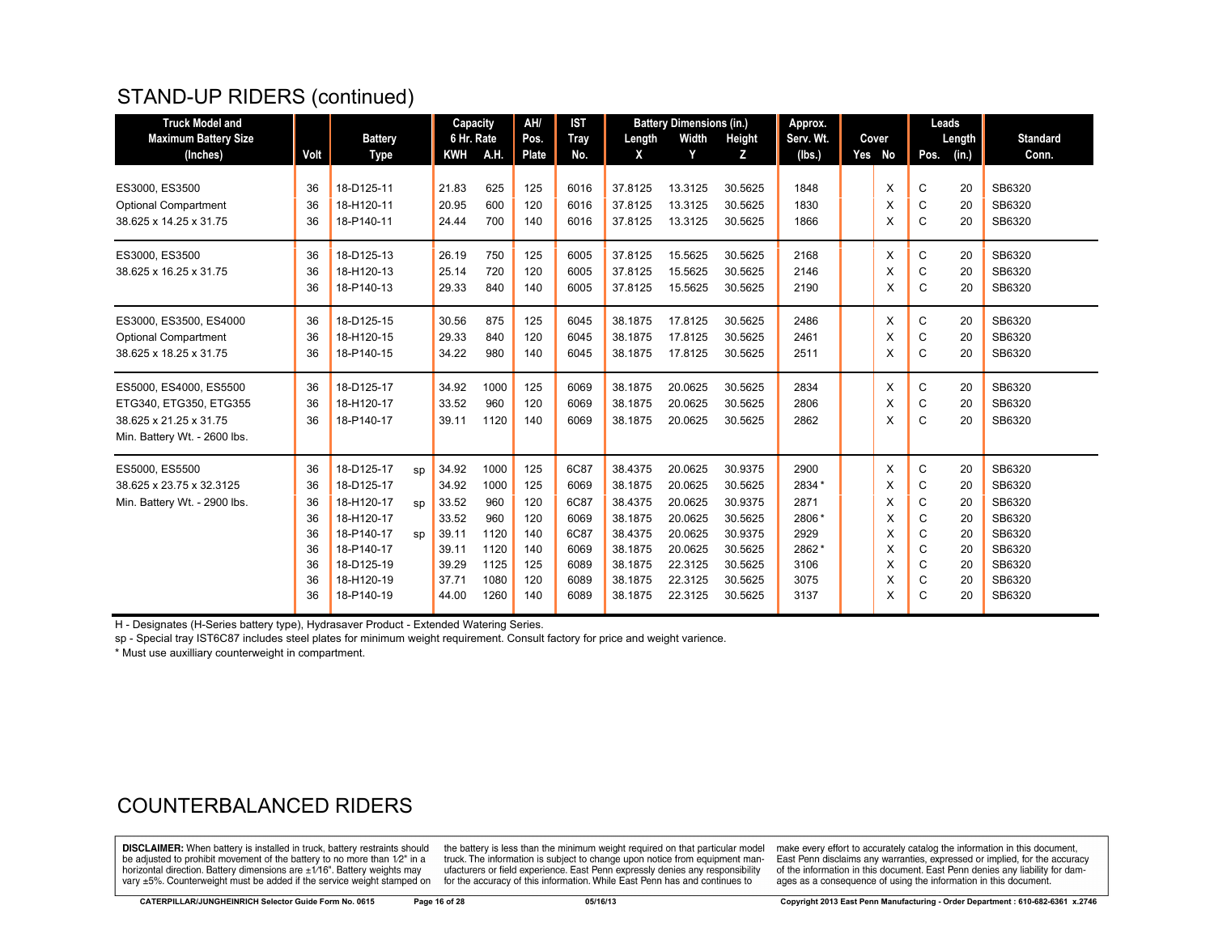## STAND-UP RIDERS (continued)

| Truck Model and Maximum Battery Size (Inches) | Volt | Battery Type | | Capacity 6 Hr. Rate KWH | A.H. | AH/ Pos. Plate | IST Tray No. | Length X | Width Y | Height Z | Approx. Serv. Wt. (lbs.) | Cover Yes | No | Leads Pos. | Length (in.) | Standard Conn. |
|---|---|---|---|---|---|---|---|---|---|---|---|---|---|---|---|---|
| ES3000, ES3500 | 36 | 18-D125-11 | | 21.83 | 625 | 125 | 6016 | 37.8125 | 13.3125 | 30.5625 | 1848 | | X | C | 20 | SB6320 |
| Optional Compartment | 36 | 18-H120-11 | | 20.95 | 600 | 120 | 6016 | 37.8125 | 13.3125 | 30.5625 | 1830 | | X | C | 20 | SB6320 |
| 38.625 x 14.25 x 31.75 | 36 | 18-P140-11 | | 24.44 | 700 | 140 | 6016 | 37.8125 | 13.3125 | 30.5625 | 1866 | | X | C | 20 | SB6320 |
| ES3000, ES3500 | 36 | 18-D125-13 | | 26.19 | 750 | 125 | 6005 | 37.8125 | 15.5625 | 30.5625 | 2168 | | X | C | 20 | SB6320 |
| 38.625 x 16.25 x 31.75 | 36 | 18-H120-13 | | 25.14 | 720 | 120 | 6005 | 37.8125 | 15.5625 | 30.5625 | 2146 | | X | C | 20 | SB6320 |
| | 36 | 18-P140-13 | | 29.33 | 840 | 140 | 6005 | 37.8125 | 15.5625 | 30.5625 | 2190 | | X | C | 20 | SB6320 |
| ES3000, ES3500, ES4000 | 36 | 18-D125-15 | | 30.56 | 875 | 125 | 6045 | 38.1875 | 17.8125 | 30.5625 | 2486 | | X | C | 20 | SB6320 |
| Optional Compartment | 36 | 18-H120-15 | | 29.33 | 840 | 120 | 6045 | 38.1875 | 17.8125 | 30.5625 | 2461 | | X | C | 20 | SB6320 |
| 38.625 x 18.25 x 31.75 | 36 | 18-P140-15 | | 34.22 | 980 | 140 | 6045 | 38.1875 | 17.8125 | 30.5625 | 2511 | | X | C | 20 | SB6320 |
| ES5000, ES4000, ES5500 | 36 | 18-D125-17 | | 34.92 | 1000 | 125 | 6069 | 38.1875 | 20.0625 | 30.5625 | 2834 | | X | C | 20 | SB6320 |
| ETG340, ETG350, ETG355 | 36 | 18-H120-17 | | 33.52 | 960 | 120 | 6069 | 38.1875 | 20.0625 | 30.5625 | 2806 | | X | C | 20 | SB6320 |
| 38.625 x 21.25 x 31.75 | 36 | 18-P140-17 | | 39.11 | 1120 | 140 | 6069 | 38.1875 | 20.0625 | 30.5625 | 2862 | | X | C | 20 | SB6320 |
| Min. Battery Wt. - 2600 lbs. | | | | | | | | | | | | | | | | |
| ES5000, ES5500 | 36 | 18-D125-17 | sp | 34.92 | 1000 | 125 | 6C87 | 38.4375 | 20.0625 | 30.9375 | 2900 | | X | C | 20 | SB6320 |
| 38.625 x 23.75 x 32.3125 | 36 | 18-D125-17 | | 34.92 | 1000 | 125 | 6069 | 38.1875 | 20.0625 | 30.5625 | 2834* | | X | C | 20 | SB6320 |
| Min. Battery Wt. - 2900 lbs. | 36 | 18-H120-17 | sp | 33.52 | 960 | 120 | 6C87 | 38.4375 | 20.0625 | 30.9375 | 2871 | | X | C | 20 | SB6320 |
| | 36 | 18-H120-17 | | 33.52 | 960 | 120 | 6069 | 38.1875 | 20.0625 | 30.5625 | 2806* | | X | C | 20 | SB6320 |
| | 36 | 18-P140-17 | sp | 39.11 | 1120 | 140 | 6C87 | 38.4375 | 20.0625 | 30.9375 | 2929 | | X | C | 20 | SB6320 |
| | 36 | 18-P140-17 | | 39.11 | 1120 | 140 | 6069 | 38.1875 | 20.0625 | 30.5625 | 2862* | | X | C | 20 | SB6320 |
| | 36 | 18-D125-19 | | 39.29 | 1125 | 125 | 6089 | 38.1875 | 22.3125 | 30.5625 | 3106 | | X | C | 20 | SB6320 |
| | 36 | 18-H120-19 | | 37.71 | 1080 | 120 | 6089 | 38.1875 | 22.3125 | 30.5625 | 3075 | | X | C | 20 | SB6320 |
| | 36 | 18-P140-19 | | 44.00 | 1260 | 140 | 6089 | 38.1875 | 22.3125 | 30.5625 | 3137 | | X | C | 20 | SB6320 |

H - Designates (H-Series battery type), Hydrasaver Product - Extended Watering Series.

sp - Special tray IST6C87 includes steel plates for minimum weight requirement. Consult factory for price and weight varience.

* Must use auxilliary counterweight in compartment.

## COUNTERBALANCED RIDERS

**DISCLAIMER:** When battery is installed in truck, battery restraints should be adjusted to prohibit movement of the battery to no more than 1⁄2" in a horizontal direction. Battery dimensions are ±1⁄16". Battery weights may vary ±5%. Counterweight must be added if the service weight stamped on the battery is less than the minimum weight required on that particular model truck. The information is subject to change upon notice from equipment manufacturers or field experience. East Penn expressly denies any responsibility for the accuracy of this information. While East Penn has and continues to make every effort to accurately catalog the information in this document, East Penn disclaims any warranties, expressed or implied, for the accuracy of the information in this document. East Penn denies any liability for damages as a consequence of using the information in this document.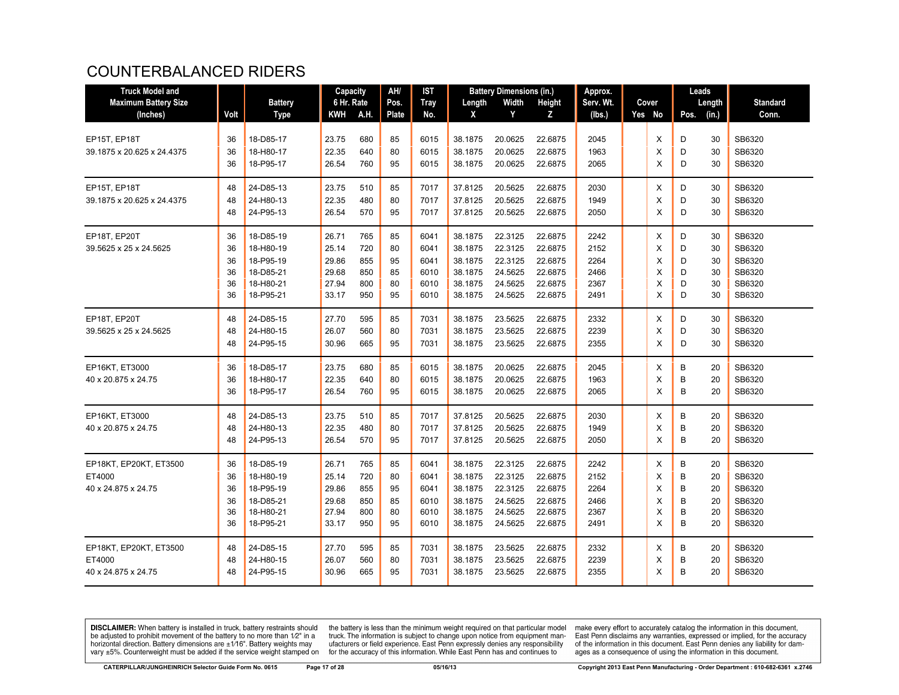# COUNTERBALANCED RIDERS

| Truck Model and Maximum Battery Size (Inches) | Volt | Battery Type | Capacity 6 Hr. Rate KWH | A.H. | AH/ Pos. Plate | IST Tray No. | Battery Dimensions (in.) Length X | Width Y | Height Z | Approx. Serv. Wt. (lbs.) | Cover Yes | No | Leads Pos. | Length (in.) | Standard Conn. |
|---|---|---|---|---|---|---|---|---|---|---|---|---|---|---|---|
| EP15T, EP18T | 36 | 18-D85-17 | 23.75 | 680 | 85 | 6015 | 38.1875 | 20.0625 | 22.6875 | 2045 | | X | D | 30 | SB6320 |
| 39.1875 x 20.625 x 24.4375 | 36 | 18-H80-17 | 22.35 | 640 | 80 | 6015 | 38.1875 | 20.0625 | 22.6875 | 1963 | | X | D | 30 | SB6320 |
| | 36 | 18-P95-17 | 26.54 | 760 | 95 | 6015 | 38.1875 | 20.0625 | 22.6875 | 2065 | | X | D | 30 | SB6320 |
| EP15T, EP18T | 48 | 24-D85-13 | 23.75 | 510 | 85 | 7017 | 37.8125 | 20.5625 | 22.6875 | 2030 | | X | D | 30 | SB6320 |
| 39.1875 x 20.625 x 24.4375 | 48 | 24-H80-13 | 22.35 | 480 | 80 | 7017 | 37.8125 | 20.5625 | 22.6875 | 1949 | | X | D | 30 | SB6320 |
| | 48 | 24-P95-13 | 26.54 | 570 | 95 | 7017 | 37.8125 | 20.5625 | 22.6875 | 2050 | | X | D | 30 | SB6320 |
| EP18T, EP20T | 36 | 18-D85-19 | 26.71 | 765 | 85 | 6041 | 38.1875 | 22.3125 | 22.6875 | 2242 | | X | D | 30 | SB6320 |
| 39.5625 x 25 x 24.5625 | 36 | 18-H80-19 | 25.14 | 720 | 80 | 6041 | 38.1875 | 22.3125 | 22.6875 | 2152 | | X | D | 30 | SB6320 |
| | 36 | 18-P95-19 | 29.86 | 855 | 95 | 6041 | 38.1875 | 22.3125 | 22.6875 | 2264 | | X | D | 30 | SB6320 |
| | 36 | 18-D85-21 | 29.68 | 850 | 85 | 6010 | 38.1875 | 24.5625 | 22.6875 | 2466 | | X | D | 30 | SB6320 |
| | 36 | 18-H80-21 | 27.94 | 800 | 80 | 6010 | 38.1875 | 24.5625 | 22.6875 | 2367 | | X | D | 30 | SB6320 |
| | 36 | 18-P95-21 | 33.17 | 950 | 95 | 6010 | 38.1875 | 24.5625 | 22.6875 | 2491 | | X | D | 30 | SB6320 |
| EP18T, EP20T | 48 | 24-D85-15 | 27.70 | 595 | 85 | 7031 | 38.1875 | 23.5625 | 22.6875 | 2332 | | X | D | 30 | SB6320 |
| 39.5625 x 25 x 24.5625 | 48 | 24-H80-15 | 26.07 | 560 | 80 | 7031 | 38.1875 | 23.5625 | 22.6875 | 2239 | | X | D | 30 | SB6320 |
| | 48 | 24-P95-15 | 30.96 | 665 | 95 | 7031 | 38.1875 | 23.5625 | 22.6875 | 2355 | | X | D | 30 | SB6320 |
| EP16KT, ET3000 | 36 | 18-D85-17 | 23.75 | 680 | 85 | 6015 | 38.1875 | 20.0625 | 22.6875 | 2045 | | X | B | 20 | SB6320 |
| 40 x 20.875 x 24.75 | 36 | 18-H80-17 | 22.35 | 640 | 80 | 6015 | 38.1875 | 20.0625 | 22.6875 | 1963 | | X | B | 20 | SB6320 |
| | 36 | 18-P95-17 | 26.54 | 760 | 95 | 6015 | 38.1875 | 20.0625 | 22.6875 | 2065 | | X | B | 20 | SB6320 |
| EP16KT, ET3000 | 48 | 24-D85-13 | 23.75 | 510 | 85 | 7017 | 37.8125 | 20.5625 | 22.6875 | 2030 | | X | B | 20 | SB6320 |
| 40 x 20.875 x 24.75 | 48 | 24-H80-13 | 22.35 | 480 | 80 | 7017 | 37.8125 | 20.5625 | 22.6875 | 1949 | | X | B | 20 | SB6320 |
| | 48 | 24-P95-13 | 26.54 | 570 | 95 | 7017 | 37.8125 | 20.5625 | 22.6875 | 2050 | | X | B | 20 | SB6320 |
| EP18KT, EP20KT, ET3500 | 36 | 18-D85-19 | 26.71 | 765 | 85 | 6041 | 38.1875 | 22.3125 | 22.6875 | 2242 | | X | B | 20 | SB6320 |
| ET4000 | 36 | 18-H80-19 | 25.14 | 720 | 80 | 6041 | 38.1875 | 22.3125 | 22.6875 | 2152 | | X | B | 20 | SB6320 |
| 40 x 24.875 x 24.75 | 36 | 18-P95-19 | 29.86 | 855 | 95 | 6041 | 38.1875 | 22.3125 | 22.6875 | 2264 | | X | B | 20 | SB6320 |
| | 36 | 18-D85-21 | 29.68 | 850 | 85 | 6010 | 38.1875 | 24.5625 | 22.6875 | 2466 | | X | B | 20 | SB6320 |
| | 36 | 18-H80-21 | 27.94 | 800 | 80 | 6010 | 38.1875 | 24.5625 | 22.6875 | 2367 | | X | B | 20 | SB6320 |
| | 36 | 18-P95-21 | 33.17 | 950 | 95 | 6010 | 38.1875 | 24.5625 | 22.6875 | 2491 | | X | B | 20 | SB6320 |
| EP18KT, EP20KT, ET3500 | 48 | 24-D85-15 | 27.70 | 595 | 85 | 7031 | 38.1875 | 23.5625 | 22.6875 | 2332 | | X | B | 20 | SB6320 |
| ET4000 | 48 | 24-H80-15 | 26.07 | 560 | 80 | 7031 | 38.1875 | 23.5625 | 22.6875 | 2239 | | X | B | 20 | SB6320 |
| 40 x 24.875 x 24.75 | 48 | 24-P95-15 | 30.96 | 665 | 95 | 7031 | 38.1875 | 23.5625 | 22.6875 | 2355 | | X | B | 20 | SB6320 |

**DISCLAIMER:** When battery is installed in truck, battery restraints should be adjusted to prohibit movement of the battery to no more than 1⁄2" in a horizontal direction. Battery dimensions are ±1⁄16". Battery weights may vary ±5%. Counterweight must be added if the service weight stamped on the battery is less than the minimum weight required on that particular model truck. The information is subject to change upon notice from equipment manufacturers or field experience. East Penn expressly denies any responsibility for the accuracy of this information. While East Penn has and continues to make every effort to accurately catalog the information in this document, East Penn disclaims any warranties, expressed or implied, for the accuracy of the information in this document. East Penn denies any liability for damages as a consequence of using the information in this document.

CATERPILLAR/JUNGHEINRICH Selector Guide Form No. 0615 05/16/13 Copyright 2013 East Penn Manufacturing - Order Department : 610-682-6361 x.2746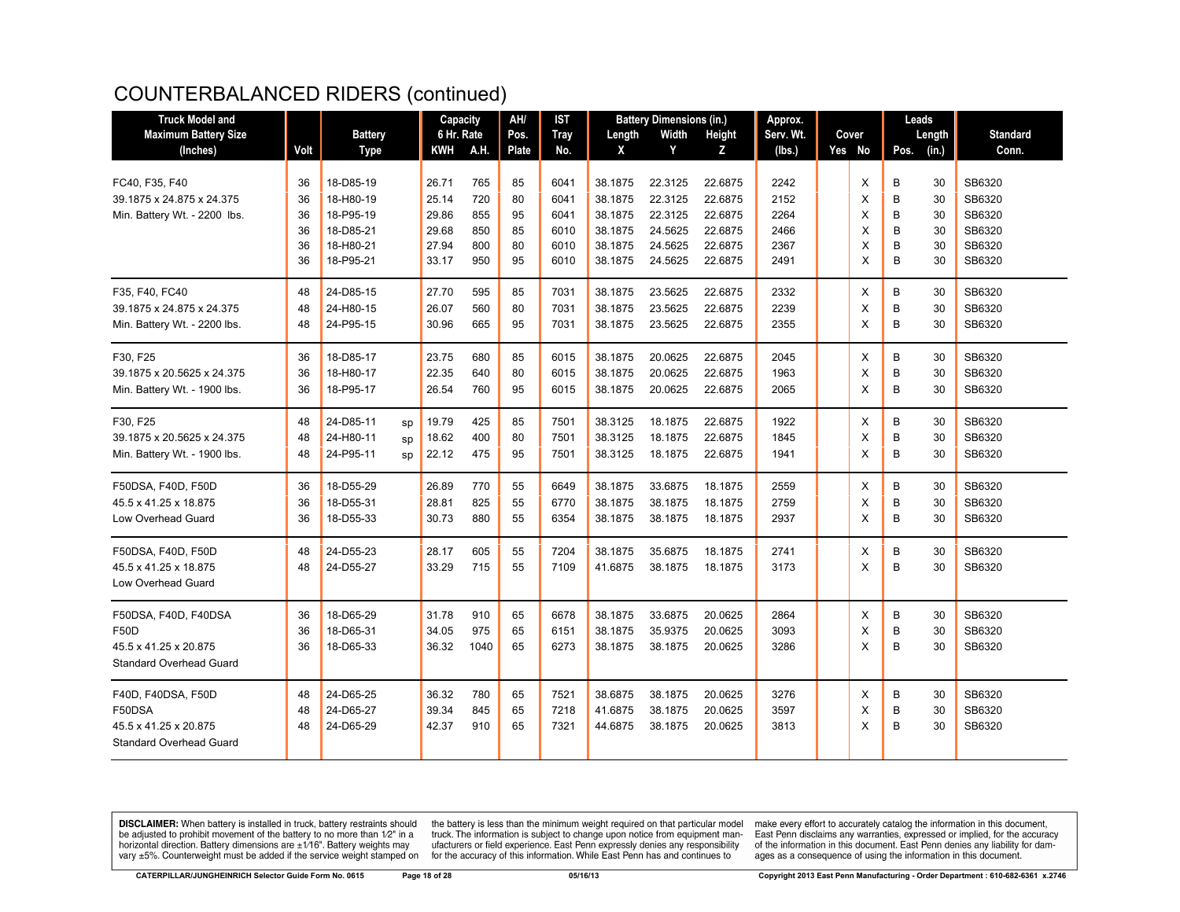# COUNTERBALANCED RIDERS (continued)

| Truck Model and Maximum Battery Size (Inches) | Volt | Battery Type | | Capacity 6 Hr. Rate | | AH/ Pos. Plate | IST Tray No. | Battery Dimensions (in.) | | | Approx. Serv. Wt. (lbs.) | Cover | | Leads | | Standard Conn. |
|---|---|---|---|---|---|---|---|---|---|---|---|---|---|---|---|---|
| | | | | KWH | A.H. | | | Length X | Width Y | Height Z | | Yes | No | Pos. | Length (in.) | |
| FC40, F35, F40 | 36 | 18-D85-19 | | 26.71 | 765 | 85 | 6041 | 38.1875 | 22.3125 | 22.6875 | 2242 | | X | B | 30 | SB6320 |
| 39.1875 x 24.875 x 24.375 | 36 | 18-H80-19 | | 25.14 | 720 | 80 | 6041 | 38.1875 | 22.3125 | 22.6875 | 2152 | | X | B | 30 | SB6320 |
| Min. Battery Wt. - 2200 lbs. | 36 | 18-P95-19 | | 29.86 | 855 | 95 | 6041 | 38.1875 | 22.3125 | 22.6875 | 2264 | | X | B | 30 | SB6320 |
| | 36 | 18-D85-21 | | 29.68 | 850 | 85 | 6010 | 38.1875 | 24.5625 | 22.6875 | 2466 | | X | B | 30 | SB6320 |
| | 36 | 18-H80-21 | | 27.94 | 800 | 80 | 6010 | 38.1875 | 24.5625 | 22.6875 | 2367 | | X | B | 30 | SB6320 |
| | 36 | 18-P95-21 | | 33.17 | 950 | 95 | 6010 | 38.1875 | 24.5625 | 22.6875 | 2491 | | X | B | 30 | SB6320 |
| F35, F40, FC40 | 48 | 24-D85-15 | | 27.70 | 595 | 85 | 7031 | 38.1875 | 23.5625 | 22.6875 | 2332 | | X | B | 30 | SB6320 |
| 39.1875 x 24.875 x 24.375 | 48 | 24-H80-15 | | 26.07 | 560 | 80 | 7031 | 38.1875 | 23.5625 | 22.6875 | 2239 | | X | B | 30 | SB6320 |
| Min. Battery Wt. - 2200 lbs. | 48 | 24-P95-15 | | 30.96 | 665 | 95 | 7031 | 38.1875 | 23.5625 | 22.6875 | 2355 | | X | B | 30 | SB6320 |
| F30, F25 | 36 | 18-D85-17 | | 23.75 | 680 | 85 | 6015 | 38.1875 | 20.0625 | 22.6875 | 2045 | | X | B | 30 | SB6320 |
| 39.1875 x 20.5625 x 24.375 | 36 | 18-H80-17 | | 22.35 | 640 | 80 | 6015 | 38.1875 | 20.0625 | 22.6875 | 1963 | | X | B | 30 | SB6320 |
| Min. Battery Wt. - 1900 lbs. | 36 | 18-P95-17 | | 26.54 | 760 | 95 | 6015 | 38.1875 | 20.0625 | 22.6875 | 2065 | | X | B | 30 | SB6320 |
| F30, F25 | 48 | 24-D85-11 | sp | 19.79 | 425 | 85 | 7501 | 38.3125 | 18.1875 | 22.6875 | 1922 | | X | B | 30 | SB6320 |
| 39.1875 x 20.5625 x 24.375 | 48 | 24-H80-11 | sp | 18.62 | 400 | 80 | 7501 | 38.3125 | 18.1875 | 22.6875 | 1845 | | X | B | 30 | SB6320 |
| Min. Battery Wt. - 1900 lbs. | 48 | 24-P95-11 | sp | 22.12 | 475 | 95 | 7501 | 38.3125 | 18.1875 | 22.6875 | 1941 | | X | B | 30 | SB6320 |
| F50DSA, F40D, F50D | 36 | 18-D55-29 | | 26.89 | 770 | 55 | 6649 | 38.1875 | 33.6875 | 18.1875 | 2559 | | X | B | 30 | SB6320 |
| 45.5 x 41.25 x 18.875 | 36 | 18-D55-31 | | 28.81 | 825 | 55 | 6770 | 38.1875 | 38.1875 | 18.1875 | 2759 | | X | B | 30 | SB6320 |
| Low Overhead Guard | 36 | 18-D55-33 | | 30.73 | 880 | 55 | 6354 | 38.1875 | 38.1875 | 18.1875 | 2937 | | X | B | 30 | SB6320 |
| F50DSA, F40D, F50D | 48 | 24-D55-23 | | 28.17 | 605 | 55 | 7204 | 38.1875 | 35.6875 | 18.1875 | 2741 | | X | B | 30 | SB6320 |
| 45.5 x 41.25 x 18.875 | 48 | 24-D55-27 | | 33.29 | 715 | 55 | 7109 | 41.6875 | 38.1875 | 18.1875 | 3173 | | X | B | 30 | SB6320 |
| Low Overhead Guard | | | | | | | | | | | | | | | | |
| F50DSA, F40D, F40DSA | 36 | 18-D65-29 | | 31.78 | 910 | 65 | 6678 | 38.1875 | 33.6875 | 20.0625 | 2864 | | X | B | 30 | SB6320 |
| F50D | 36 | 18-D65-31 | | 34.05 | 975 | 65 | 6151 | 38.1875 | 35.9375 | 20.0625 | 3093 | | X | B | 30 | SB6320 |
| 45.5 x 41.25 x 20.875 | 36 | 18-D65-33 | | 36.32 | 1040 | 65 | 6273 | 38.1875 | 38.1875 | 20.0625 | 3286 | | X | B | 30 | SB6320 |
| Standard Overhead Guard | | | | | | | | | | | | | | | | |
| F40D, F40DSA, F50D | 48 | 24-D65-25 | | 36.32 | 780 | 65 | 7521 | 38.6875 | 38.1875 | 20.0625 | 3276 | | X | B | 30 | SB6320 |
| F50DSA | 48 | 24-D65-27 | | 39.34 | 845 | 65 | 7218 | 41.6875 | 38.1875 | 20.0625 | 3597 | | X | B | 30 | SB6320 |
| 45.5 x 41.25 x 20.875 | 48 | 24-D65-29 | | 42.37 | 910 | 65 | 7321 | 44.6875 | 38.1875 | 20.0625 | 3813 | | X | B | 30 | SB6320 |
| Standard Overhead Guard | | | | | | | | | | | | | | | | |

**DISCLAIMER:** When battery is installed in truck, battery restraints should be adjusted to prohibit movement of the battery to no more than 1⁄2" in a horizontal direction. Battery dimensions are ±1⁄16". Battery weights may vary ±5%. Counterweight must be added if the service weight stamped on the battery is less than the minimum weight required on that particular model truck. The information is subject to change upon notice from equipment manufacturers or field experience. East Penn expressly denies any responsibility for the accuracy of this information. While East Penn has and continues to make every effort to accurately catalog the information in this document, East Penn disclaims any warranties, expressed or implied, for the accuracy of the information in this document. East Penn denies any liability for damages as a consequence of using the information in this document.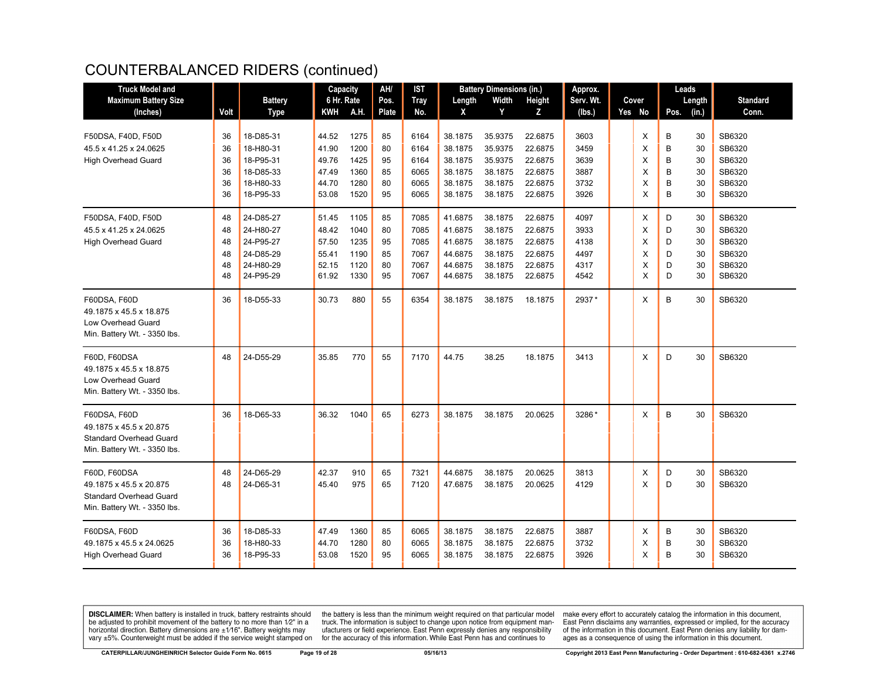# COUNTERBALANCED RIDERS (continued)

| Truck Model and Maximum Battery Size (Inches) | Volt | Battery Type | Capacity 6 Hr. Rate | | AH/ Pos. Plate | IST Tray No. | Battery Dimensions (in.) | | | Approx. Serv. Wt. (lbs.) | Cover | | Leads | | Standard Conn. |
|---|---|---|---|---|---|---|---|---|---|---|---|---|---|---|---|
| | | | KWH | A.H. | | | Length X | Width Y | Height Z | | Yes | No | Pos. | Length (in.) | |
| F50DSA, F40D, F50D<br>45.5 x 41.25 x 24.0625<br>High Overhead Guard | 36 | 18-D85-31 | 44.52 | 1275 | 85 | 6164 | 38.1875 | 35.9375 | 22.6875 | 3603 | | X | B | 30 | SB6320 |
| | 36 | 18-H80-31 | 41.90 | 1200 | 80 | 6164 | 38.1875 | 35.9375 | 22.6875 | 3459 | | X | B | 30 | SB6320 |
| | 36 | 18-P95-31 | 49.76 | 1425 | 95 | 6164 | 38.1875 | 35.9375 | 22.6875 | 3639 | | X | B | 30 | SB6320 |
| | 36 | 18-D85-33 | 47.49 | 1360 | 85 | 6065 | 38.1875 | 38.1875 | 22.6875 | 3887 | | X | B | 30 | SB6320 |
| | 36 | 18-H80-33 | 44.70 | 1280 | 80 | 6065 | 38.1875 | 38.1875 | 22.6875 | 3732 | | X | B | 30 | SB6320 |
| | 36 | 18-P95-33 | 53.08 | 1520 | 95 | 6065 | 38.1875 | 38.1875 | 22.6875 | 3926 | | X | B | 30 | SB6320 |
| F50DSA, F40D, F50D<br>45.5 x 41.25 x 24.0625<br>High Overhead Guard | 48 | 24-D85-27 | 51.45 | 1105 | 85 | 7085 | 41.6875 | 38.1875 | 22.6875 | 4097 | | X | D | 30 | SB6320 |
| | 48 | 24-H80-27 | 48.42 | 1040 | 80 | 7085 | 41.6875 | 38.1875 | 22.6875 | 3933 | | X | D | 30 | SB6320 |
| | 48 | 24-P95-27 | 57.50 | 1235 | 95 | 7085 | 41.6875 | 38.1875 | 22.6875 | 4138 | | X | D | 30 | SB6320 |
| | 48 | 24-D85-29 | 55.41 | 1190 | 85 | 7067 | 44.6875 | 38.1875 | 22.6875 | 4497 | | X | D | 30 | SB6320 |
| | 48 | 24-H80-29 | 52.15 | 1120 | 80 | 7067 | 44.6875 | 38.1875 | 22.6875 | 4317 | | X | D | 30 | SB6320 |
| | 48 | 24-P95-29 | 61.92 | 1330 | 95 | 7067 | 44.6875 | 38.1875 | 22.6875 | 4542 | | X | D | 30 | SB6320 |
| F60DSA, F60D<br>49.1875 x 45.5 x 18.875<br>Low Overhead Guard<br>Min. Battery Wt. - 3350 lbs. | 36 | 18-D55-33 | 30.73 | 880 | 55 | 6354 | 38.1875 | 38.1875 | 18.1875 | 2937* | | X | B | 30 | SB6320 |
| F60D, F60DSA<br>49.1875 x 45.5 x 18.875<br>Low Overhead Guard<br>Min. Battery Wt. - 3350 lbs. | 48 | 24-D55-29 | 35.85 | 770 | 55 | 7170 | 44.75 | 38.25 | 18.1875 | 3413 | | X | D | 30 | SB6320 |
| F60DSA, F60D<br>49.1875 x 45.5 x 20.875<br>Standard Overhead Guard<br>Min. Battery Wt. - 3350 lbs. | 36 | 18-D65-33 | 36.32 | 1040 | 65 | 6273 | 38.1875 | 38.1875 | 20.0625 | 3286* | | X | B | 30 | SB6320 |
| F60D, F60DSA<br>49.1875 x 45.5 x 20.875<br>Standard Overhead Guard<br>Min. Battery Wt. - 3350 lbs. | 48 | 24-D65-29 | 42.37 | 910 | 65 | 7321 | 44.6875 | 38.1875 | 20.0625 | 3813 | | X | D | 30 | SB6320 |
| | 48 | 24-D65-31 | 45.40 | 975 | 65 | 7120 | 47.6875 | 38.1875 | 20.0625 | 4129 | | X | D | 30 | SB6320 |
| F60DSA, F60D<br>49.1875 x 45.5 x 24.0625<br>High Overhead Guard | 36 | 18-D85-33 | 47.49 | 1360 | 85 | 6065 | 38.1875 | 38.1875 | 22.6875 | 3887 | | X | B | 30 | SB6320 |
| | 36 | 18-H80-33 | 44.70 | 1280 | 80 | 6065 | 38.1875 | 38.1875 | 22.6875 | 3732 | | X | B | 30 | SB6320 |
| | 36 | 18-P95-33 | 53.08 | 1520 | 95 | 6065 | 38.1875 | 38.1875 | 22.6875 | 3926 | | X | B | 30 | SB6320 |

**DISCLAIMER:** When battery is installed in truck, battery restraints should be adjusted to prohibit movement of the battery to no more than 1⁄2" in a horizontal direction. Battery dimensions are ±1⁄16". Battery weights may vary ±5%. Counterweight must be added if the service weight stamped on the battery is less than the minimum weight required on that particular model truck. The information is subject to change upon notice from equipment manufacturers or field experience. East Penn expressly denies any responsibility for the accuracy of this information. While East Penn has and continues to make every effort to accurately catalog the information in this document, East Penn disclaims any warranties, expressed or implied, for the accuracy of the information in this document. East Penn denies any liability for damages as a consequence of using the information in this document.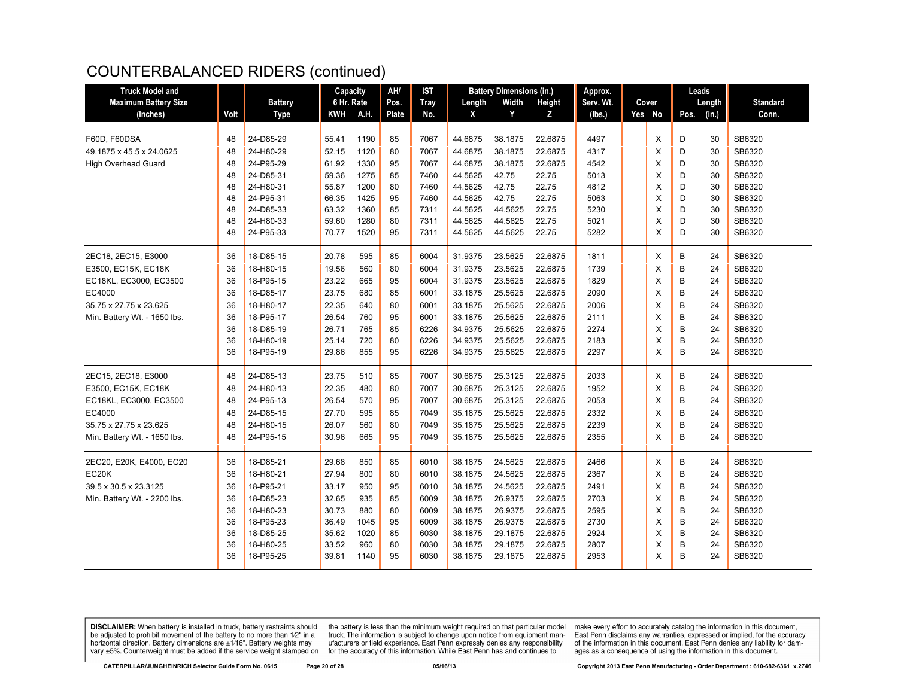# COUNTERBALANCED RIDERS (continued)

| Truck Model and Maximum Battery Size (Inches) | Volt | Battery Type | Capacity 6 Hr. Rate KWH | A.H. | AH/ Pos. Plate | IST Tray No. | Battery Dimensions (in.) Length X | Width Y | Height Z | Approx. Serv. Wt. (lbs.) | Cover Yes | No | Leads Pos. | Length (in.) | Standard Conn. |
|---|---|---|---|---|---|---|---|---|---|---|---|---|---|---|---|
| F60D, F60DSA | 48 | 24-D85-29 | 55.41 | 1190 | 85 | 7067 | 44.6875 | 38.1875 | 22.6875 | 4497 | | X | D | 30 | SB6320 |
| 49.1875 x 45.5 x 24.0625 | 48 | 24-H80-29 | 52.15 | 1120 | 80 | 7067 | 44.6875 | 38.1875 | 22.6875 | 4317 | | X | D | 30 | SB6320 |
| High Overhead Guard | 48 | 24-P95-29 | 61.92 | 1330 | 95 | 7067 | 44.6875 | 38.1875 | 22.6875 | 4542 | | X | D | 30 | SB6320 |
| | 48 | 24-D85-31 | 59.36 | 1275 | 85 | 7460 | 44.5625 | 42.75 | 22.75 | 5013 | | X | D | 30 | SB6320 |
| | 48 | 24-H80-31 | 55.87 | 1200 | 80 | 7460 | 44.5625 | 42.75 | 22.75 | 4812 | | X | D | 30 | SB6320 |
| | 48 | 24-P95-31 | 66.35 | 1425 | 95 | 7460 | 44.5625 | 42.75 | 22.75 | 5063 | | X | D | 30 | SB6320 |
| | 48 | 24-D85-33 | 63.32 | 1360 | 85 | 7311 | 44.5625 | 44.5625 | 22.75 | 5230 | | X | D | 30 | SB6320 |
| | 48 | 24-H80-33 | 59.60 | 1280 | 80 | 7311 | 44.5625 | 44.5625 | 22.75 | 5021 | | X | D | 30 | SB6320 |
| | 48 | 24-P95-33 | 70.77 | 1520 | 95 | 7311 | 44.5625 | 44.5625 | 22.75 | 5282 | | X | D | 30 | SB6320 |
| 2EC18, 2EC15, E3000 | 36 | 18-D85-15 | 20.78 | 595 | 85 | 6004 | 31.9375 | 23.5625 | 22.6875 | 1811 | | X | B | 24 | SB6320 |
| E3500, EC15K, EC18K | 36 | 18-H80-15 | 19.56 | 560 | 80 | 6004 | 31.9375 | 23.5625 | 22.6875 | 1739 | | X | B | 24 | SB6320 |
| EC18KL, EC3000, EC3500 | 36 | 18-P95-15 | 23.22 | 665 | 95 | 6004 | 31.9375 | 23.5625 | 22.6875 | 1829 | | X | B | 24 | SB6320 |
| EC4000 | 36 | 18-D85-17 | 23.75 | 680 | 85 | 6001 | 33.1875 | 25.5625 | 22.6875 | 2090 | | X | B | 24 | SB6320 |
| 35.75 x 27.75 x 23.625 | 36 | 18-H80-17 | 22.35 | 640 | 80 | 6001 | 33.1875 | 25.5625 | 22.6875 | 2006 | | X | B | 24 | SB6320 |
| Min. Battery Wt. - 1650 lbs. | 36 | 18-P95-17 | 26.54 | 760 | 95 | 6001 | 33.1875 | 25.5625 | 22.6875 | 2111 | | X | B | 24 | SB6320 |
| | 36 | 18-D85-19 | 26.71 | 765 | 85 | 6226 | 34.9375 | 25.5625 | 22.6875 | 2274 | | X | B | 24 | SB6320 |
| | 36 | 18-H80-19 | 25.14 | 720 | 80 | 6226 | 34.9375 | 25.5625 | 22.6875 | 2183 | | X | B | 24 | SB6320 |
| | 36 | 18-P95-19 | 29.86 | 855 | 95 | 6226 | 34.9375 | 25.5625 | 22.6875 | 2297 | | X | B | 24 | SB6320 |
| 2EC15, 2EC18, E3000 | 48 | 24-D85-13 | 23.75 | 510 | 85 | 7007 | 30.6875 | 25.3125 | 22.6875 | 2033 | | X | B | 24 | SB6320 |
| E3500, EC15K, EC18K | 48 | 24-H80-13 | 22.35 | 480 | 80 | 7007 | 30.6875 | 25.3125 | 22.6875 | 1952 | | X | B | 24 | SB6320 |
| EC18KL, EC3000, EC3500 | 48 | 24-P95-13 | 26.54 | 570 | 95 | 7007 | 30.6875 | 25.3125 | 22.6875 | 2053 | | X | B | 24 | SB6320 |
| EC4000 | 48 | 24-D85-15 | 27.70 | 595 | 85 | 7049 | 35.1875 | 25.5625 | 22.6875 | 2332 | | X | B | 24 | SB6320 |
| 35.75 x 27.75 x 23.625 | 48 | 24-H80-15 | 26.07 | 560 | 80 | 7049 | 35.1875 | 25.5625 | 22.6875 | 2239 | | X | B | 24 | SB6320 |
| Min. Battery Wt. - 1650 lbs. | 48 | 24-P95-15 | 30.96 | 665 | 95 | 7049 | 35.1875 | 25.5625 | 22.6875 | 2355 | | X | B | 24 | SB6320 |
| 2EC20, E20K, E4000, EC20 | 36 | 18-D85-21 | 29.68 | 850 | 85 | 6010 | 38.1875 | 24.5625 | 22.6875 | 2466 | | X | B | 24 | SB6320 |
| EC20K | 36 | 18-H80-21 | 27.94 | 800 | 80 | 6010 | 38.1875 | 24.5625 | 22.6875 | 2367 | | X | B | 24 | SB6320 |
| 39.5 x 30.5 x 23.3125 | 36 | 18-P95-21 | 33.17 | 950 | 95 | 6010 | 38.1875 | 24.5625 | 22.6875 | 2491 | | X | B | 24 | SB6320 |
| Min. Battery Wt. - 2200 lbs. | 36 | 18-D85-23 | 32.65 | 935 | 85 | 6009 | 38.1875 | 26.9375 | 22.6875 | 2703 | | X | B | 24 | SB6320 |
| | 36 | 18-H80-23 | 30.73 | 880 | 80 | 6009 | 38.1875 | 26.9375 | 22.6875 | 2595 | | X | B | 24 | SB6320 |
| | 36 | 18-P95-23 | 36.49 | 1045 | 95 | 6009 | 38.1875 | 26.9375 | 22.6875 | 2730 | | X | B | 24 | SB6320 |
| | 36 | 18-D85-25 | 35.62 | 1020 | 85 | 6030 | 38.1875 | 29.1875 | 22.6875 | 2924 | | X | B | 24 | SB6320 |
| | 36 | 18-H80-25 | 33.52 | 960 | 80 | 6030 | 38.1875 | 29.1875 | 22.6875 | 2807 | | X | B | 24 | SB6320 |
| | 36 | 18-P95-25 | 39.81 | 1140 | 95 | 6030 | 38.1875 | 29.1875 | 22.6875 | 2953 | | X | B | 24 | SB6320 |

**DISCLAIMER:** When battery is installed in truck, battery restraints should be adjusted to prohibit movement of the battery to no more than 1⁄2" in a horizontal direction. Battery dimensions are ±1⁄16". Battery weights may vary ±5%. Counterweight must be added if the service weight stamped on the battery is less than the minimum weight required on that particular model truck. The information is subject to change upon notice from equipment manufacturers or field experience. East Penn expressly denies any responsibility for the accuracy of this information. While East Penn has and continues to make every effort to accurately catalog the information in this document, East Penn disclaims any warranties, expressed or implied, for the accuracy of the information in this document. East Penn denies any liability for damages as a consequence of using the information in this document.

CATERPILLAR/JUNGHEINRICH Selector Guide Form No. 0615 05/16/13 Copyright 2013 East Penn Manufacturing - Order Department : 610-682-6361 x.2746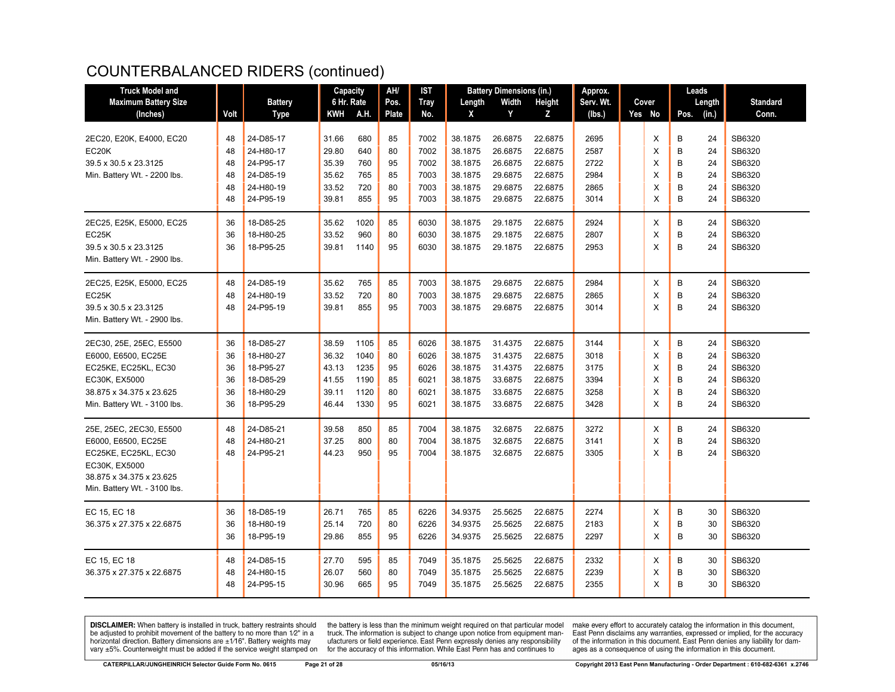# COUNTERBALANCED RIDERS (continued)

| Truck Model and Maximum Battery Size (Inches) | Volt | Battery Type | Capacity 6 Hr. Rate KWH | A.H. | AH/ Pos. Plate | IST Tray No. | Battery Dimensions (in.) Length X | Width Y | Height Z | Approx. Serv. Wt. (lbs.) | Cover Yes | No | Leads Pos. | Length (in.) | Standard Conn. |
|---|---|---|---|---|---|---|---|---|---|---|---|---|---|---|---|
| 2EC20, E20K, E4000, EC20 | 48 | 24-D85-17 | 31.66 | 680 | 85 | 7002 | 38.1875 | 26.6875 | 22.6875 | 2695 | | X | B | 24 | SB6320 |
| EC20K | 48 | 24-H80-17 | 29.80 | 640 | 80 | 7002 | 38.1875 | 26.6875 | 22.6875 | 2587 | | X | B | 24 | SB6320 |
| 39.5 x 30.5 x 23.3125 | 48 | 24-P95-17 | 35.39 | 760 | 95 | 7002 | 38.1875 | 26.6875 | 22.6875 | 2722 | | X | B | 24 | SB6320 |
| Min. Battery Wt. - 2200 lbs. | 48 | 24-D85-19 | 35.62 | 765 | 85 | 7003 | 38.1875 | 29.6875 | 22.6875 | 2984 | | X | B | 24 | SB6320 |
| | 48 | 24-H80-19 | 33.52 | 720 | 80 | 7003 | 38.1875 | 29.6875 | 22.6875 | 2865 | | X | B | 24 | SB6320 |
| | 48 | 24-P95-19 | 39.81 | 855 | 95 | 7003 | 38.1875 | 29.6875 | 22.6875 | 3014 | | X | B | 24 | SB6320 |
| 2EC25, E25K, E5000, EC25 | 36 | 18-D85-25 | 35.62 | 1020 | 85 | 6030 | 38.1875 | 29.1875 | 22.6875 | 2924 | | X | B | 24 | SB6320 |
| EC25K | 36 | 18-H80-25 | 33.52 | 960 | 80 | 6030 | 38.1875 | 29.1875 | 22.6875 | 2807 | | X | B | 24 | SB6320 |
| 39.5 x 30.5 x 23.3125 | 36 | 18-P95-25 | 39.81 | 1140 | 95 | 6030 | 38.1875 | 29.1875 | 22.6875 | 2953 | | X | B | 24 | SB6320 |
| Min. Battery Wt. - 2900 lbs. | | | | | | | | | | | | | | | |
| 2EC25, E25K, E5000, EC25 | 48 | 24-D85-19 | 35.62 | 765 | 85 | 7003 | 38.1875 | 29.6875 | 22.6875 | 2984 | | X | B | 24 | SB6320 |
| EC25K | 48 | 24-H80-19 | 33.52 | 720 | 80 | 7003 | 38.1875 | 29.6875 | 22.6875 | 2865 | | X | B | 24 | SB6320 |
| 39.5 x 30.5 x 23.3125 | 48 | 24-P95-19 | 39.81 | 855 | 95 | 7003 | 38.1875 | 29.6875 | 22.6875 | 3014 | | X | B | 24 | SB6320 |
| Min. Battery Wt. - 2900 lbs. | | | | | | | | | | | | | | | |
| 2EC30, 25E, 25EC, E5500 | 36 | 18-D85-27 | 38.59 | 1105 | 85 | 6026 | 38.1875 | 31.4375 | 22.6875 | 3144 | | X | B | 24 | SB6320 |
| E6000, E6500, EC25E | 36 | 18-H80-27 | 36.32 | 1040 | 80 | 6026 | 38.1875 | 31.4375 | 22.6875 | 3018 | | X | B | 24 | SB6320 |
| EC25KE, EC25KL, EC30 | 36 | 18-P95-27 | 43.13 | 1235 | 95 | 6026 | 38.1875 | 31.4375 | 22.6875 | 3175 | | X | B | 24 | SB6320 |
| EC30K, EX5000 | 36 | 18-D85-29 | 41.55 | 1190 | 85 | 6021 | 38.1875 | 33.6875 | 22.6875 | 3394 | | X | B | 24 | SB6320 |
| 38.875 x 34.375 x 23.625 | 36 | 18-H80-29 | 39.11 | 1120 | 80 | 6021 | 38.1875 | 33.6875 | 22.6875 | 3258 | | X | B | 24 | SB6320 |
| Min. Battery Wt. - 3100 lbs. | 36 | 18-P95-29 | 46.44 | 1330 | 95 | 6021 | 38.1875 | 33.6875 | 22.6875 | 3428 | | X | B | 24 | SB6320 |
| 25E, 25EC, 2EC30, E5500 | 48 | 24-D85-21 | 39.58 | 850 | 85 | 7004 | 38.1875 | 32.6875 | 22.6875 | 3272 | | X | B | 24 | SB6320 |
| E6000, E6500, EC25E | 48 | 24-H80-21 | 37.25 | 800 | 80 | 7004 | 38.1875 | 32.6875 | 22.6875 | 3141 | | X | B | 24 | SB6320 |
| EC25KE, EC25KL, EC30 | 48 | 24-P95-21 | 44.23 | 950 | 95 | 7004 | 38.1875 | 32.6875 | 22.6875 | 3305 | | X | B | 24 | SB6320 |
| EC30K, EX5000 | | | | | | | | | | | | | | | |
| 38.875 x 34.375 x 23.625 | | | | | | | | | | | | | | | |
| Min. Battery Wt. - 3100 lbs. | | | | | | | | | | | | | | | |
| EC 15, EC 18 | 36 | 18-D85-19 | 26.71 | 765 | 85 | 6226 | 34.9375 | 25.5625 | 22.6875 | 2274 | | X | B | 30 | SB6320 |
| 36.375 x 27.375 x 22.6875 | 36 | 18-H80-19 | 25.14 | 720 | 80 | 6226 | 34.9375 | 25.5625 | 22.6875 | 2183 | | X | B | 30 | SB6320 |
| | 36 | 18-P95-19 | 29.86 | 855 | 95 | 6226 | 34.9375 | 25.5625 | 22.6875 | 2297 | | X | B | 30 | SB6320 |
| EC 15, EC 18 | 48 | 24-D85-15 | 27.70 | 595 | 85 | 7049 | 35.1875 | 25.5625 | 22.6875 | 2332 | | X | B | 30 | SB6320 |
| 36.375 x 27.375 x 22.6875 | 48 | 24-H80-15 | 26.07 | 560 | 80 | 7049 | 35.1875 | 25.5625 | 22.6875 | 2239 | | X | B | 30 | SB6320 |
| | 48 | 24-P95-15 | 30.96 | 665 | 95 | 7049 | 35.1875 | 25.5625 | 22.6875 | 2355 | | X | B | 30 | SB6320 |

**DISCLAIMER:** When battery is installed in truck, battery restraints should be adjusted to prohibit movement of the battery to no more than 1⁄2" in a horizontal direction. Battery dimensions are ±1⁄16". Battery weights may vary ±5%. Counterweight must be added if the service weight stamped on the battery is less than the minimum weight required on that particular model truck. The information is subject to change upon notice from equipment manufacturers or field experience. East Penn expressly denies any responsibility for the accuracy of this information. While East Penn has and continues to make every effort to accurately catalog the information in this document, East Penn disclaims any warranties, expressed or implied, for the accuracy of the information in this document. East Penn denies any liability for damages as a consequence of using the information in this document.

CATERPILLAR/JUNGHEINRICH Selector Guide Form No. 0615 &nbsp;&nbsp; 05/16/13 &nbsp;&nbsp; Copyright 2013 East Penn Manufacturing - Order Department : 610-682-6361 x.2746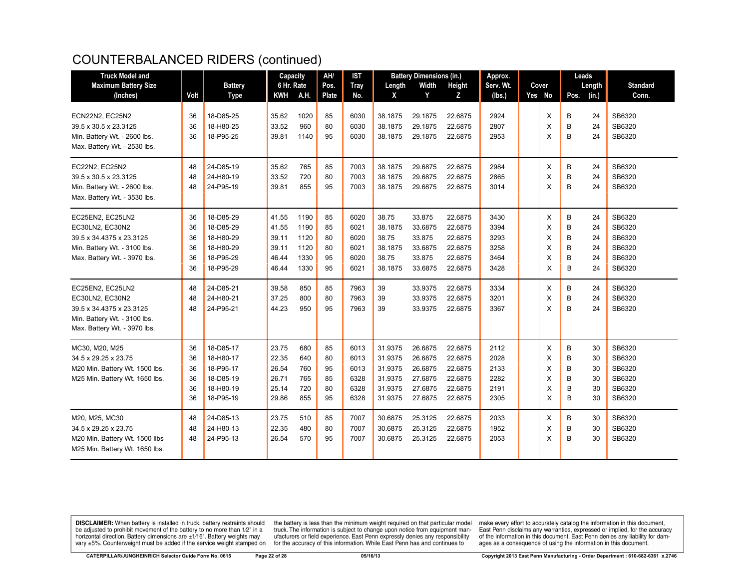# COUNTERBALANCED RIDERS (continued)

| Truck Model and Maximum Battery Size (Inches) | Volt | Battery Type | Capacity 6 Hr. Rate KWH | A.H. | AH/ Pos. Plate | IST Tray No. | Battery Dimensions (in.) Length X | Width Y | Height Z | Approx. Serv. Wt. (lbs.) | Cover Yes | No | Leads Pos. | Length (in.) | Standard Conn. |
|---|---|---|---|---|---|---|---|---|---|---|---|---|---|---|---|
| ECN22N2, EC25N2 | 36 | 18-D85-25 | 35.62 | 1020 | 85 | 6030 | 38.1875 | 29.1875 | 22.6875 | 2924 | | X | B | 24 | SB6320 |
| 39.5 x 30.5 x 23.3125 | 36 | 18-H80-25 | 33.52 | 960 | 80 | 6030 | 38.1875 | 29.1875 | 22.6875 | 2807 | | X | B | 24 | SB6320 |
| Min. Battery Wt. - 2600 lbs. | 36 | 18-P95-25 | 39.81 | 1140 | 95 | 6030 | 38.1875 | 29.1875 | 22.6875 | 2953 | | X | B | 24 | SB6320 |
| Max. Battery Wt. - 2530 lbs. | | | | | | | | | | | | | | | |
| EC22N2, EC25N2 | 48 | 24-D85-19 | 35.62 | 765 | 85 | 7003 | 38.1875 | 29.6875 | 22.6875 | 2984 | | X | B | 24 | SB6320 |
| 39.5 x 30.5 x 23.3125 | 48 | 24-H80-19 | 33.52 | 720 | 80 | 7003 | 38.1875 | 29.6875 | 22.6875 | 2865 | | X | B | 24 | SB6320 |
| Min. Battery Wt. - 2600 lbs. | 48 | 24-P95-19 | 39.81 | 855 | 95 | 7003 | 38.1875 | 29.6875 | 22.6875 | 3014 | | X | B | 24 | SB6320 |
| Max. Battery Wt. - 3530 lbs. | | | | | | | | | | | | | | | |
| EC25EN2, EC25LN2 | 36 | 18-D85-29 | 41.55 | 1190 | 85 | 6020 | 38.75 | 33.875 | 22.6875 | 3430 | | X | B | 24 | SB6320 |
| EC30LN2, EC30N2 | 36 | 18-D85-29 | 41.55 | 1190 | 85 | 6021 | 38.1875 | 33.6875 | 22.6875 | 3394 | | X | B | 24 | SB6320 |
| 39.5 x 34.4375 x 23.3125 | 36 | 18-H80-29 | 39.11 | 1120 | 80 | 6020 | 38.75 | 33.875 | 22.6875 | 3293 | | X | B | 24 | SB6320 |
| Min. Battery Wt. - 3100 lbs. | 36 | 18-H80-29 | 39.11 | 1120 | 80 | 6021 | 38.1875 | 33.6875 | 22.6875 | 3258 | | X | B | 24 | SB6320 |
| Max. Battery Wt. - 3970 lbs. | 36 | 18-P95-29 | 46.44 | 1330 | 95 | 6020 | 38.75 | 33.875 | 22.6875 | 3464 | | X | B | 24 | SB6320 |
| | 36 | 18-P95-29 | 46.44 | 1330 | 95 | 6021 | 38.1875 | 33.6875 | 22.6875 | 3428 | | X | B | 24 | SB6320 |
| EC25EN2, EC25LN2 | 48 | 24-D85-21 | 39.58 | 850 | 85 | 7963 | 39 | 33.9375 | 22.6875 | 3334 | | X | B | 24 | SB6320 |
| EC30LN2, EC30N2 | 48 | 24-H80-21 | 37.25 | 800 | 80 | 7963 | 39 | 33.9375 | 22.6875 | 3201 | | X | B | 24 | SB6320 |
| 39.5 x 34.4375 x 23.3125 | 48 | 24-P95-21 | 44.23 | 950 | 95 | 7963 | 39 | 33.9375 | 22.6875 | 3367 | | X | B | 24 | SB6320 |
| Min. Battery Wt. - 3100 lbs. | | | | | | | | | | | | | | | |
| Max. Battery Wt. - 3970 lbs. | | | | | | | | | | | | | | | |
| MC30, M20, M25 | 36 | 18-D85-17 | 23.75 | 680 | 85 | 6013 | 31.9375 | 26.6875 | 22.6875 | 2112 | | X | B | 30 | SB6320 |
| 34.5 x 29.25 x 23.75 | 36 | 18-H80-17 | 22.35 | 640 | 80 | 6013 | 31.9375 | 26.6875 | 22.6875 | 2028 | | X | B | 30 | SB6320 |
| M20 Min. Battery Wt. 1500 lbs. | 36 | 18-P95-17 | 26.54 | 760 | 95 | 6013 | 31.9375 | 26.6875 | 22.6875 | 2133 | | X | B | 30 | SB6320 |
| M25 Min. Battery Wt. 1650 lbs. | 36 | 18-D85-19 | 26.71 | 765 | 85 | 6328 | 31.9375 | 27.6875 | 22.6875 | 2282 | | X | B | 30 | SB6320 |
| | 36 | 18-H80-19 | 25.14 | 720 | 80 | 6328 | 31.9375 | 27.6875 | 22.6875 | 2191 | | X | B | 30 | SB6320 |
| | 36 | 18-P95-19 | 29.86 | 855 | 95 | 6328 | 31.9375 | 27.6875 | 22.6875 | 2305 | | X | B | 30 | SB6320 |
| M20, M25, MC30 | 48 | 24-D85-13 | 23.75 | 510 | 85 | 7007 | 30.6875 | 25.3125 | 22.6875 | 2033 | | X | B | 30 | SB6320 |
| 34.5 x 29.25 x 23.75 | 48 | 24-H80-13 | 22.35 | 480 | 80 | 7007 | 30.6875 | 25.3125 | 22.6875 | 1952 | | X | B | 30 | SB6320 |
| M20 Min. Battery Wt. 1500 llbs | 48 | 24-P95-13 | 26.54 | 570 | 95 | 7007 | 30.6875 | 25.3125 | 22.6875 | 2053 | | X | B | 30 | SB6320 |
| M25 Min. Battery Wt. 1650 lbs. | | | | | | | | | | | | | | | |

**DISCLAIMER:** When battery is installed in truck, battery restraints should be adjusted to prohibit movement of the battery to no more than 1⁄2" in a horizontal direction. Battery dimensions are ±1⁄16". Battery weights may vary ±5%. Counterweight must be added if the service weight stamped on the battery is less than the minimum weight required on that particular model truck. The information is subject to change upon notice from equipment manufacturers or field experience. East Penn expressly denies any responsibility for the accuracy of this information. While East Penn has and continues to make every effort to accurately catalog the information in this document, East Penn disclaims any warranties, expressed or implied, for the accuracy of the information in this document. East Penn denies any liability for damages as a consequence of using the information in this document.

CATERPILLAR/JUNGHEINRICH Selector Guide Form No. 0615 &nbsp;&nbsp; 05/16/13 &nbsp;&nbsp; Copyright 2013 East Penn Manufacturing - Order Department : 610-682-6361 x.2746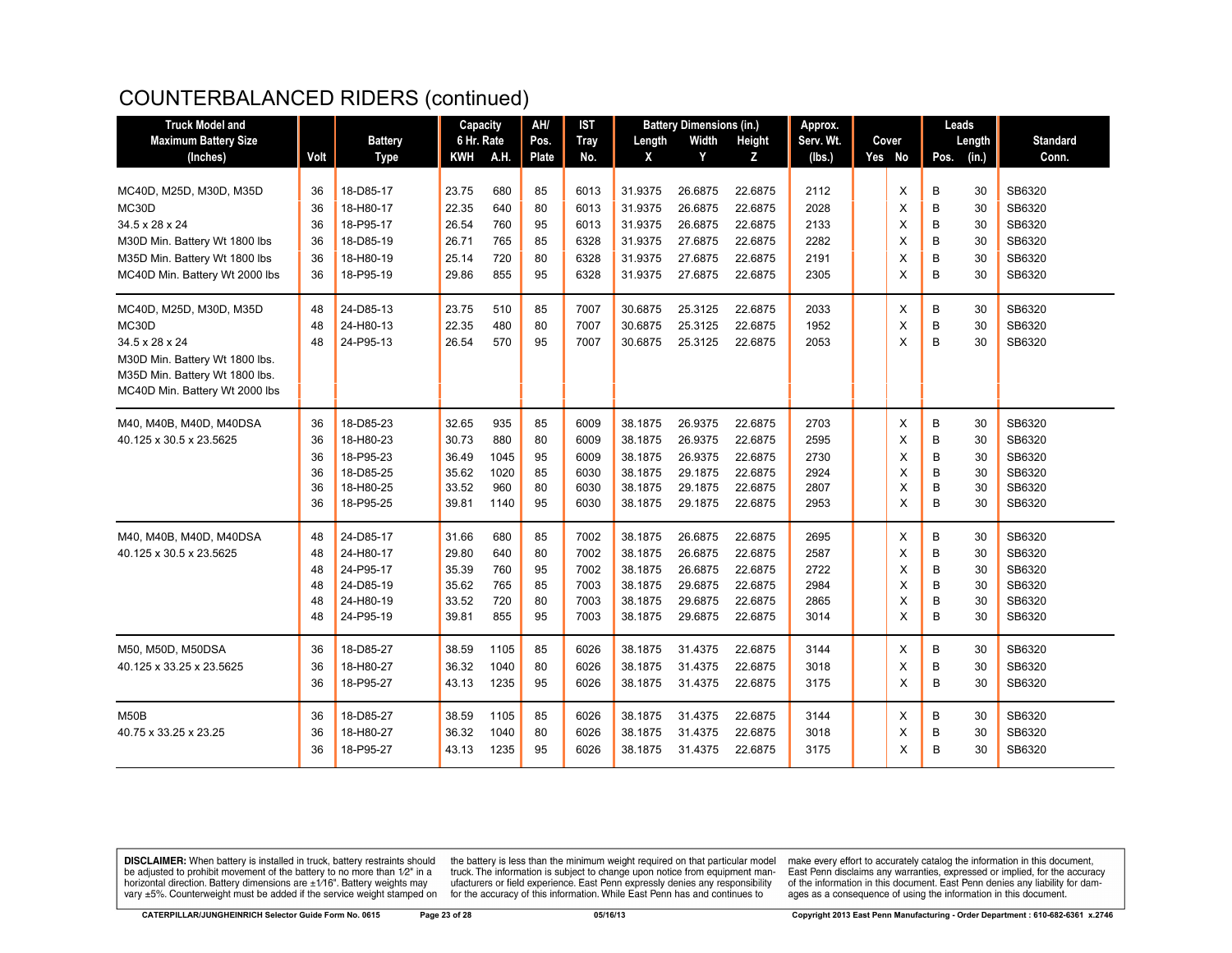# COUNTERBALANCED RIDERS (continued)

| Truck Model and Maximum Battery Size (Inches) | Volt | Battery Type | Capacity 6 Hr. Rate KWH | A.H. | AH/ Pos. Plate | IST Tray No. | Battery Dimensions (in.) Length X | Width Y | Height Z | Approx. Serv. Wt. (lbs.) | Cover Yes | No | Leads Pos. | Length (in.) | Standard Conn. |
|---|---|---|---|---|---|---|---|---|---|---|---|---|---|---|---|
| MC40D, M25D, M30D, M35D | 36 | 18-D85-17 | 23.75 | 680 | 85 | 6013 | 31.9375 | 26.6875 | 22.6875 | 2112 | | X | B | 30 | SB6320 |
| MC30D | 36 | 18-H80-17 | 22.35 | 640 | 80 | 6013 | 31.9375 | 26.6875 | 22.6875 | 2028 | | X | B | 30 | SB6320 |
| 34.5 x 28 x 24 | 36 | 18-P95-17 | 26.54 | 760 | 95 | 6013 | 31.9375 | 26.6875 | 22.6875 | 2133 | | X | B | 30 | SB6320 |
| M30D Min. Battery Wt 1800 lbs | 36 | 18-D85-19 | 26.71 | 765 | 85 | 6328 | 31.9375 | 27.6875 | 22.6875 | 2282 | | X | B | 30 | SB6320 |
| M35D Min. Battery Wt 1800 lbs | 36 | 18-H80-19 | 25.14 | 720 | 80 | 6328 | 31.9375 | 27.6875 | 22.6875 | 2191 | | X | B | 30 | SB6320 |
| MC40D Min. Battery Wt 2000 lbs | 36 | 18-P95-19 | 29.86 | 855 | 95 | 6328 | 31.9375 | 27.6875 | 22.6875 | 2305 | | X | B | 30 | SB6320 |
| MC40D, M25D, M30D, M35D | 48 | 24-D85-13 | 23.75 | 510 | 85 | 7007 | 30.6875 | 25.3125 | 22.6875 | 2033 | | X | B | 30 | SB6320 |
| MC30D | 48 | 24-H80-13 | 22.35 | 480 | 80 | 7007 | 30.6875 | 25.3125 | 22.6875 | 1952 | | X | B | 30 | SB6320 |
| 34.5 x 28 x 24 | 48 | 24-P95-13 | 26.54 | 570 | 95 | 7007 | 30.6875 | 25.3125 | 22.6875 | 2053 | | X | B | 30 | SB6320 |
| M30D Min. Battery Wt 1800 lbs. | | | | | | | | | | | | | | | |
| M35D Min. Battery Wt 1800 lbs. | | | | | | | | | | | | | | | |
| MC40D Min. Battery Wt 2000 lbs | | | | | | | | | | | | | | | |
| M40, M40B, M40D, M40DSA | 36 | 18-D85-23 | 32.65 | 935 | 85 | 6009 | 38.1875 | 26.9375 | 22.6875 | 2703 | | X | B | 30 | SB6320 |
| 40.125 x 30.5 x 23.5625 | 36 | 18-H80-23 | 30.73 | 880 | 80 | 6009 | 38.1875 | 26.9375 | 22.6875 | 2595 | | X | B | 30 | SB6320 |
| | 36 | 18-P95-23 | 36.49 | 1045 | 95 | 6009 | 38.1875 | 26.9375 | 22.6875 | 2730 | | X | B | 30 | SB6320 |
| | 36 | 18-D85-25 | 35.62 | 1020 | 85 | 6030 | 38.1875 | 29.1875 | 22.6875 | 2924 | | X | B | 30 | SB6320 |
| | 36 | 18-H80-25 | 33.52 | 960 | 80 | 6030 | 38.1875 | 29.1875 | 22.6875 | 2807 | | X | B | 30 | SB6320 |
| | 36 | 18-P95-25 | 39.81 | 1140 | 95 | 6030 | 38.1875 | 29.1875 | 22.6875 | 2953 | | X | B | 30 | SB6320 |
| M40, M40B, M40D, M40DSA | 48 | 24-D85-17 | 31.66 | 680 | 85 | 7002 | 38.1875 | 26.6875 | 22.6875 | 2695 | | X | B | 30 | SB6320 |
| 40.125 x 30.5 x 23.5625 | 48 | 24-H80-17 | 29.80 | 640 | 80 | 7002 | 38.1875 | 26.6875 | 22.6875 | 2587 | | X | B | 30 | SB6320 |
| | 48 | 24-P95-17 | 35.39 | 760 | 95 | 7002 | 38.1875 | 26.6875 | 22.6875 | 2722 | | X | B | 30 | SB6320 |
| | 48 | 24-D85-19 | 35.62 | 765 | 85 | 7003 | 38.1875 | 29.6875 | 22.6875 | 2984 | | X | B | 30 | SB6320 |
| | 48 | 24-H80-19 | 33.52 | 720 | 80 | 7003 | 38.1875 | 29.6875 | 22.6875 | 2865 | | X | B | 30 | SB6320 |
| | 48 | 24-P95-19 | 39.81 | 855 | 95 | 7003 | 38.1875 | 29.6875 | 22.6875 | 3014 | | X | B | 30 | SB6320 |
| M50, M50D, M50DSA | 36 | 18-D85-27 | 38.59 | 1105 | 85 | 6026 | 38.1875 | 31.4375 | 22.6875 | 3144 | | X | B | 30 | SB6320 |
| 40.125 x 33.25 x 23.5625 | 36 | 18-H80-27 | 36.32 | 1040 | 80 | 6026 | 38.1875 | 31.4375 | 22.6875 | 3018 | | X | B | 30 | SB6320 |
| | 36 | 18-P95-27 | 43.13 | 1235 | 95 | 6026 | 38.1875 | 31.4375 | 22.6875 | 3175 | | X | B | 30 | SB6320 |
| M50B | 36 | 18-D85-27 | 38.59 | 1105 | 85 | 6026 | 38.1875 | 31.4375 | 22.6875 | 3144 | | X | B | 30 | SB6320 |
| 40.75 x 33.25 x 23.25 | 36 | 18-H80-27 | 36.32 | 1040 | 80 | 6026 | 38.1875 | 31.4375 | 22.6875 | 3018 | | X | B | 30 | SB6320 |
| | 36 | 18-P95-27 | 43.13 | 1235 | 95 | 6026 | 38.1875 | 31.4375 | 22.6875 | 3175 | | X | B | 30 | SB6320 |

**DISCLAIMER:** When battery is installed in truck, battery restraints should be adjusted to prohibit movement of the battery to no more than 1⁄2" in a horizontal direction. Battery dimensions are ±1⁄16". Battery weights may vary ±5%. Counterweight must be added if the service weight stamped on the battery is less than the minimum weight required on that particular model truck. The information is subject to change upon notice from equipment manufacturers or field experience. East Penn expressly denies any responsibility for the accuracy of this information. While East Penn has and continues to make every effort to accurately catalog the information in this document, East Penn disclaims any warranties, expressed or implied, for the accuracy of the information in this document. East Penn denies any liability for damages as a consequence of using the information in this document.

CATERPILLAR/JUNGHEINRICH Selector Guide Form No. 0615 | 05/16/13 | Copyright 2013 East Penn Manufacturing - Order Department : 610-682-6361 x.2746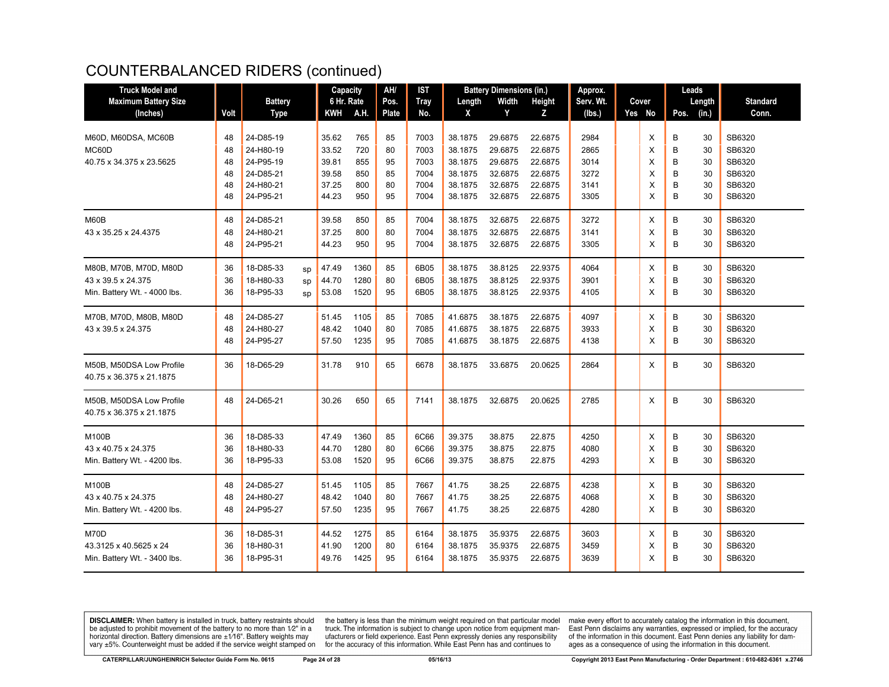# COUNTERBALANCED RIDERS (continued)

| Truck Model and Maximum Battery Size (Inches) | Volt | Battery Type | | Capacity 6 Hr. Rate KWH | A.H. | AH/ Pos. Plate | IST Tray No. | Battery Dimensions (in.) Length X | Width Y | Height Z | Approx. Serv. Wt. (lbs.) | Cover Yes | No | Leads Pos. | Length (in.) | Standard Conn. |
|---|---|---|---|---|---|---|---|---|---|---|---|---|---|---|---|---|
| M60D, M60DSA, MC60B | 48 | 24-D85-19 | | 35.62 | 765 | 85 | 7003 | 38.1875 | 29.6875 | 22.6875 | 2984 | | X | B | 30 | SB6320 |
| MC60D | 48 | 24-H80-19 | | 33.52 | 720 | 80 | 7003 | 38.1875 | 29.6875 | 22.6875 | 2865 | | X | B | 30 | SB6320 |
| 40.75 x 34.375 x 23.5625 | 48 | 24-P95-19 | | 39.81 | 855 | 95 | 7003 | 38.1875 | 29.6875 | 22.6875 | 3014 | | X | B | 30 | SB6320 |
| | 48 | 24-D85-21 | | 39.58 | 850 | 85 | 7004 | 38.1875 | 32.6875 | 22.6875 | 3272 | | X | B | 30 | SB6320 |
| | 48 | 24-H80-21 | | 37.25 | 800 | 80 | 7004 | 38.1875 | 32.6875 | 22.6875 | 3141 | | X | B | 30 | SB6320 |
| | 48 | 24-P95-21 | | 44.23 | 950 | 95 | 7004 | 38.1875 | 32.6875 | 22.6875 | 3305 | | X | B | 30 | SB6320 |
| M60B | 48 | 24-D85-21 | | 39.58 | 850 | 85 | 7004 | 38.1875 | 32.6875 | 22.6875 | 3272 | | X | B | 30 | SB6320 |
| 43 x 35.25 x 24.4375 | 48 | 24-H80-21 | | 37.25 | 800 | 80 | 7004 | 38.1875 | 32.6875 | 22.6875 | 3141 | | X | B | 30 | SB6320 |
| | 48 | 24-P95-21 | | 44.23 | 950 | 95 | 7004 | 38.1875 | 32.6875 | 22.6875 | 3305 | | X | B | 30 | SB6320 |
| M80B, M70B, M70D, M80D | 36 | 18-D85-33 | sp | 47.49 | 1360 | 85 | 6B05 | 38.1875 | 38.8125 | 22.9375 | 4064 | | X | B | 30 | SB6320 |
| 43 x 39.5 x 24.375 | 36 | 18-H80-33 | sp | 44.70 | 1280 | 80 | 6B05 | 38.1875 | 38.8125 | 22.9375 | 3901 | | X | B | 30 | SB6320 |
| Min. Battery Wt. - 4000 lbs. | 36 | 18-P95-33 | sp | 53.08 | 1520 | 95 | 6B05 | 38.1875 | 38.8125 | 22.9375 | 4105 | | X | B | 30 | SB6320 |
| M70B, M70D, M80B, M80D | 48 | 24-D85-27 | | 51.45 | 1105 | 85 | 7085 | 41.6875 | 38.1875 | 22.6875 | 4097 | | X | B | 30 | SB6320 |
| 43 x 39.5 x 24.375 | 48 | 24-H80-27 | | 48.42 | 1040 | 80 | 7085 | 41.6875 | 38.1875 | 22.6875 | 3933 | | X | B | 30 | SB6320 |
| | 48 | 24-P95-27 | | 57.50 | 1235 | 95 | 7085 | 41.6875 | 38.1875 | 22.6875 | 4138 | | X | B | 30 | SB6320 |
| M50B, M50DSA Low Profile 40.75 x 36.375 x 21.1875 | 36 | 18-D65-29 | | 31.78 | 910 | 65 | 6678 | 38.1875 | 33.6875 | 20.0625 | 2864 | | X | B | 30 | SB6320 |
| M50B, M50DSA Low Profile 40.75 x 36.375 x 21.1875 | 48 | 24-D65-21 | | 30.26 | 650 | 65 | 7141 | 38.1875 | 32.6875 | 20.0625 | 2785 | | X | B | 30 | SB6320 |
| M100B | 36 | 18-D85-33 | | 47.49 | 1360 | 85 | 6C66 | 39.375 | 38.875 | 22.875 | 4250 | | X | B | 30 | SB6320 |
| 43 x 40.75 x 24.375 | 36 | 18-H80-33 | | 44.70 | 1280 | 80 | 6C66 | 39.375 | 38.875 | 22.875 | 4080 | | X | B | 30 | SB6320 |
| Min. Battery Wt. - 4200 lbs. | 36 | 18-P95-33 | | 53.08 | 1520 | 95 | 6C66 | 39.375 | 38.875 | 22.875 | 4293 | | X | B | 30 | SB6320 |
| M100B | 48 | 24-D85-27 | | 51.45 | 1105 | 85 | 7667 | 41.75 | 38.25 | 22.6875 | 4238 | | X | B | 30 | SB6320 |
| 43 x 40.75 x 24.375 | 48 | 24-H80-27 | | 48.42 | 1040 | 80 | 7667 | 41.75 | 38.25 | 22.6875 | 4068 | | X | B | 30 | SB6320 |
| Min. Battery Wt. - 4200 lbs. | 48 | 24-P95-27 | | 57.50 | 1235 | 95 | 7667 | 41.75 | 38.25 | 22.6875 | 4280 | | X | B | 30 | SB6320 |
| M70D | 36 | 18-D85-31 | | 44.52 | 1275 | 85 | 6164 | 38.1875 | 35.9375 | 22.6875 | 3603 | | X | B | 30 | SB6320 |
| 43.3125 x 40.5625 x 24 | 36 | 18-H80-31 | | 41.90 | 1200 | 80 | 6164 | 38.1875 | 35.9375 | 22.6875 | 3459 | | X | B | 30 | SB6320 |
| Min. Battery Wt. - 3400 lbs. | 36 | 18-P95-31 | | 49.76 | 1425 | 95 | 6164 | 38.1875 | 35.9375 | 22.6875 | 3639 | | X | B | 30 | SB6320 |

**DISCLAIMER:** When battery is installed in truck, battery restraints should be adjusted to prohibit movement of the battery to no more than 1⁄2" in a horizontal direction. Battery dimensions are ±1⁄16". Battery weights may vary ±5%. Counterweight must be added if the service weight stamped on the battery is less than the minimum weight required on that particular model truck. The information is subject to change upon notice from equipment manufacturers or field experience. East Penn expressly denies any responsibility for the accuracy of this information. While East Penn has and continues to make every effort to accurately catalog the information in this document, East Penn disclaims any warranties, expressed or implied, for the accuracy of the information in this document. East Penn denies any liability for damages as a consequence of using the information in this document.

CATERPILLAR/JUNGHEINRICH Selector Guide Form No. 0615 05/16/13 Copyright 2013 East Penn Manufacturing - Order Department : 610-682-6361 x.2746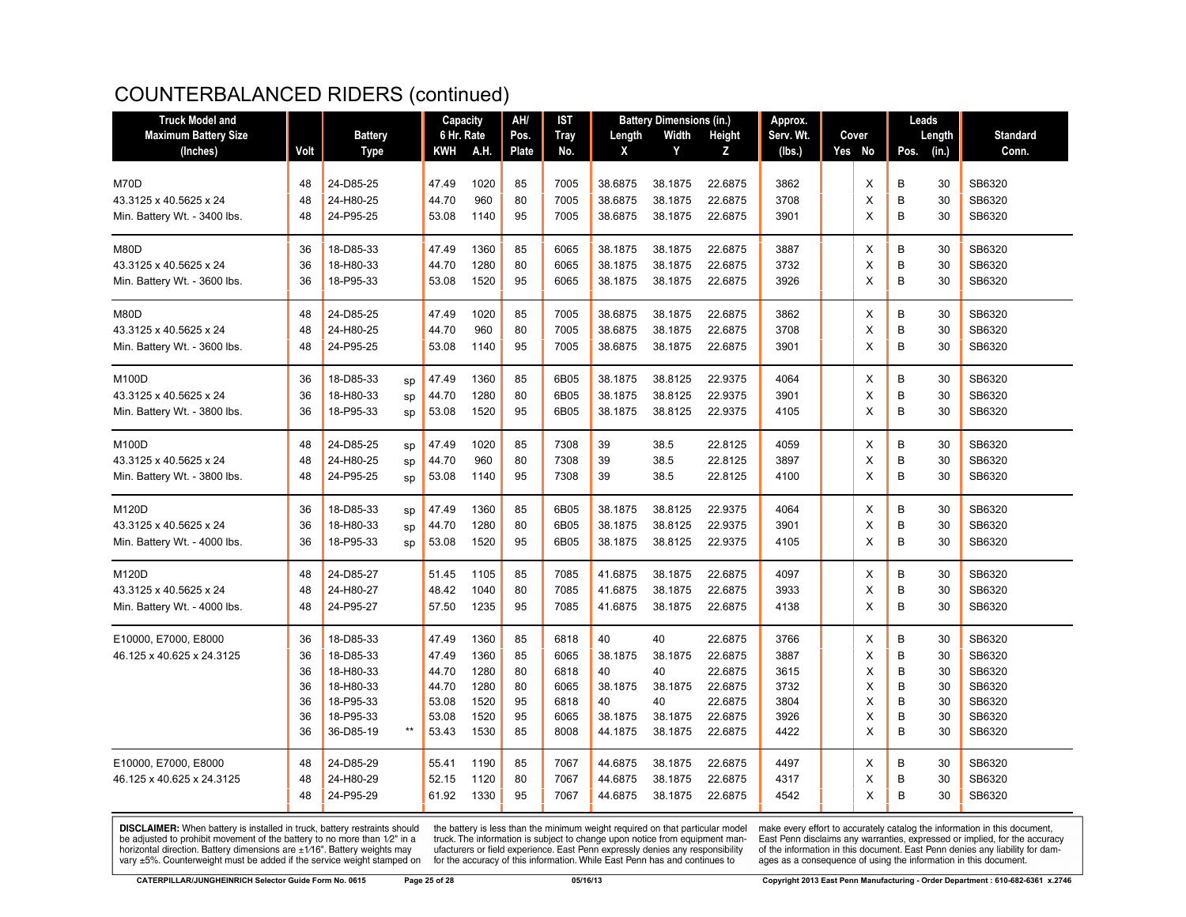# COUNTERBALANCED RIDERS (continued)

| Truck Model and Maximum Battery Size (Inches) | Volt | Battery Type | | Capacity 6 Hr. Rate KWH | A.H. | AH/ Pos. Plate | IST Tray No. | Battery Dimensions (in.) Length X | Width Y | Height Z | Approx. Serv. Wt. (lbs.) | Cover Yes | No | Leads Pos. | Length (in.) | Standard Conn. |
|---|---|---|---|---|---|---|---|---|---|---|---|---|---|---|---|---|
| M70D | 48 | 24-D85-25 | | 47.49 | 1020 | 85 | 7005 | 38.6875 | 38.1875 | 22.6875 | 3862 | | X | B | 30 | SB6320 |
| 43.3125 x 40.5625 x 24 | 48 | 24-H80-25 | | 44.70 | 960 | 80 | 7005 | 38.6875 | 38.1875 | 22.6875 | 3708 | | X | B | 30 | SB6320 |
| Min. Battery Wt. - 3400 lbs. | 48 | 24-P95-25 | | 53.08 | 1140 | 95 | 7005 | 38.6875 | 38.1875 | 22.6875 | 3901 | | X | B | 30 | SB6320 |
| M80D | 36 | 18-D85-33 | | 47.49 | 1360 | 85 | 6065 | 38.1875 | 38.1875 | 22.6875 | 3887 | | X | B | 30 | SB6320 |
| 43.3125 x 40.5625 x 24 | 36 | 18-H80-33 | | 44.70 | 1280 | 80 | 6065 | 38.1875 | 38.1875 | 22.6875 | 3732 | | X | B | 30 | SB6320 |
| Min. Battery Wt. - 3600 lbs. | 36 | 18-P95-33 | | 53.08 | 1520 | 95 | 6065 | 38.1875 | 38.1875 | 22.6875 | 3926 | | X | B | 30 | SB6320 |
| M80D | 48 | 24-D85-25 | | 47.49 | 1020 | 85 | 7005 | 38.6875 | 38.1875 | 22.6875 | 3862 | | X | B | 30 | SB6320 |
| 43.3125 x 40.5625 x 24 | 48 | 24-H80-25 | | 44.70 | 960 | 80 | 7005 | 38.6875 | 38.1875 | 22.6875 | 3708 | | X | B | 30 | SB6320 |
| Min. Battery Wt. - 3600 lbs. | 48 | 24-P95-25 | | 53.08 | 1140 | 95 | 7005 | 38.6875 | 38.1875 | 22.6875 | 3901 | | X | B | 30 | SB6320 |
| M100D | 36 | 18-D85-33 | sp | 47.49 | 1360 | 85 | 6B05 | 38.1875 | 38.8125 | 22.9375 | 4064 | | X | B | 30 | SB6320 |
| 43.3125 x 40.5625 x 24 | 36 | 18-H80-33 | sp | 44.70 | 1280 | 80 | 6B05 | 38.1875 | 38.8125 | 22.9375 | 3901 | | X | B | 30 | SB6320 |
| Min. Battery Wt. - 3800 lbs. | 36 | 18-P95-33 | sp | 53.08 | 1520 | 95 | 6B05 | 38.1875 | 38.8125 | 22.9375 | 4105 | | X | B | 30 | SB6320 |
| M100D | 48 | 24-D85-25 | sp | 47.49 | 1020 | 85 | 7308 | 39 | 38.5 | 22.8125 | 4059 | | X | B | 30 | SB6320 |
| 43.3125 x 40.5625 x 24 | 48 | 24-H80-25 | sp | 44.70 | 960 | 80 | 7308 | 39 | 38.5 | 22.8125 | 3897 | | X | B | 30 | SB6320 |
| Min. Battery Wt. - 3800 lbs. | 48 | 24-P95-25 | sp | 53.08 | 1140 | 95 | 7308 | 39 | 38.5 | 22.8125 | 4100 | | X | B | 30 | SB6320 |
| M120D | 36 | 18-D85-33 | sp | 47.49 | 1360 | 85 | 6B05 | 38.1875 | 38.8125 | 22.9375 | 4064 | | X | B | 30 | SB6320 |
| 43.3125 x 40.5625 x 24 | 36 | 18-H80-33 | sp | 44.70 | 1280 | 80 | 6B05 | 38.1875 | 38.8125 | 22.9375 | 3901 | | X | B | 30 | SB6320 |
| Min. Battery Wt. - 4000 lbs. | 36 | 18-P95-33 | sp | 53.08 | 1520 | 95 | 6B05 | 38.1875 | 38.8125 | 22.9375 | 4105 | | X | B | 30 | SB6320 |
| M120D | 48 | 24-D85-27 | | 51.45 | 1105 | 85 | 7085 | 41.6875 | 38.1875 | 22.6875 | 4097 | | X | B | 30 | SB6320 |
| 43.3125 x 40.5625 x 24 | 48 | 24-H80-27 | | 48.42 | 1040 | 80 | 7085 | 41.6875 | 38.1875 | 22.6875 | 3933 | | X | B | 30 | SB6320 |
| Min. Battery Wt. - 4000 lbs. | 48 | 24-P95-27 | | 57.50 | 1235 | 95 | 7085 | 41.6875 | 38.1875 | 22.6875 | 4138 | | X | B | 30 | SB6320 |
| E10000, E7000, E8000 | 36 | 18-D85-33 | | 47.49 | 1360 | 85 | 6818 | 40 | 40 | 22.6875 | 3766 | | X | B | 30 | SB6320 |
| 46.125 x 40.625 x 24.3125 | 36 | 18-D85-33 | | 47.49 | 1360 | 85 | 6065 | 38.1875 | 38.1875 | 22.6875 | 3887 | | X | B | 30 | SB6320 |
| | 36 | 18-H80-33 | | 44.70 | 1280 | 80 | 6818 | 40 | 40 | 22.6875 | 3615 | | X | B | 30 | SB6320 |
| | 36 | 18-H80-33 | | 44.70 | 1280 | 80 | 6065 | 38.1875 | 38.1875 | 22.6875 | 3732 | | X | B | 30 | SB6320 |
| | 36 | 18-P95-33 | | 53.08 | 1520 | 95 | 6818 | 40 | 40 | 22.6875 | 3804 | | X | B | 30 | SB6320 |
| | 36 | 18-P95-33 | | 53.08 | 1520 | 95 | 6065 | 38.1875 | 38.1875 | 22.6875 | 3926 | | X | B | 30 | SB6320 |
| | 36 | 36-D85-19 | ** | 53.43 | 1530 | 85 | 8008 | 44.1875 | 38.1875 | 22.6875 | 4422 | | X | B | 30 | SB6320 |
| E10000, E7000, E8000 | 48 | 24-D85-29 | | 55.41 | 1190 | 85 | 7067 | 44.6875 | 38.1875 | 22.6875 | 4497 | | X | B | 30 | SB6320 |
| 46.125 x 40.625 x 24.3125 | 48 | 24-H80-29 | | 52.15 | 1120 | 80 | 7067 | 44.6875 | 38.1875 | 22.6875 | 4317 | | X | B | 30 | SB6320 |
| | 48 | 24-P95-29 | | 61.92 | 1330 | 95 | 7067 | 44.6875 | 38.1875 | 22.6875 | 4542 | | X | B | 30 | SB6320 |

**DISCLAIMER:** When battery is installed in truck, battery restraints should be adjusted to prohibit movement of the battery to no more than 1⁄2" in a horizontal direction. Battery dimensions are ±1⁄16". Battery weights may vary ±5%. Counterweight must be added if the service weight stamped on the battery is less than the minimum weight required on that particular model truck. The information is subject to change upon notice from equipment manufacturers or field experience. East Penn expressly denies any responsibility for the accuracy of this information. While East Penn has and continues to make every effort to accurately catalog the information in this document, East Penn disclaims any warranties, expressed or implied, for the accuracy of the information in this document. East Penn denies any liability for damages as a consequence of using the information in this document.

CATERPILLAR/JUNGHEINRICH Selector Guide Form No. 0615 05/16/13 Copyright 2013 East Penn Manufacturing - Order Department : 610-682-6361 x.2746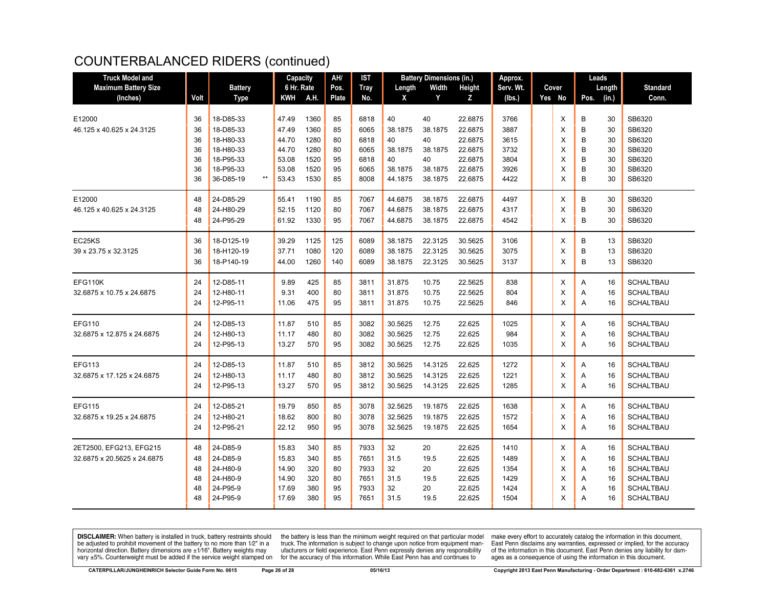# COUNTERBALANCED RIDERS (continued)

| Truck Model and Maximum Battery Size (Inches) | Volt | Battery Type | Capacity 6 Hr. Rate | | AH/ Pos. Plate | IST Tray No. | Battery Dimensions (in.) | | | Approx. Serv. Wt. (lbs.) | Cover | | Leads | | Standard Conn. |
|---|---|---|---|---|---|---|---|---|---|---|---|---|---|---|---|
| | | | KWH | A.H. | | | Length X | Width Y | Height Z | | Yes | No | Pos. | Length (in.) | |
| E12000 | 36 | 18-D85-33 | 47.49 | 1360 | 85 | 6818 | 40 | 40 | 22.6875 | 3766 | | X | B | 30 | SB6320 |
| 46.125 x 40.625 x 24.3125 | 36 | 18-D85-33 | 47.49 | 1360 | 85 | 6065 | 38.1875 | 38.1875 | 22.6875 | 3887 | | X | B | 30 | SB6320 |
| | 36 | 18-H80-33 | 44.70 | 1280 | 80 | 6818 | 40 | 40 | 22.6875 | 3615 | | X | B | 30 | SB6320 |
| | 36 | 18-H80-33 | 44.70 | 1280 | 80 | 6065 | 38.1875 | 38.1875 | 22.6875 | 3732 | | X | B | 30 | SB6320 |
| | 36 | 18-P95-33 | 53.08 | 1520 | 95 | 6818 | 40 | 40 | 22.6875 | 3804 | | X | B | 30 | SB6320 |
| | 36 | 18-P95-33 | 53.08 | 1520 | 95 | 6065 | 38.1875 | 38.1875 | 22.6875 | 3926 | | X | B | 30 | SB6320 |
| | 36 | 36-D85-19 ** | 53.43 | 1530 | 85 | 8008 | 44.1875 | 38.1875 | 22.6875 | 4422 | | X | B | 30 | SB6320 |
| E12000 | 48 | 24-D85-29 | 55.41 | 1190 | 85 | 7067 | 44.6875 | 38.1875 | 22.6875 | 4497 | | X | B | 30 | SB6320 |
| 46.125 x 40.625 x 24.3125 | 48 | 24-H80-29 | 52.15 | 1120 | 80 | 7067 | 44.6875 | 38.1875 | 22.6875 | 4317 | | X | B | 30 | SB6320 |
| | 48 | 24-P95-29 | 61.92 | 1330 | 95 | 7067 | 44.6875 | 38.1875 | 22.6875 | 4542 | | X | B | 30 | SB6320 |
| EC25KS | 36 | 18-D125-19 | 39.29 | 1125 | 125 | 6089 | 38.1875 | 22.3125 | 30.5625 | 3106 | | X | B | 13 | SB6320 |
| 39 x 23.75 x 32.3125 | 36 | 18-H120-19 | 37.71 | 1080 | 120 | 6089 | 38.1875 | 22.3125 | 30.5625 | 3075 | | X | B | 13 | SB6320 |
| | 36 | 18-P140-19 | 44.00 | 1260 | 140 | 6089 | 38.1875 | 22.3125 | 30.5625 | 3137 | | X | B | 13 | SB6320 |
| EFG110K | 24 | 12-D85-11 | 9.89 | 425 | 85 | 3811 | 31.875 | 10.75 | 22.5625 | 838 | | X | A | 16 | SCHALTBAU |
| 32.6875 x 10.75 x 24.6875 | 24 | 12-H80-11 | 9.31 | 400 | 80 | 3811 | 31.875 | 10.75 | 22.5625 | 804 | | X | A | 16 | SCHALTBAU |
| | 24 | 12-P95-11 | 11.06 | 475 | 95 | 3811 | 31.875 | 10.75 | 22.5625 | 846 | | X | A | 16 | SCHALTBAU |
| EFG110 | 24 | 12-D85-13 | 11.87 | 510 | 85 | 3082 | 30.5625 | 12.75 | 22.625 | 1025 | | X | A | 16 | SCHALTBAU |
| 32.6875 x 12.875 x 24.6875 | 24 | 12-H80-13 | 11.17 | 480 | 80 | 3082 | 30.5625 | 12.75 | 22.625 | 984 | | X | A | 16 | SCHALTBAU |
| | 24 | 12-P95-13 | 13.27 | 570 | 95 | 3082 | 30.5625 | 12.75 | 22.625 | 1035 | | X | A | 16 | SCHALTBAU |
| EFG113 | 24 | 12-D85-13 | 11.87 | 510 | 85 | 3812 | 30.5625 | 14.3125 | 22.625 | 1272 | | X | A | 16 | SCHALTBAU |
| 32.6875 x 17.125 x 24.6875 | 24 | 12-H80-13 | 11.17 | 480 | 80 | 3812 | 30.5625 | 14.3125 | 22.625 | 1221 | | X | A | 16 | SCHALTBAU |
| | 24 | 12-P95-13 | 13.27 | 570 | 95 | 3812 | 30.5625 | 14.3125 | 22.625 | 1285 | | X | A | 16 | SCHALTBAU |
| EFG115 | 24 | 12-D85-21 | 19.79 | 850 | 85 | 3078 | 32.5625 | 19.1875 | 22.625 | 1638 | | X | A | 16 | SCHALTBAU |
| 32.6875 x 19.25 x 24.6875 | 24 | 12-H80-21 | 18.62 | 800 | 80 | 3078 | 32.5625 | 19.1875 | 22.625 | 1572 | | X | A | 16 | SCHALTBAU |
| | 24 | 12-P95-21 | 22.12 | 950 | 95 | 3078 | 32.5625 | 19.1875 | 22.625 | 1654 | | X | A | 16 | SCHALTBAU |
| 2ET2500, EFG213, EFG215 | 48 | 24-D85-9 | 15.83 | 340 | 85 | 7933 | 32 | 20 | 22.625 | 1410 | | X | A | 16 | SCHALTBAU |
| 32.6875 x 20.5625 x 24.6875 | 48 | 24-D85-9 | 15.83 | 340 | 85 | 7651 | 31.5 | 19.5 | 22.625 | 1489 | | X | A | 16 | SCHALTBAU |
| | 48 | 24-H80-9 | 14.90 | 320 | 80 | 7933 | 32 | 20 | 22.625 | 1354 | | X | A | 16 | SCHALTBAU |
| | 48 | 24-H80-9 | 14.90 | 320 | 80 | 7651 | 31.5 | 19.5 | 22.625 | 1429 | | X | A | 16 | SCHALTBAU |
| | 48 | 24-P95-9 | 17.69 | 380 | 95 | 7933 | 32 | 20 | 22.625 | 1424 | | X | A | 16 | SCHALTBAU |
| | 48 | 24-P95-9 | 17.69 | 380 | 95 | 7651 | 31.5 | 19.5 | 22.625 | 1504 | | X | A | 16 | SCHALTBAU |

**DISCLAIMER:** When battery is installed in truck, battery restraints should be adjusted to prohibit movement of the battery to no more than 1⁄2" in a horizontal direction. Battery dimensions are ±1⁄16". Battery weights may vary ±5%. Counterweight must be added if the service weight stamped on the battery is less than the minimum weight required on that particular model truck. The information is subject to change upon notice from equipment manufacturers or field experience. East Penn expressly denies any responsibility for the accuracy of this information. While East Penn has and continues to make every effort to accurately catalog the information in this document, East Penn disclaims any warranties, expressed or implied, for the accuracy of the information in this document. East Penn denies any liability for damages as a consequence of using the information in this document.

CATERPILLAR/JUNGHEINRICH Selector Guide Form No. 0615 05/16/13 Copyright 2013 East Penn Manufacturing - Order Department : 610-682-6361 x.2746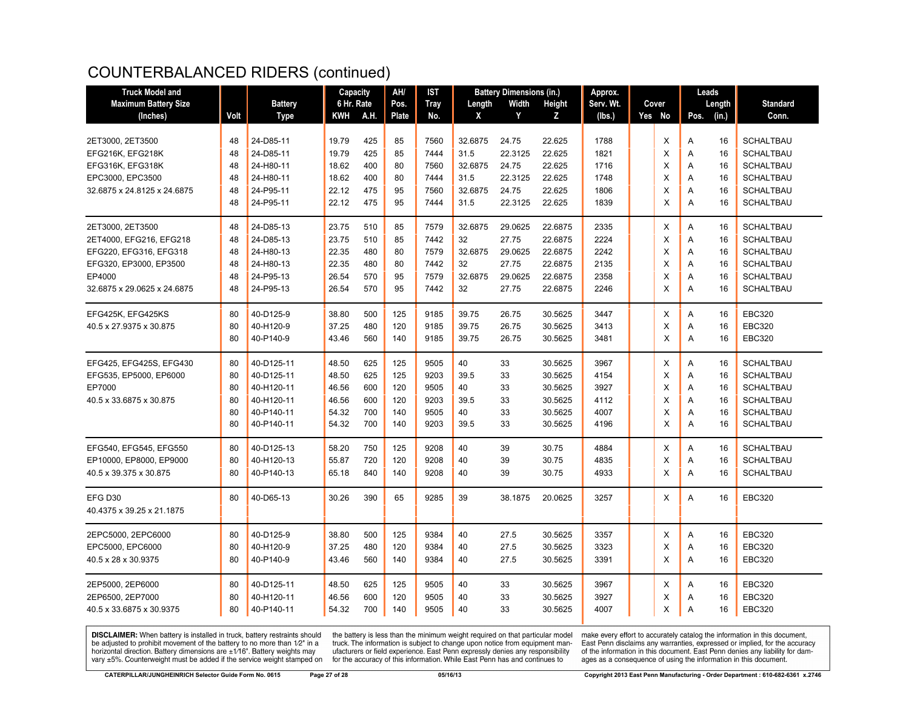# COUNTERBALANCED RIDERS (continued)

| Truck Model and Maximum Battery Size (Inches) | Volt | Battery Type | Capacity 6 Hr. Rate KWH | A.H. | AH/ Pos. Plate | IST Tray No. | Battery Dimensions (in.) Length X | Width Y | Height Z | Approx. Serv. Wt. (lbs.) | Cover Yes | No | Leads Pos. | Length (in.) | Standard Conn. |
|---|---|---|---|---|---|---|---|---|---|---|---|---|---|---|---|
| 2ET3000, 2ET3500 | 48 | 24-D85-11 | 19.79 | 425 | 85 | 7560 | 32.6875 | 24.75 | 22.625 | 1788 | | X | A | 16 | SCHALTBAU |
| EFG216K, EFG218K | 48 | 24-D85-11 | 19.79 | 425 | 85 | 7444 | 31.5 | 22.3125 | 22.625 | 1821 | | X | A | 16 | SCHALTBAU |
| EFG316K, EFG318K | 48 | 24-H80-11 | 18.62 | 400 | 80 | 7560 | 32.6875 | 24.75 | 22.625 | 1716 | | X | A | 16 | SCHALTBAU |
| EPC3000, EPC3500 | 48 | 24-H80-11 | 18.62 | 400 | 80 | 7444 | 31.5 | 22.3125 | 22.625 | 1748 | | X | A | 16 | SCHALTBAU |
| 32.6875 x 24.8125 x 24.6875 | 48 | 24-P95-11 | 22.12 | 475 | 95 | 7560 | 32.6875 | 24.75 | 22.625 | 1806 | | X | A | 16 | SCHALTBAU |
| | 48 | 24-P95-11 | 22.12 | 475 | 95 | 7444 | 31.5 | 22.3125 | 22.625 | 1839 | | X | A | 16 | SCHALTBAU |
| 2ET3000, 2ET3500 | 48 | 24-D85-13 | 23.75 | 510 | 85 | 7579 | 32.6875 | 29.0625 | 22.6875 | 2335 | | X | A | 16 | SCHALTBAU |
| 2ET4000, EFG216, EFG218 | 48 | 24-D85-13 | 23.75 | 510 | 85 | 7442 | 32 | 27.75 | 22.6875 | 2224 | | X | A | 16 | SCHALTBAU |
| EFG220, EFG316, EFG318 | 48 | 24-H80-13 | 22.35 | 480 | 80 | 7579 | 32.6875 | 29.0625 | 22.6875 | 2242 | | X | A | 16 | SCHALTBAU |
| EFG320, EP3000, EP3500 | 48 | 24-H80-13 | 22.35 | 480 | 80 | 7442 | 32 | 27.75 | 22.6875 | 2135 | | X | A | 16 | SCHALTBAU |
| EP4000 | 48 | 24-P95-13 | 26.54 | 570 | 95 | 7579 | 32.6875 | 29.0625 | 22.6875 | 2358 | | X | A | 16 | SCHALTBAU |
| 32.6875 x 29.0625 x 24.6875 | 48 | 24-P95-13 | 26.54 | 570 | 95 | 7442 | 32 | 27.75 | 22.6875 | 2246 | | X | A | 16 | SCHALTBAU |
| EFG425K, EFG425KS | 80 | 40-D125-9 | 38.80 | 500 | 125 | 9185 | 39.75 | 26.75 | 30.5625 | 3447 | | X | A | 16 | EBC320 |
| 40.5 x 27.9375 x 30.875 | 80 | 40-H120-9 | 37.25 | 480 | 120 | 9185 | 39.75 | 26.75 | 30.5625 | 3413 | | X | A | 16 | EBC320 |
| | 80 | 40-P140-9 | 43.46 | 560 | 140 | 9185 | 39.75 | 26.75 | 30.5625 | 3481 | | X | A | 16 | EBC320 |
| EFG425, EFG425S, EFG430 | 80 | 40-D125-11 | 48.50 | 625 | 125 | 9505 | 40 | 33 | 30.5625 | 3967 | | X | A | 16 | SCHALTBAU |
| EFG535, EP5000, EP6000 | 80 | 40-D125-11 | 48.50 | 625 | 125 | 9203 | 39.5 | 33 | 30.5625 | 4154 | | X | A | 16 | SCHALTBAU |
| EP7000 | 80 | 40-H120-11 | 46.56 | 600 | 120 | 9505 | 40 | 33 | 30.5625 | 3927 | | X | A | 16 | SCHALTBAU |
| 40.5 x 33.6875 x 30.875 | 80 | 40-H120-11 | 46.56 | 600 | 120 | 9203 | 39.5 | 33 | 30.5625 | 4112 | | X | A | 16 | SCHALTBAU |
| | 80 | 40-P140-11 | 54.32 | 700 | 140 | 9505 | 40 | 33 | 30.5625 | 4007 | | X | A | 16 | SCHALTBAU |
| | 80 | 40-P140-11 | 54.32 | 700 | 140 | 9203 | 39.5 | 33 | 30.5625 | 4196 | | X | A | 16 | SCHALTBAU |
| EFG540, EFG545, EFG550 | 80 | 40-D125-13 | 58.20 | 750 | 125 | 9208 | 40 | 39 | 30.75 | 4884 | | X | A | 16 | SCHALTBAU |
| EP10000, EP8000, EP9000 | 80 | 40-H120-13 | 55.87 | 720 | 120 | 9208 | 40 | 39 | 30.75 | 4835 | | X | A | 16 | SCHALTBAU |
| 40.5 x 39.375 x 30.875 | 80 | 40-P140-13 | 65.18 | 840 | 140 | 9208 | 40 | 39 | 30.75 | 4933 | | X | A | 16 | SCHALTBAU |
| EFG D30 | 80 | 40-D65-13 | 30.26 | 390 | 65 | 9285 | 39 | 38.1875 | 20.0625 | 3257 | | X | A | 16 | EBC320 |
| 40.4375 x 39.25 x 21.1875 | | | | | | | | | | | | | | | |
| 2EPC5000, 2EPC6000 | 80 | 40-D125-9 | 38.80 | 500 | 125 | 9384 | 40 | 27.5 | 30.5625 | 3357 | | X | A | 16 | EBC320 |
| EPC5000, EPC6000 | 80 | 40-H120-9 | 37.25 | 480 | 120 | 9384 | 40 | 27.5 | 30.5625 | 3323 | | X | A | 16 | EBC320 |
| 40.5 x 28 x 30.9375 | 80 | 40-P140-9 | 43.46 | 560 | 140 | 9384 | 40 | 27.5 | 30.5625 | 3391 | | X | A | 16 | EBC320 |
| 2EP5000, 2EP6000 | 80 | 40-D125-11 | 48.50 | 625 | 125 | 9505 | 40 | 33 | 30.5625 | 3967 | | X | A | 16 | EBC320 |
| 2EP6500, 2EP7000 | 80 | 40-H120-11 | 46.56 | 600 | 120 | 9505 | 40 | 33 | 30.5625 | 3927 | | X | A | 16 | EBC320 |
| 40.5 x 33.6875 x 30.9375 | 80 | 40-P140-11 | 54.32 | 700 | 140 | 9505 | 40 | 33 | 30.5625 | 4007 | | X | A | 16 | EBC320 |

**DISCLAIMER:** When battery is installed in truck, battery restraints should be adjusted to prohibit movement of the battery to no more than 1⁄2" in a horizontal direction. Battery dimensions are ±1⁄16". Battery weights may vary ±5%. Counterweight must be added if the service weight stamped on the battery is less than the minimum weight required on that particular model truck. The information is subject to change upon notice from equipment manufacturers or field experience. East Penn expressly denies any responsibility for the accuracy of this information. While East Penn has and continues to make every effort to accurately catalog the information in this document, East Penn disclaims any warranties, expressed or implied, for the accuracy of the information in this document. East Penn denies any liability for damages as a consequence of using the information in this document.

CATERPILLAR/JUNGHEINRICH Selector Guide Form No. 0615 05/16/13 Copyright 2013 East Penn Manufacturing - Order Department : 610-682-6361 x.2746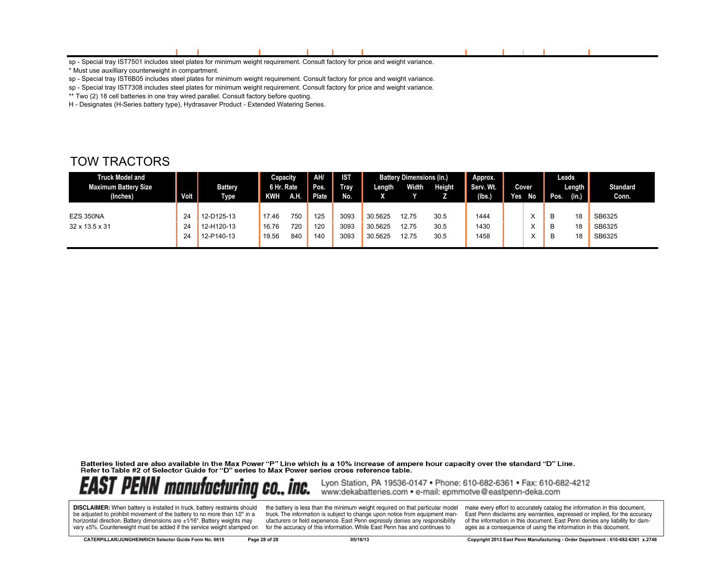sp - Special tray IST7501 includes steel plates for minimum weight requirement. Consult factory for price and weight variance.

* Must use auxilliary counterweight in compartment.

sp - Special tray IST6B05 includes steel plates for minimum weight requirement. Consult factory for price and weight variance.

sp - Special tray IST7308 includes steel plates for minimum weight requirement. Consult factory for price and weight variance.

** Two (2) 18 cell batteries in one tray wired parallel. Consult factory before quoting.

H - Designates (H-Series battery type), Hydrasaver Product - Extended Watering Series.

## TOW TRACTORS

| Truck Model and Maximum Battery Size (Inches) | Volt | Battery Type | Capacity 6 Hr. Rate KWH | A.H. | AH/ Pos. Plate | IST Tray No. | Battery Dimensions (in.) Length X | Width Y | Height Z | Approx. Serv. Wt. (lbs.) | Cover Yes | No | Leads Pos. | Length (in.) | Standard Conn. |
|---|---|---|---|---|---|---|---|---|---|---|---|---|---|---|---|
| EZS 350NA | 24 | 12-D125-13 | 17.46 | 750 | 125 | 3093 | 30.5625 | 12.75 | 30.5 | 1444 | | X | B | 18 | SB6325 |
| 32 x 13.5 x 31 | 24 | 12-H120-13 | 16.76 | 720 | 120 | 3093 | 30.5625 | 12.75 | 30.5 | 1430 | | X | B | 18 | SB6325 |
| | 24 | 12-P140-13 | 19.56 | 840 | 140 | 3093 | 30.5625 | 12.75 | 30.5 | 1458 | | X | B | 18 | SB6325 |

Batteries listed are also available in the Max Power "P" Line which is a 10% increase of ampere hour capacity over the standard "D" Line.
Refer to Table #2 of Selector Guide for "D" series to Max Power series cross reference table.

**EAST PENN manufacturing co., inc.** Lyon Station, PA 19536-0147 • Phone: 610-682-6361 • Fax: 610-682-4212
www.dekabatteries.com • e-mail: epmmotve@eastpenn-deka.com

**DISCLAIMER:** When battery is installed in truck, battery restraints should be adjusted to prohibit movement of the battery to no more than 1⁄2" in a horizontal direction. Battery dimensions are ±1⁄16". Battery weights may vary ±5%. Counterweight must be added if the service weight stamped on the battery is less than the minimum weight required on that particular model truck. The information is subject to change upon notice from equipment manufacturers or field experience. East Penn expressly denies any responsibility for the accuracy of this information. While East Penn has and continues to make every effort to accurately catalog the information in this document, East Penn disclaims any warranties, expressed or implied, for the accuracy of the information in this document. East Penn denies any liability for damages as a consequence of using the information in this document.

CATERPILLAR/JUNGHEINRICH Selector Guide Form No. 0615 05/16/13 Copyright 2013 East Penn Manufacturing - Order Department : 610-682-6361 x.2746